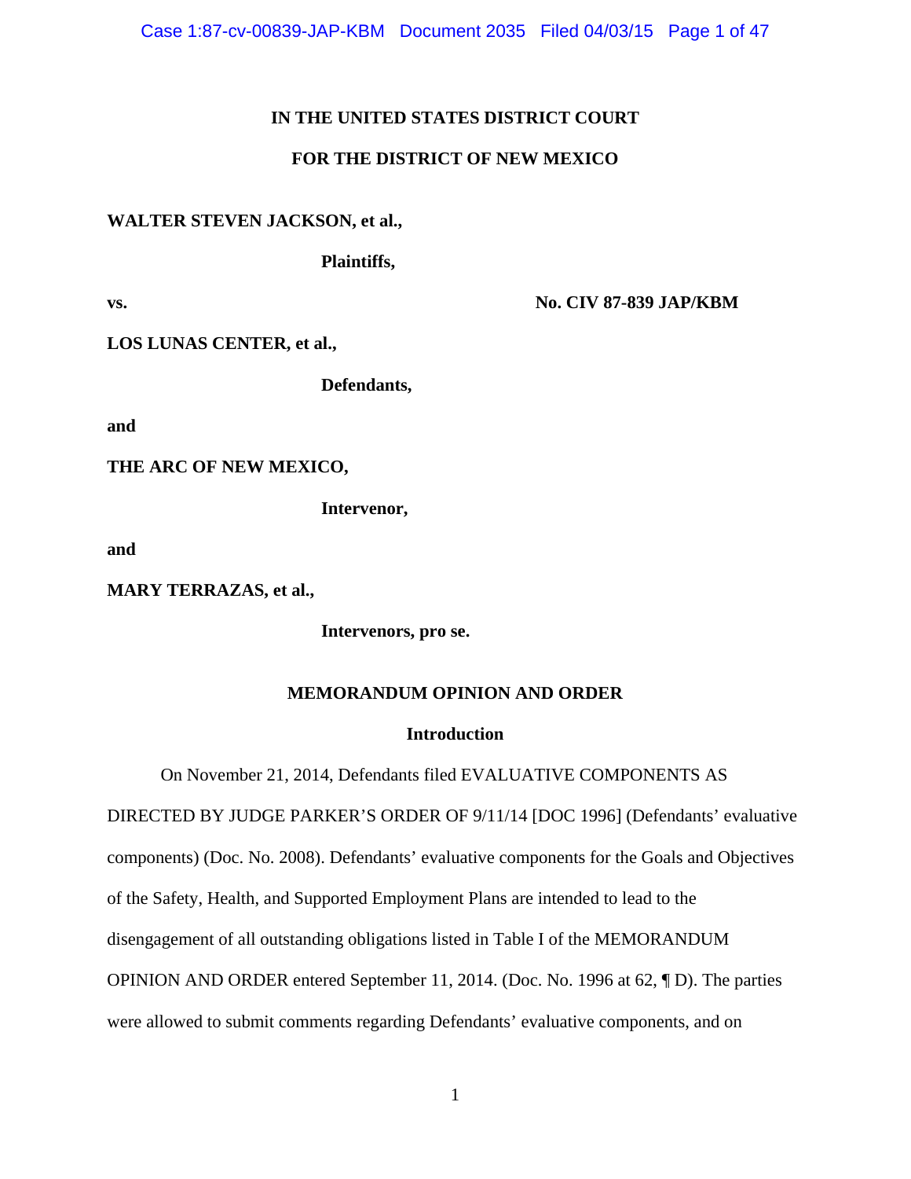**IN THE UNITED STATES DISTRICT COURT**

**FOR THE DISTRICT OF NEW MEXICO**

**WALTER STEVEN JACKSON, et al.,**

**Plaintiffs,**

**vs.** **No. CIV 87-839 JAP/KBM**

**LOS LUNAS CENTER, et al.,**

**Defendants,**

**and**

**THE ARC OF NEW MEXICO,**

**Intervenor,**

**and**

**MARY TERRAZAS, et al.,**

**Intervenors, pro se.**

## MEMORANDUM OPINION AND ORDER

### Introduction

On November 21, 2014, Defendants filed EVALUATIVE COMPONENTS AS DIRECTED BY JUDGE PARKER'S ORDER OF 9/11/14 [DOC 1996] (Defendants' evaluative components) (Doc. No. 2008). Defendants' evaluative components for the Goals and Objectives of the Safety, Health, and Supported Employment Plans are intended to lead to the disengagement of all outstanding obligations listed in Table I of the MEMORANDUM OPINION AND ORDER entered September 11, 2014. (Doc. No. 1996 at 62, ¶ D). The parties were allowed to submit comments regarding Defendants' evaluative components, and on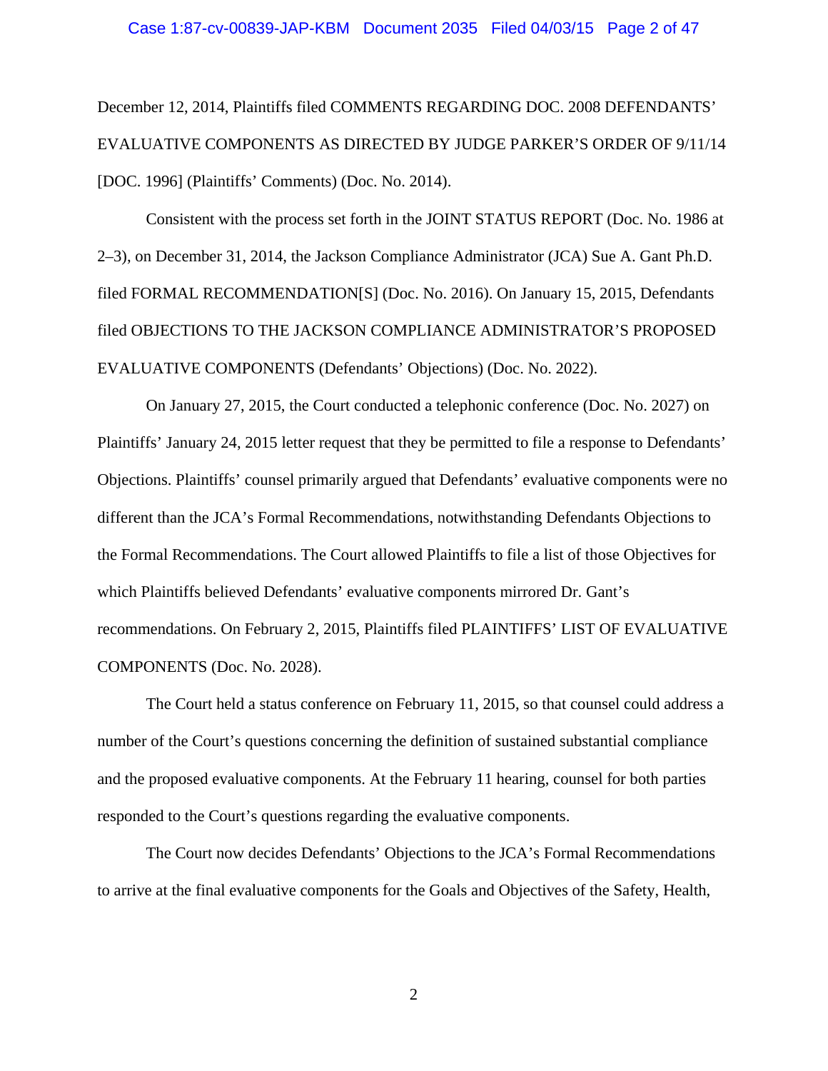December 12, 2014, Plaintiffs filed COMMENTS REGARDING DOC. 2008 DEFENDANTS' EVALUATIVE COMPONENTS AS DIRECTED BY JUDGE PARKER'S ORDER OF 9/11/14 [DOC. 1996] (Plaintiffs' Comments) (Doc. No. 2014).

Consistent with the process set forth in the JOINT STATUS REPORT (Doc. No. 1986 at 2–3), on December 31, 2014, the Jackson Compliance Administrator (JCA) Sue A. Gant Ph.D. filed FORMAL RECOMMENDATION[S] (Doc. No. 2016). On January 15, 2015, Defendants filed OBJECTIONS TO THE JACKSON COMPLIANCE ADMINISTRATOR'S PROPOSED EVALUATIVE COMPONENTS (Defendants' Objections) (Doc. No. 2022).

On January 27, 2015, the Court conducted a telephonic conference (Doc. No. 2027) on Plaintiffs' January 24, 2015 letter request that they be permitted to file a response to Defendants' Objections. Plaintiffs' counsel primarily argued that Defendants' evaluative components were no different than the JCA's Formal Recommendations, notwithstanding Defendants Objections to the Formal Recommendations. The Court allowed Plaintiffs to file a list of those Objectives for which Plaintiffs believed Defendants' evaluative components mirrored Dr. Gant's recommendations. On February 2, 2015, Plaintiffs filed PLAINTIFFS' LIST OF EVALUATIVE COMPONENTS (Doc. No. 2028).

The Court held a status conference on February 11, 2015, so that counsel could address a number of the Court's questions concerning the definition of sustained substantial compliance and the proposed evaluative components. At the February 11 hearing, counsel for both parties responded to the Court's questions regarding the evaluative components.

The Court now decides Defendants' Objections to the JCA's Formal Recommendations to arrive at the final evaluative components for the Goals and Objectives of the Safety, Health,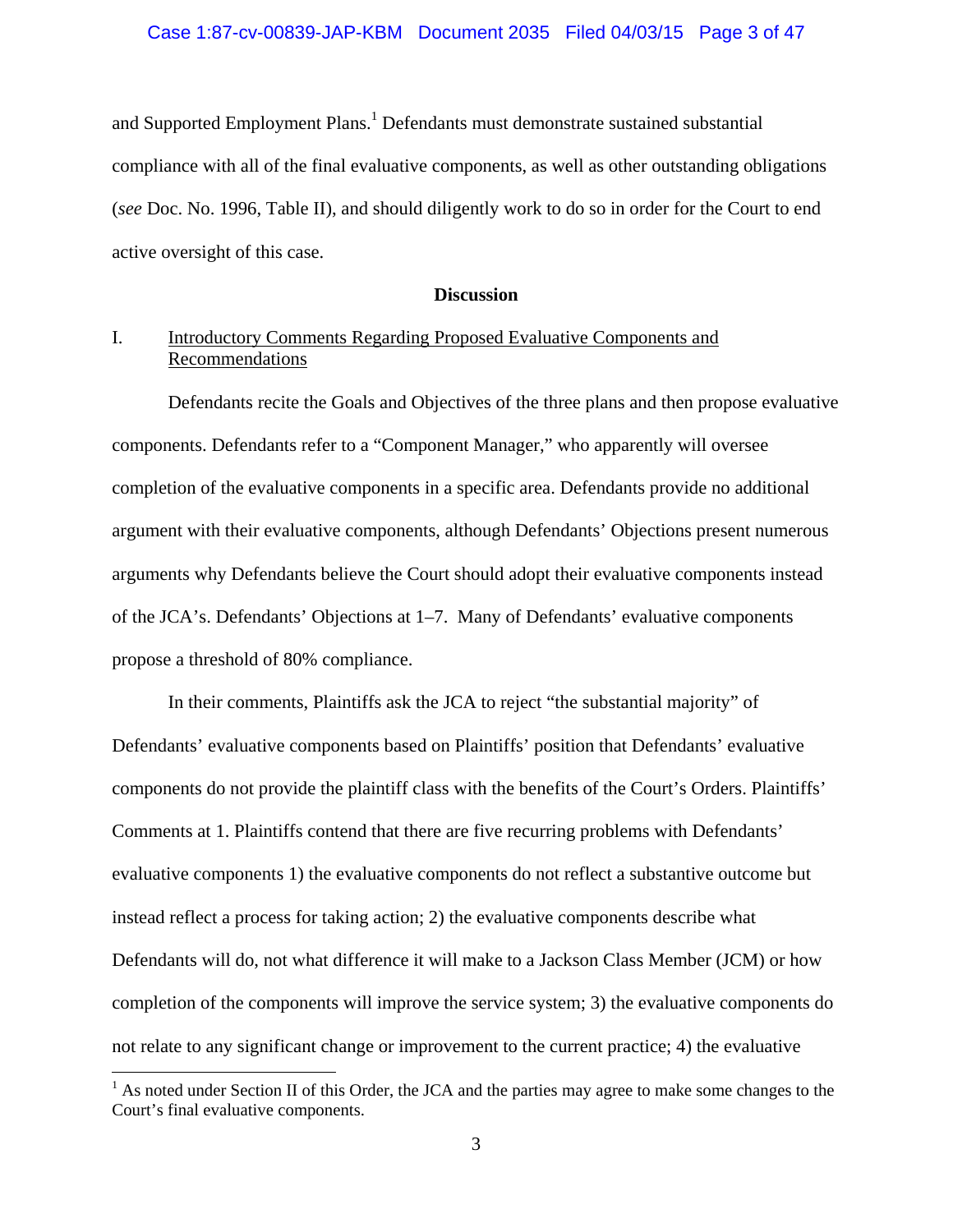and Supported Employment Plans.[1] Defendants must demonstrate sustained substantial compliance with all of the final evaluative components, as well as other outstanding obligations (*see* Doc. No. 1996, Table II), and should diligently work to do so in order for the Court to end active oversight of this case.

**Discussion**

I. Introductory Comments Regarding Proposed Evaluative Components and Recommendations

Defendants recite the Goals and Objectives of the three plans and then propose evaluative components. Defendants refer to a "Component Manager," who apparently will oversee completion of the evaluative components in a specific area. Defendants provide no additional argument with their evaluative components, although Defendants' Objections present numerous arguments why Defendants believe the Court should adopt their evaluative components instead of the JCA's. Defendants' Objections at 1–7. Many of Defendants' evaluative components propose a threshold of 80% compliance.

In their comments, Plaintiffs ask the JCA to reject "the substantial majority" of Defendants' evaluative components based on Plaintiffs' position that Defendants' evaluative components do not provide the plaintiff class with the benefits of the Court's Orders. Plaintiffs' Comments at 1. Plaintiffs contend that there are five recurring problems with Defendants' evaluative components 1) the evaluative components do not reflect a substantive outcome but instead reflect a process for taking action; 2) the evaluative components describe what Defendants will do, not what difference it will make to a Jackson Class Member (JCM) or how completion of the components will improve the service system; 3) the evaluative components do not relate to any significant change or improvement to the current practice; 4) the evaluative

[1] As noted under Section II of this Order, the JCA and the parties may agree to make some changes to the Court's final evaluative components.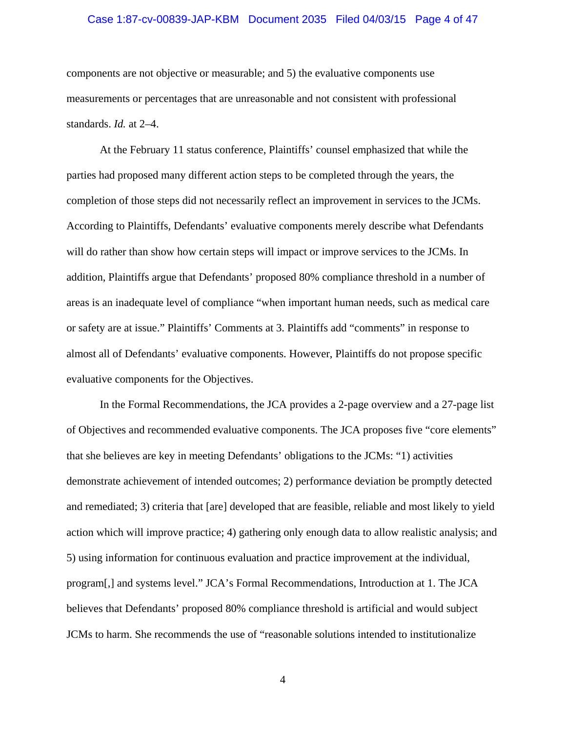components are not objective or measurable; and 5) the evaluative components use measurements or percentages that are unreasonable and not consistent with professional standards. *Id.* at 2–4.

At the February 11 status conference, Plaintiffs' counsel emphasized that while the parties had proposed many different action steps to be completed through the years, the completion of those steps did not necessarily reflect an improvement in services to the JCMs. According to Plaintiffs, Defendants' evaluative components merely describe what Defendants will do rather than show how certain steps will impact or improve services to the JCMs. In addition, Plaintiffs argue that Defendants' proposed 80% compliance threshold in a number of areas is an inadequate level of compliance "when important human needs, such as medical care or safety are at issue." Plaintiffs' Comments at 3. Plaintiffs add "comments" in response to almost all of Defendants' evaluative components. However, Plaintiffs do not propose specific evaluative components for the Objectives.

In the Formal Recommendations, the JCA provides a 2-page overview and a 27-page list of Objectives and recommended evaluative components. The JCA proposes five "core elements" that she believes are key in meeting Defendants' obligations to the JCMs: "1) activities demonstrate achievement of intended outcomes; 2) performance deviation be promptly detected and remediated; 3) criteria that [are] developed that are feasible, reliable and most likely to yield action which will improve practice; 4) gathering only enough data to allow realistic analysis; and 5) using information for continuous evaluation and practice improvement at the individual, program[,] and systems level." JCA's Formal Recommendations, Introduction at 1. The JCA believes that Defendants' proposed 80% compliance threshold is artificial and would subject JCMs to harm. She recommends the use of "reasonable solutions intended to institutionalize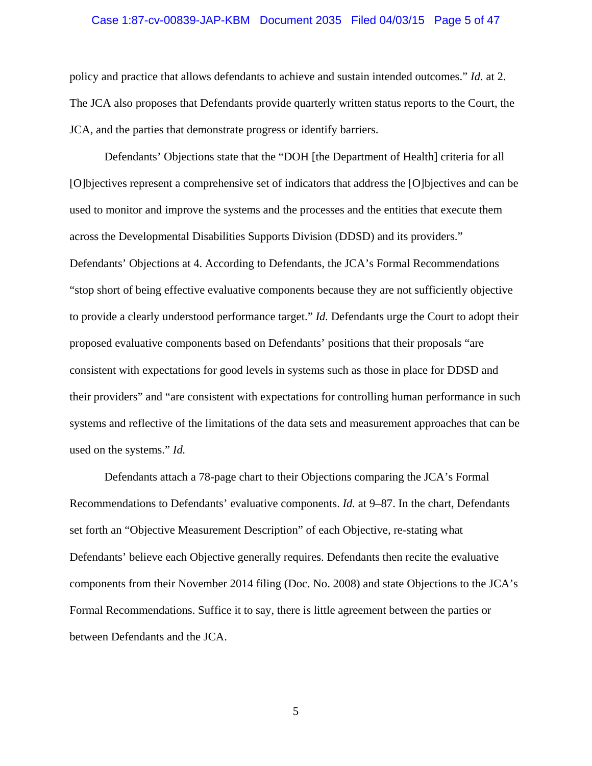policy and practice that allows defendants to achieve and sustain intended outcomes." *Id.* at 2. The JCA also proposes that Defendants provide quarterly written status reports to the Court, the JCA, and the parties that demonstrate progress or identify barriers.

Defendants' Objections state that the "DOH [the Department of Health] criteria for all [O]bjectives represent a comprehensive set of indicators that address the [O]bjectives and can be used to monitor and improve the systems and the processes and the entities that execute them across the Developmental Disabilities Supports Division (DDSD) and its providers." Defendants' Objections at 4. According to Defendants, the JCA's Formal Recommendations "stop short of being effective evaluative components because they are not sufficiently objective to provide a clearly understood performance target." *Id.* Defendants urge the Court to adopt their proposed evaluative components based on Defendants' positions that their proposals "are consistent with expectations for good levels in systems such as those in place for DDSD and their providers" and "are consistent with expectations for controlling human performance in such systems and reflective of the limitations of the data sets and measurement approaches that can be used on the systems." *Id.*

Defendants attach a 78-page chart to their Objections comparing the JCA's Formal Recommendations to Defendants' evaluative components. *Id.* at 9–87. In the chart, Defendants set forth an "Objective Measurement Description" of each Objective, re-stating what Defendants' believe each Objective generally requires. Defendants then recite the evaluative components from their November 2014 filing (Doc. No. 2008) and state Objections to the JCA's Formal Recommendations. Suffice it to say, there is little agreement between the parties or between Defendants and the JCA.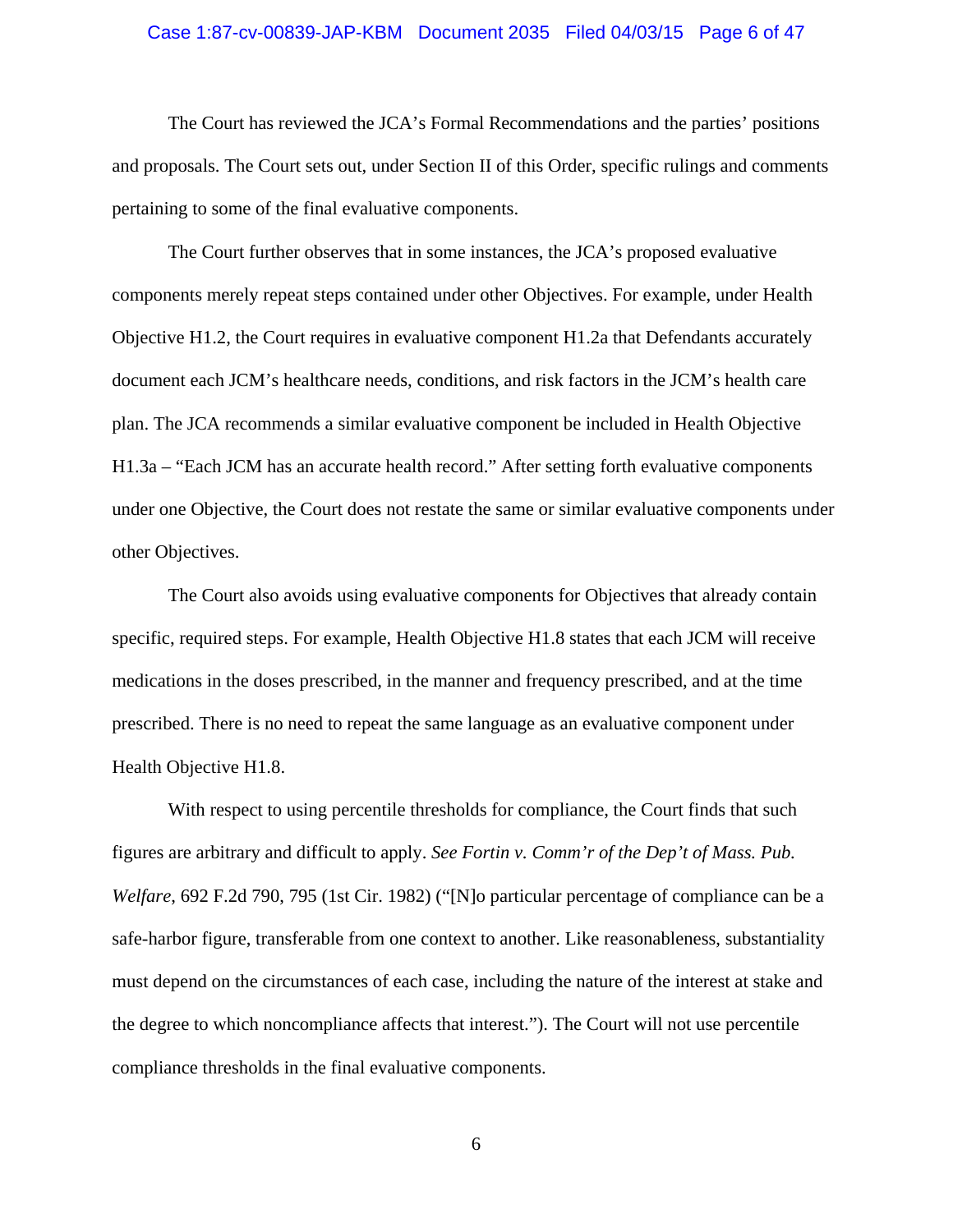The Court has reviewed the JCA's Formal Recommendations and the parties' positions and proposals. The Court sets out, under Section II of this Order, specific rulings and comments pertaining to some of the final evaluative components.

The Court further observes that in some instances, the JCA's proposed evaluative components merely repeat steps contained under other Objectives. For example, under Health Objective H1.2, the Court requires in evaluative component H1.2a that Defendants accurately document each JCM's healthcare needs, conditions, and risk factors in the JCM's health care plan. The JCA recommends a similar evaluative component be included in Health Objective H1.3a – "Each JCM has an accurate health record." After setting forth evaluative components under one Objective, the Court does not restate the same or similar evaluative components under other Objectives.

The Court also avoids using evaluative components for Objectives that already contain specific, required steps. For example, Health Objective H1.8 states that each JCM will receive medications in the doses prescribed, in the manner and frequency prescribed, and at the time prescribed. There is no need to repeat the same language as an evaluative component under Health Objective H1.8.

With respect to using percentile thresholds for compliance, the Court finds that such figures are arbitrary and difficult to apply. *See Fortin v. Comm'r of the Dep't of Mass. Pub. Welfare*, 692 F.2d 790, 795 (1st Cir. 1982) ("[N]o particular percentage of compliance can be a safe-harbor figure, transferable from one context to another. Like reasonableness, substantiality must depend on the circumstances of each case, including the nature of the interest at stake and the degree to which noncompliance affects that interest."). The Court will not use percentile compliance thresholds in the final evaluative components.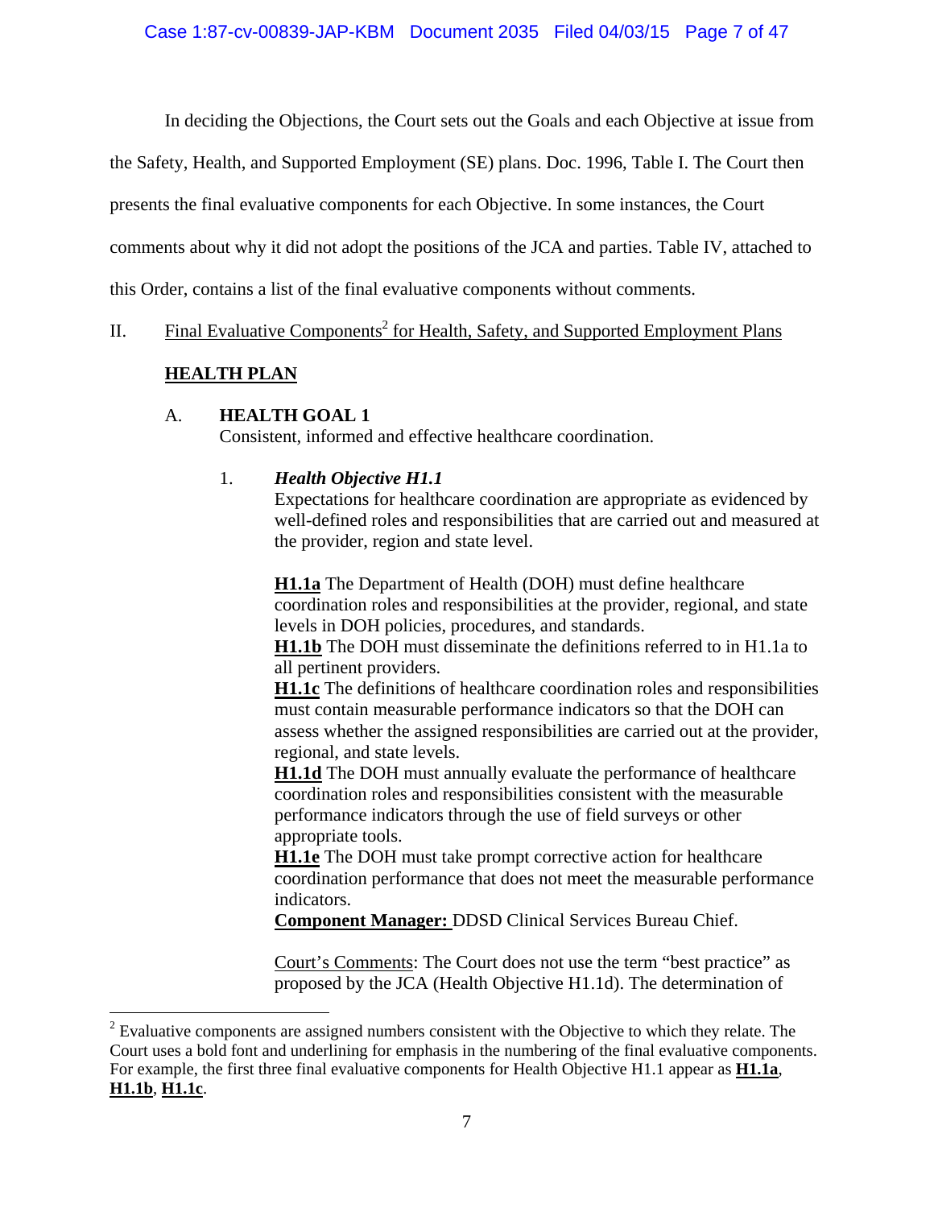In deciding the Objections, the Court sets out the Goals and each Objective at issue from the Safety, Health, and Supported Employment (SE) plans. Doc. 1996, Table I. The Court then presents the final evaluative components for each Objective. In some instances, the Court comments about why it did not adopt the positions of the JCA and parties. Table IV, attached to this Order, contains a list of the final evaluative components without comments.

## II. Final Evaluative Components[2] for Health, Safety, and Supported Employment Plans

### HEALTH PLAN

#### A. HEALTH GOAL 1

Consistent, informed and effective healthcare coordination.

##### 1. *Health Objective H1.1*

Expectations for healthcare coordination are appropriate as evidenced by well-defined roles and responsibilities that are carried out and measured at the provider, region and state level.

**H1.1a** The Department of Health (DOH) must define healthcare coordination roles and responsibilities at the provider, regional, and state levels in DOH policies, procedures, and standards.
**H1.1b** The DOH must disseminate the definitions referred to in H1.1a to all pertinent providers.
**H1.1c** The definitions of healthcare coordination roles and responsibilities must contain measurable performance indicators so that the DOH can assess whether the assigned responsibilities are carried out at the provider, regional, and state levels.
**H1.1d** The DOH must annually evaluate the performance of healthcare coordination roles and responsibilities consistent with the measurable performance indicators through the use of field surveys or other appropriate tools.
**H1.1e** The DOH must take prompt corrective action for healthcare coordination performance that does not meet the measurable performance indicators.
**Component Manager:** DDSD Clinical Services Bureau Chief.

Court's Comments: The Court does not use the term "best practice" as proposed by the JCA (Health Objective H1.1d). The determination of

---

[2] Evaluative components are assigned numbers consistent with the Objective to which they relate. The Court uses a bold font and underlining for emphasis in the numbering of the final evaluative components. For example, the first three final evaluative components for Health Objective H1.1 appear as **H1.1a**, **H1.1b**, **H1.1c**.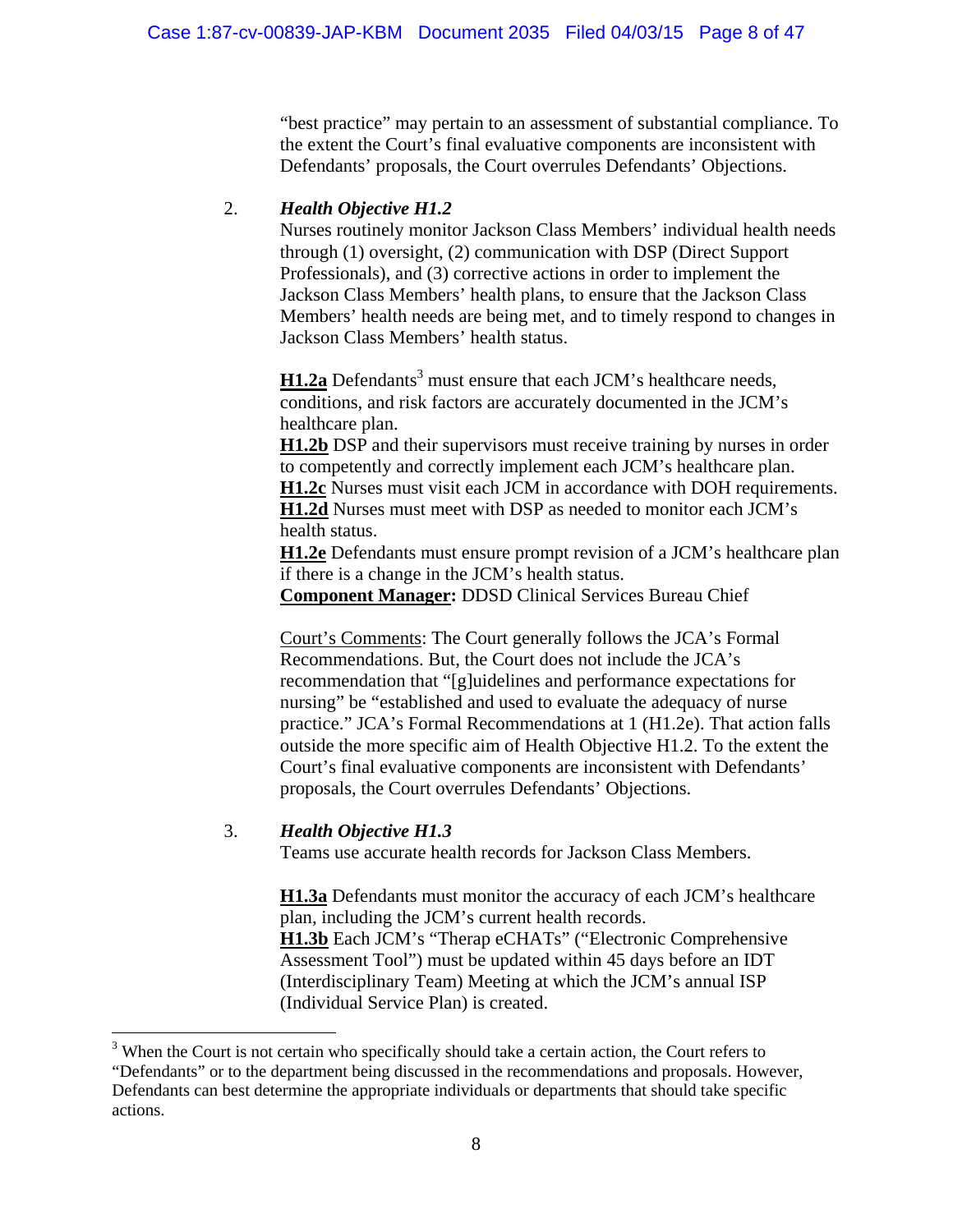"best practice" may pertain to an assessment of substantial compliance. To the extent the Court's final evaluative components are inconsistent with Defendants' proposals, the Court overrules Defendants' Objections.

2. ***Health Objective H1.2***

Nurses routinely monitor Jackson Class Members' individual health needs through (1) oversight, (2) communication with DSP (Direct Support Professionals), and (3) corrective actions in order to implement the Jackson Class Members' health plans, to ensure that the Jackson Class Members' health needs are being met, and to timely respond to changes in Jackson Class Members' health status.

**H1.2a** Defendants[3] must ensure that each JCM's healthcare needs, conditions, and risk factors are accurately documented in the JCM's healthcare plan.
**H1.2b** DSP and their supervisors must receive training by nurses in order to competently and correctly implement each JCM's healthcare plan.
**H1.2c** Nurses must visit each JCM in accordance with DOH requirements.
**H1.2d** Nurses must meet with DSP as needed to monitor each JCM's health status.
**H1.2e** Defendants must ensure prompt revision of a JCM's healthcare plan if there is a change in the JCM's health status.
**Component Manager:** DDSD Clinical Services Bureau Chief

Court's Comments: The Court generally follows the JCA's Formal Recommendations. But, the Court does not include the JCA's recommendation that "[g]uidelines and performance expectations for nursing" be "established and used to evaluate the adequacy of nurse practice." JCA's Formal Recommendations at 1 (H1.2e). That action falls outside the more specific aim of Health Objective H1.2. To the extent the Court's final evaluative components are inconsistent with Defendants' proposals, the Court overrules Defendants' Objections.

3. ***Health Objective H1.3***

Teams use accurate health records for Jackson Class Members.

**H1.3a** Defendants must monitor the accuracy of each JCM's healthcare plan, including the JCM's current health records.
**H1.3b** Each JCM's "Therap eCHATs" ("Electronic Comprehensive Assessment Tool") must be updated within 45 days before an IDT (Interdisciplinary Team) Meeting at which the JCM's annual ISP (Individual Service Plan) is created.

---

[3] When the Court is not certain who specifically should take a certain action, the Court refers to "Defendants" or to the department being discussed in the recommendations and proposals. However, Defendants can best determine the appropriate individuals or departments that should take specific actions.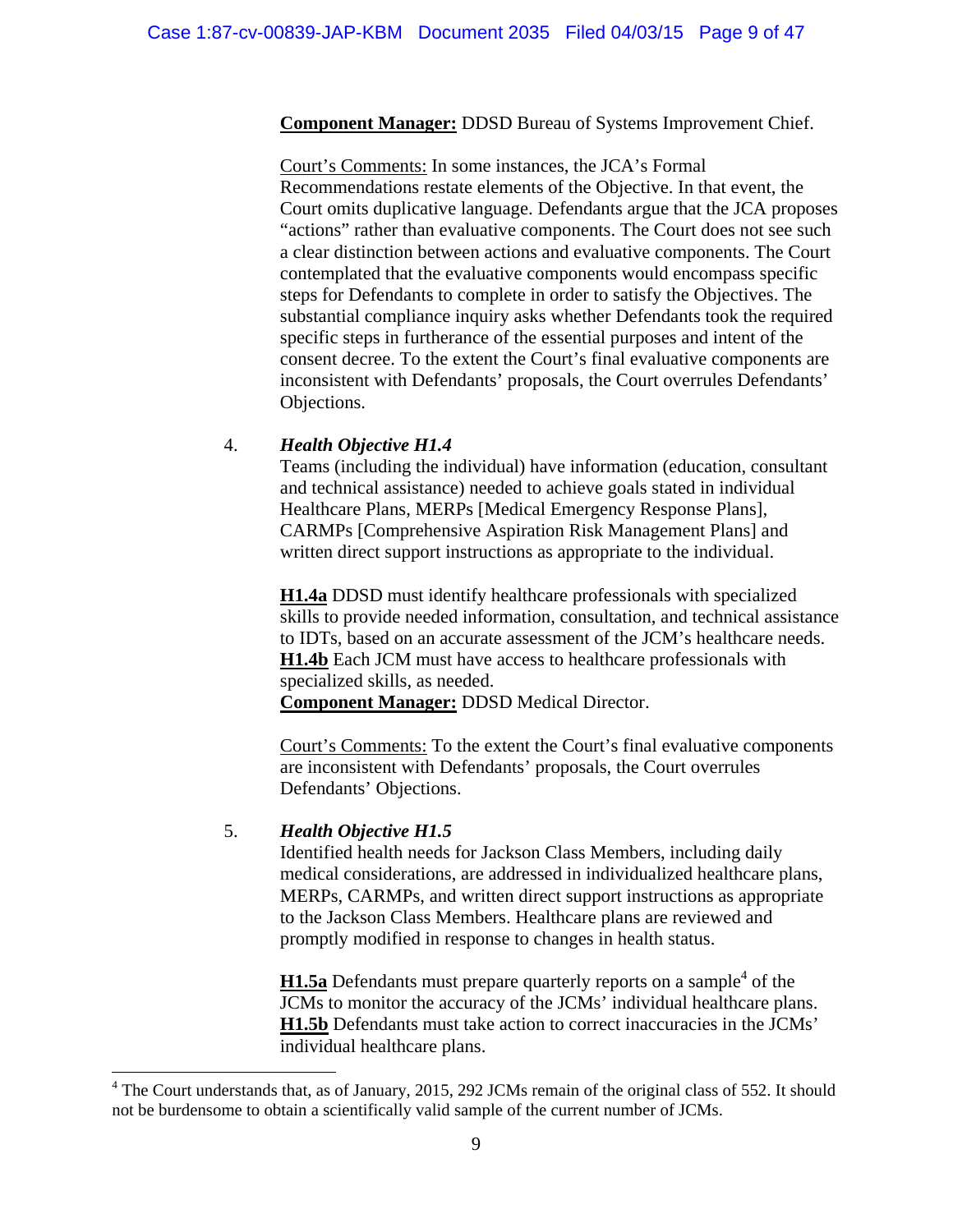**Component Manager:** DDSD Bureau of Systems Improvement Chief.

Court's Comments: In some instances, the JCA's Formal Recommendations restate elements of the Objective. In that event, the Court omits duplicative language. Defendants argue that the JCA proposes "actions" rather than evaluative components. The Court does not see such a clear distinction between actions and evaluative components. The Court contemplated that the evaluative components would encompass specific steps for Defendants to complete in order to satisfy the Objectives. The substantial compliance inquiry asks whether Defendants took the required specific steps in furtherance of the essential purposes and intent of the consent decree. To the extent the Court's final evaluative components are inconsistent with Defendants' proposals, the Court overrules Defendants' Objections.

4. ***Health Objective H1.4***

Teams (including the individual) have information (education, consultant and technical assistance) needed to achieve goals stated in individual Healthcare Plans, MERPs [Medical Emergency Response Plans], CARMPs [Comprehensive Aspiration Risk Management Plans] and written direct support instructions as appropriate to the individual.

**H1.4a** DDSD must identify healthcare professionals with specialized skills to provide needed information, consultation, and technical assistance to IDTs, based on an accurate assessment of the JCM's healthcare needs.
**H1.4b** Each JCM must have access to healthcare professionals with specialized skills, as needed.
**Component Manager:** DDSD Medical Director.

Court's Comments: To the extent the Court's final evaluative components are inconsistent with Defendants' proposals, the Court overrules Defendants' Objections.

5. ***Health Objective H1.5***

Identified health needs for Jackson Class Members, including daily medical considerations, are addressed in individualized healthcare plans, MERPs, CARMPs, and written direct support instructions as appropriate to the Jackson Class Members. Healthcare plans are reviewed and promptly modified in response to changes in health status.

**H1.5a** Defendants must prepare quarterly reports on a sample[4] of the JCMs to monitor the accuracy of the JCMs' individual healthcare plans.
**H1.5b** Defendants must take action to correct inaccuracies in the JCMs' individual healthcare plans.

---

[4] The Court understands that, as of January, 2015, 292 JCMs remain of the original class of 552. It should not be burdensome to obtain a scientifically valid sample of the current number of JCMs.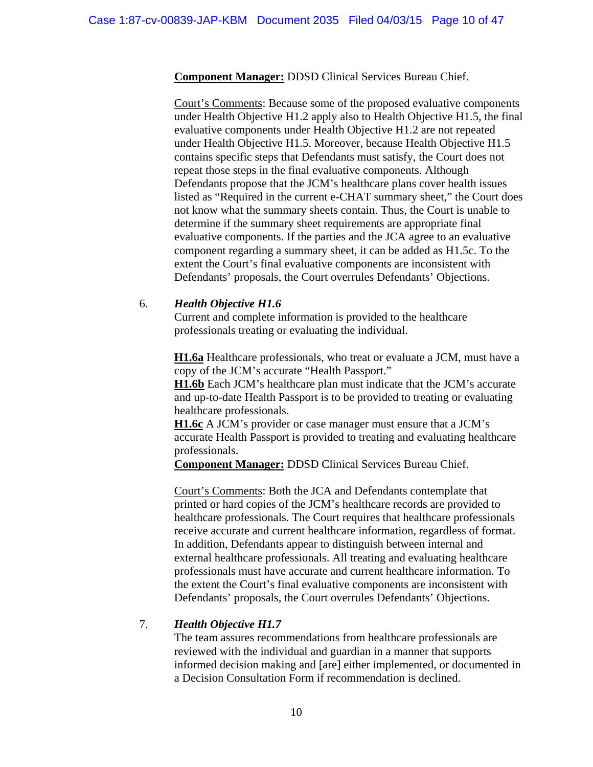**Component Manager:** DDSD Clinical Services Bureau Chief.

Court's Comments: Because some of the proposed evaluative components under Health Objective H1.2 apply also to Health Objective H1.5, the final evaluative components under Health Objective H1.2 are not repeated under Health Objective H1.5. Moreover, because Health Objective H1.5 contains specific steps that Defendants must satisfy, the Court does not repeat those steps in the final evaluative components. Although Defendants propose that the JCM's healthcare plans cover health issues listed as "Required in the current e-CHAT summary sheet," the Court does not know what the summary sheets contain. Thus, the Court is unable to determine if the summary sheet requirements are appropriate final evaluative components. If the parties and the JCA agree to an evaluative component regarding a summary sheet, it can be added as H1.5c. To the extent the Court's final evaluative components are inconsistent with Defendants' proposals, the Court overrules Defendants' Objections.

6. ***Health Objective H1.6***

Current and complete information is provided to the healthcare professionals treating or evaluating the individual.

**H1.6a** Healthcare professionals, who treat or evaluate a JCM, must have a copy of the JCM's accurate "Health Passport."
**H1.6b** Each JCM's healthcare plan must indicate that the JCM's accurate and up-to-date Health Passport is to be provided to treating or evaluating healthcare professionals.
**H1.6c** A JCM's provider or case manager must ensure that a JCM's accurate Health Passport is provided to treating and evaluating healthcare professionals.
**Component Manager:** DDSD Clinical Services Bureau Chief.

Court's Comments: Both the JCA and Defendants contemplate that printed or hard copies of the JCM's healthcare records are provided to healthcare professionals. The Court requires that healthcare professionals receive accurate and current healthcare information, regardless of format. In addition, Defendants appear to distinguish between internal and external healthcare professionals. All treating and evaluating healthcare professionals must have accurate and current healthcare information. To the extent the Court's final evaluative components are inconsistent with Defendants' proposals, the Court overrules Defendants' Objections.

7. ***Health Objective H1.7***

The team assures recommendations from healthcare professionals are reviewed with the individual and guardian in a manner that supports informed decision making and [are] either implemented, or documented in a Decision Consultation Form if recommendation is declined.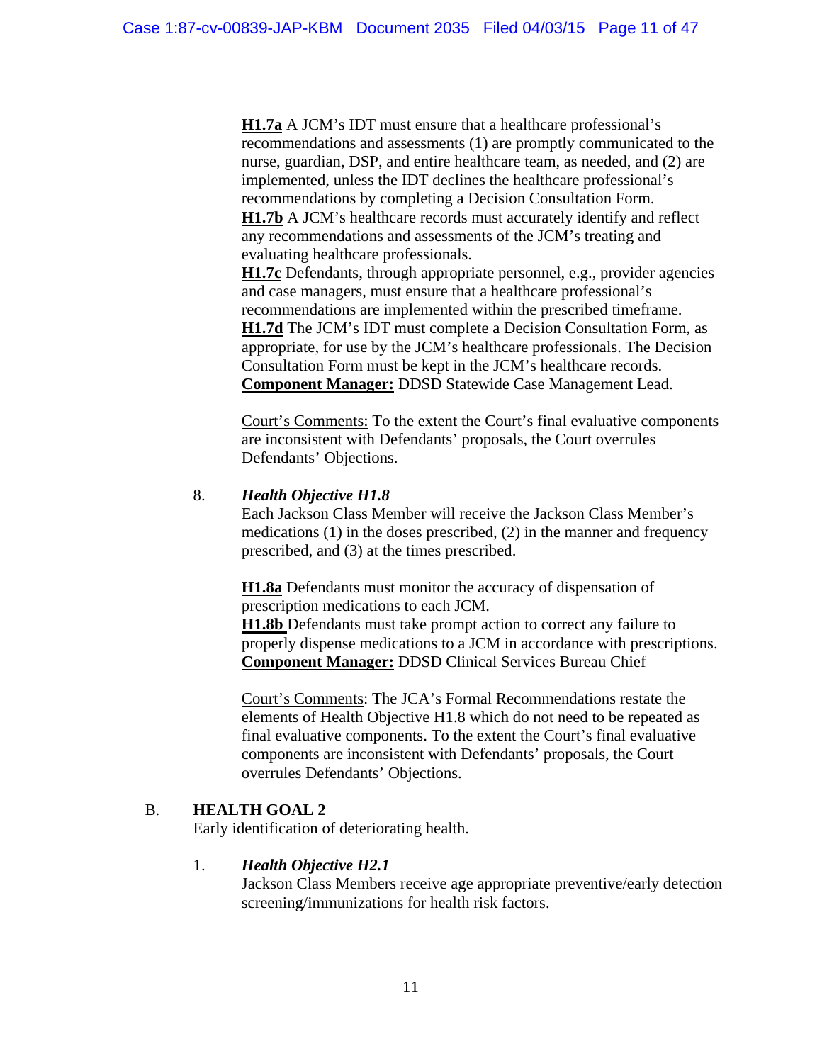**H1.7a** A JCM's IDT must ensure that a healthcare professional's recommendations and assessments (1) are promptly communicated to the nurse, guardian, DSP, and entire healthcare team, as needed, and (2) are implemented, unless the IDT declines the healthcare professional's recommendations by completing a Decision Consultation Form.
**H1.7b** A JCM's healthcare records must accurately identify and reflect any recommendations and assessments of the JCM's treating and evaluating healthcare professionals.
**H1.7c** Defendants, through appropriate personnel, e.g., provider agencies and case managers, must ensure that a healthcare professional's recommendations are implemented within the prescribed timeframe.
**H1.7d** The JCM's IDT must complete a Decision Consultation Form, as appropriate, for use by the JCM's healthcare professionals. The Decision Consultation Form must be kept in the JCM's healthcare records.
**Component Manager:** DDSD Statewide Case Management Lead.

Court's Comments: To the extent the Court's final evaluative components are inconsistent with Defendants' proposals, the Court overrules Defendants' Objections.

8. ***Health Objective H1.8***
Each Jackson Class Member will receive the Jackson Class Member's medications (1) in the doses prescribed, (2) in the manner and frequency prescribed, and (3) at the times prescribed.

**H1.8a** Defendants must monitor the accuracy of dispensation of prescription medications to each JCM.
**H1.8b** Defendants must take prompt action to correct any failure to properly dispense medications to a JCM in accordance with prescriptions.
**Component Manager:** DDSD Clinical Services Bureau Chief

Court's Comments: The JCA's Formal Recommendations restate the elements of Health Objective H1.8 which do not need to be repeated as final evaluative components. To the extent the Court's final evaluative components are inconsistent with Defendants' proposals, the Court overrules Defendants' Objections.

## B. HEALTH GOAL 2
Early identification of deteriorating health.

1. ***Health Objective H2.1***
Jackson Class Members receive age appropriate preventive/early detection screening/immunizations for health risk factors.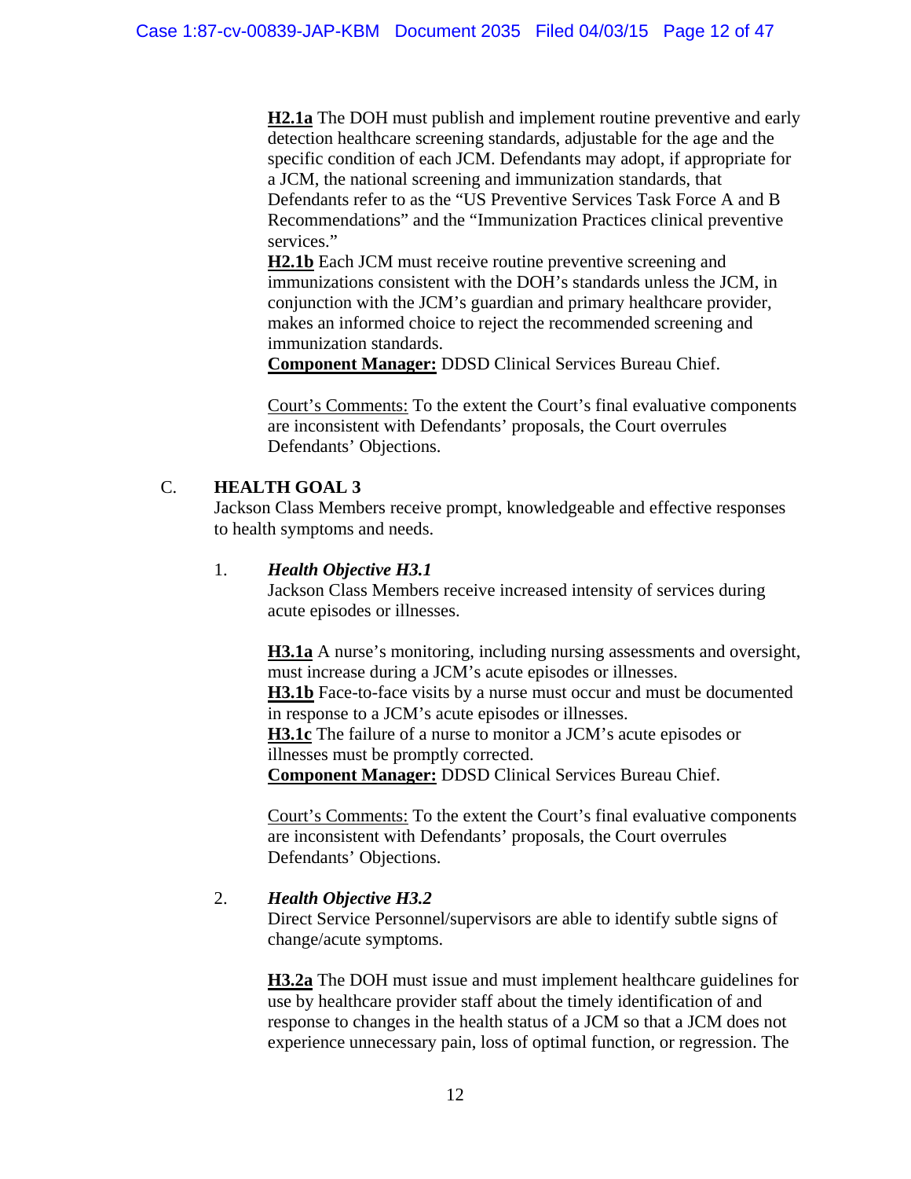**H2.1a** The DOH must publish and implement routine preventive and early detection healthcare screening standards, adjustable for the age and the specific condition of each JCM. Defendants may adopt, if appropriate for a JCM, the national screening and immunization standards, that Defendants refer to as the "US Preventive Services Task Force A and B Recommendations" and the "Immunization Practices clinical preventive services."

**H2.1b** Each JCM must receive routine preventive screening and immunizations consistent with the DOH's standards unless the JCM, in conjunction with the JCM's guardian and primary healthcare provider, makes an informed choice to reject the recommended screening and immunization standards.

**Component Manager:** DDSD Clinical Services Bureau Chief.

Court's Comments: To the extent the Court's final evaluative components are inconsistent with Defendants' proposals, the Court overrules Defendants' Objections.

## C. HEALTH GOAL 3

Jackson Class Members receive prompt, knowledgeable and effective responses to health symptoms and needs.

### 1. *Health Objective H3.1*

Jackson Class Members receive increased intensity of services during acute episodes or illnesses.

**H3.1a** A nurse's monitoring, including nursing assessments and oversight, must increase during a JCM's acute episodes or illnesses.

**H3.1b** Face-to-face visits by a nurse must occur and must be documented in response to a JCM's acute episodes or illnesses.

**H3.1c** The failure of a nurse to monitor a JCM's acute episodes or illnesses must be promptly corrected.

**Component Manager:** DDSD Clinical Services Bureau Chief.

Court's Comments: To the extent the Court's final evaluative components are inconsistent with Defendants' proposals, the Court overrules Defendants' Objections.

### 2. *Health Objective H3.2*

Direct Service Personnel/supervisors are able to identify subtle signs of change/acute symptoms.

**H3.2a** The DOH must issue and must implement healthcare guidelines for use by healthcare provider staff about the timely identification of and response to changes in the health status of a JCM so that a JCM does not experience unnecessary pain, loss of optimal function, or regression. The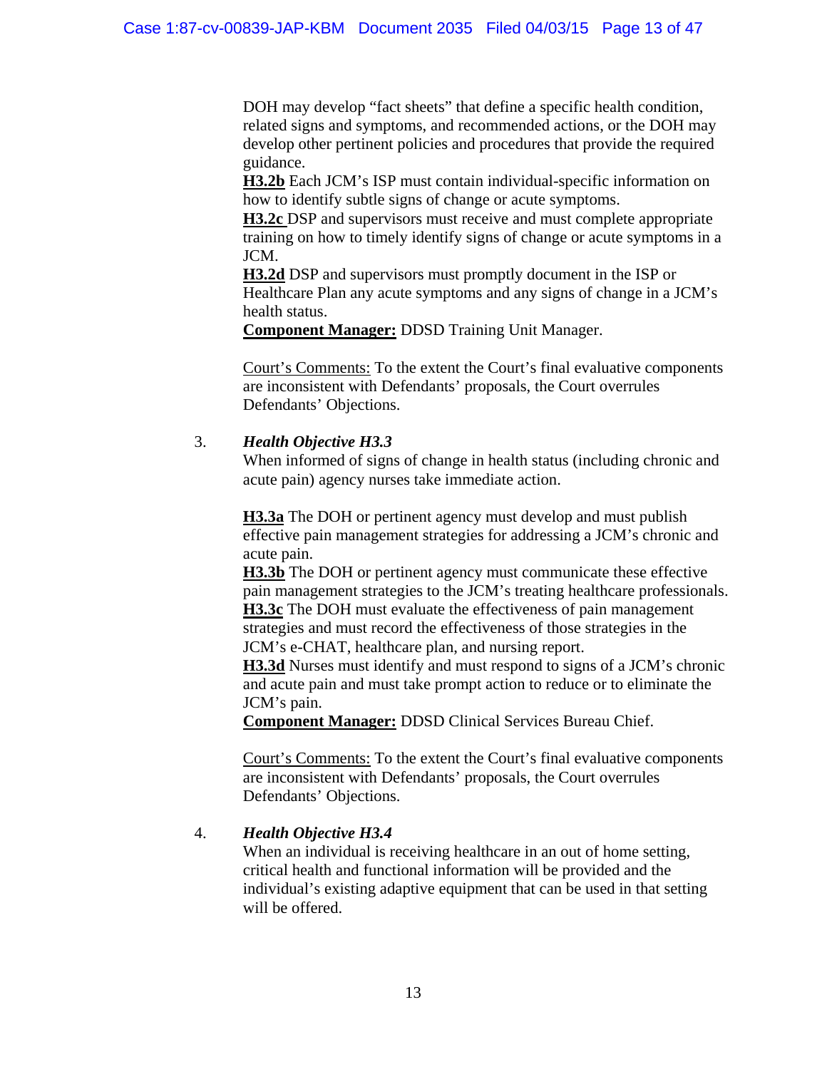DOH may develop "fact sheets" that define a specific health condition, related signs and symptoms, and recommended actions, or the DOH may develop other pertinent policies and procedures that provide the required guidance.

**H3.2b** Each JCM's ISP must contain individual-specific information on how to identify subtle signs of change or acute symptoms.

**H3.2c** DSP and supervisors must receive and must complete appropriate training on how to timely identify signs of change or acute symptoms in a JCM.

**H3.2d** DSP and supervisors must promptly document in the ISP or Healthcare Plan any acute symptoms and any signs of change in a JCM's health status.

**Component Manager:** DDSD Training Unit Manager.

Court's Comments: To the extent the Court's final evaluative components are inconsistent with Defendants' proposals, the Court overrules Defendants' Objections.

3. ***Health Objective H3.3***

When informed of signs of change in health status (including chronic and acute pain) agency nurses take immediate action.

**H3.3a** The DOH or pertinent agency must develop and must publish effective pain management strategies for addressing a JCM's chronic and acute pain.

**H3.3b** The DOH or pertinent agency must communicate these effective pain management strategies to the JCM's treating healthcare professionals.

**H3.3c** The DOH must evaluate the effectiveness of pain management strategies and must record the effectiveness of those strategies in the JCM's e-CHAT, healthcare plan, and nursing report.

**H3.3d** Nurses must identify and must respond to signs of a JCM's chronic and acute pain and must take prompt action to reduce or to eliminate the JCM's pain.

**Component Manager:** DDSD Clinical Services Bureau Chief.

Court's Comments: To the extent the Court's final evaluative components are inconsistent with Defendants' proposals, the Court overrules Defendants' Objections.

4. ***Health Objective H3.4***

When an individual is receiving healthcare in an out of home setting, critical health and functional information will be provided and the individual's existing adaptive equipment that can be used in that setting will be offered.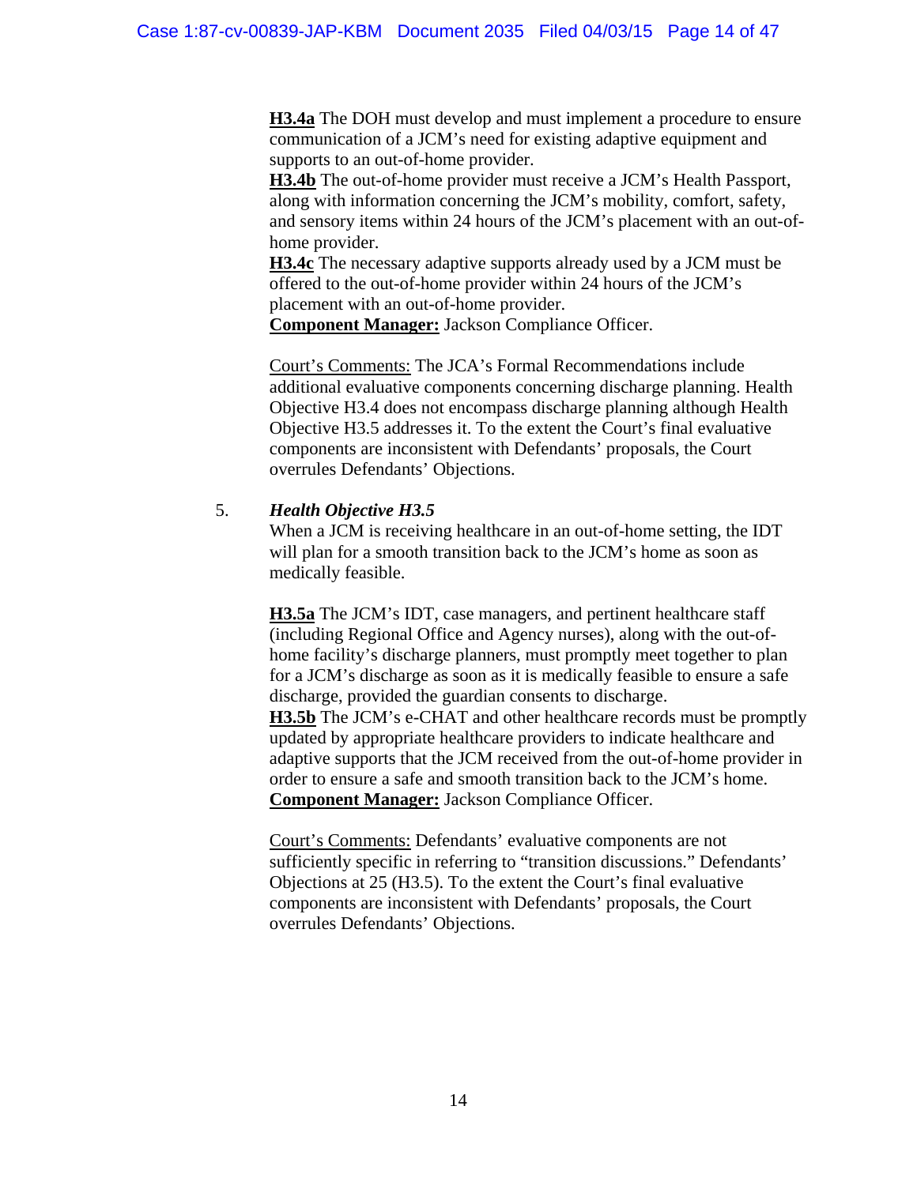**H3.4a** The DOH must develop and must implement a procedure to ensure communication of a JCM's need for existing adaptive equipment and supports to an out-of-home provider.
**H3.4b** The out-of-home provider must receive a JCM's Health Passport, along with information concerning the JCM's mobility, comfort, safety, and sensory items within 24 hours of the JCM's placement with an out-of-home provider.
**H3.4c** The necessary adaptive supports already used by a JCM must be offered to the out-of-home provider within 24 hours of the JCM's placement with an out-of-home provider.
**Component Manager:** Jackson Compliance Officer.

Court's Comments: The JCA's Formal Recommendations include additional evaluative components concerning discharge planning. Health Objective H3.4 does not encompass discharge planning although Health Objective H3.5 addresses it. To the extent the Court's final evaluative components are inconsistent with Defendants' proposals, the Court overrules Defendants' Objections.

5. ***Health Objective H3.5***

When a JCM is receiving healthcare in an out-of-home setting, the IDT will plan for a smooth transition back to the JCM's home as soon as medically feasible.

**H3.5a** The JCM's IDT, case managers, and pertinent healthcare staff (including Regional Office and Agency nurses), along with the out-of-home facility's discharge planners, must promptly meet together to plan for a JCM's discharge as soon as it is medically feasible to ensure a safe discharge, provided the guardian consents to discharge.
**H3.5b** The JCM's e-CHAT and other healthcare records must be promptly updated by appropriate healthcare providers to indicate healthcare and adaptive supports that the JCM received from the out-of-home provider in order to ensure a safe and smooth transition back to the JCM's home.
**Component Manager:** Jackson Compliance Officer.

Court's Comments: Defendants' evaluative components are not sufficiently specific in referring to "transition discussions." Defendants' Objections at 25 (H3.5). To the extent the Court's final evaluative components are inconsistent with Defendants' proposals, the Court overrules Defendants' Objections.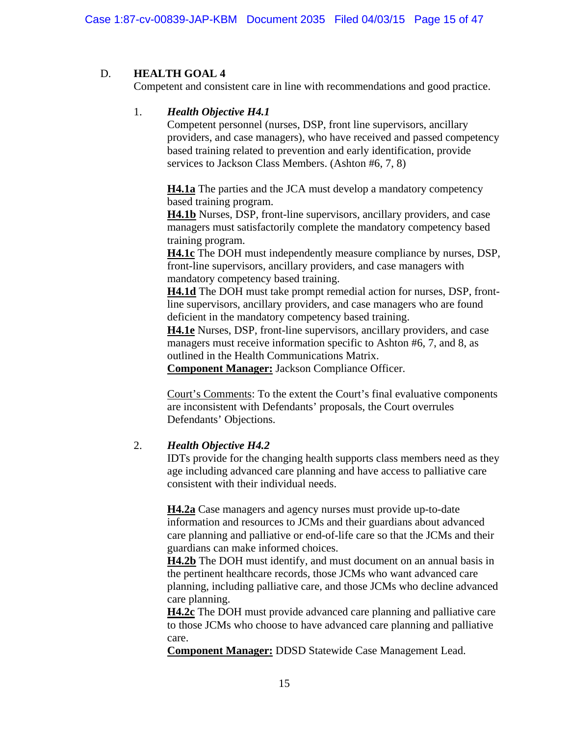## D. HEALTH GOAL 4

Competent and consistent care in line with recommendations and good practice.

### 1. *Health Objective H4.1*

Competent personnel (nurses, DSP, front line supervisors, ancillary providers, and case managers), who have received and passed competency based training related to prevention and early identification, provide services to Jackson Class Members. (Ashton #6, 7, 8)

**H4.1a** The parties and the JCA must develop a mandatory competency based training program.
**H4.1b** Nurses, DSP, front-line supervisors, ancillary providers, and case managers must satisfactorily complete the mandatory competency based training program.
**H4.1c** The DOH must independently measure compliance by nurses, DSP, front-line supervisors, ancillary providers, and case managers with mandatory competency based training.
**H4.1d** The DOH must take prompt remedial action for nurses, DSP, front-line supervisors, ancillary providers, and case managers who are found deficient in the mandatory competency based training.
**H4.1e** Nurses, DSP, front-line supervisors, ancillary providers, and case managers must receive information specific to Ashton #6, 7, and 8, as outlined in the Health Communications Matrix.
**Component Manager:** Jackson Compliance Officer.

Court's Comments: To the extent the Court's final evaluative components are inconsistent with Defendants' proposals, the Court overrules Defendants' Objections.

### 2. *Health Objective H4.2*

IDTs provide for the changing health supports class members need as they age including advanced care planning and have access to palliative care consistent with their individual needs.

**H4.2a** Case managers and agency nurses must provide up-to-date information and resources to JCMs and their guardians about advanced care planning and palliative or end-of-life care so that the JCMs and their guardians can make informed choices.
**H4.2b** The DOH must identify, and must document on an annual basis in the pertinent healthcare records, those JCMs who want advanced care planning, including palliative care, and those JCMs who decline advanced care planning.
**H4.2c** The DOH must provide advanced care planning and palliative care to those JCMs who choose to have advanced care planning and palliative care.
**Component Manager:** DDSD Statewide Case Management Lead.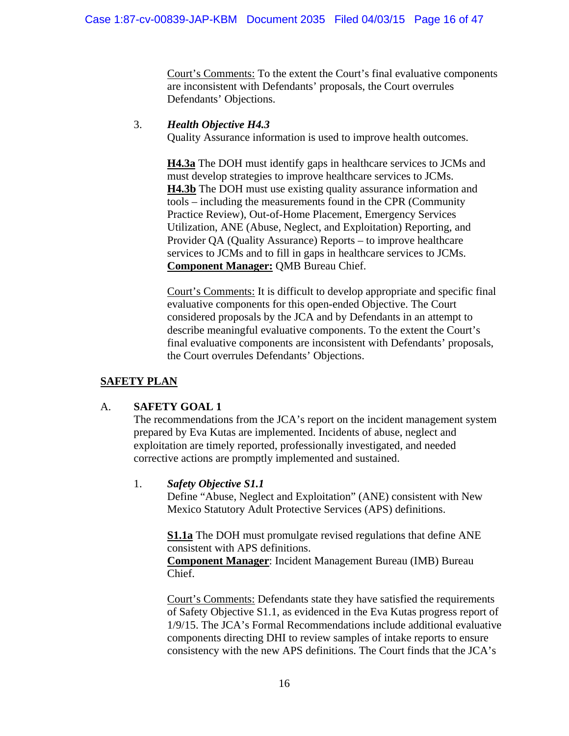Court's Comments: To the extent the Court's final evaluative components are inconsistent with Defendants' proposals, the Court overrules Defendants' Objections.

3. ***Health Objective H4.3***

Quality Assurance information is used to improve health outcomes.

**H4.3a** The DOH must identify gaps in healthcare services to JCMs and must develop strategies to improve healthcare services to JCMs.
**H4.3b** The DOH must use existing quality assurance information and tools – including the measurements found in the CPR (Community Practice Review), Out-of-Home Placement, Emergency Services Utilization, ANE (Abuse, Neglect, and Exploitation) Reporting, and Provider QA (Quality Assurance) Reports – to improve healthcare services to JCMs and to fill in gaps in healthcare services to JCMs.
**Component Manager:** QMB Bureau Chief.

Court's Comments: It is difficult to develop appropriate and specific final evaluative components for this open-ended Objective. The Court considered proposals by the JCA and by Defendants in an attempt to describe meaningful evaluative components. To the extent the Court's final evaluative components are inconsistent with Defendants' proposals, the Court overrules Defendants' Objections.

## SAFETY PLAN

### A. SAFETY GOAL 1

The recommendations from the JCA's report on the incident management system prepared by Eva Kutas are implemented. Incidents of abuse, neglect and exploitation are timely reported, professionally investigated, and needed corrective actions are promptly implemented and sustained.

1. ***Safety Objective S1.1***

Define "Abuse, Neglect and Exploitation" (ANE) consistent with New Mexico Statutory Adult Protective Services (APS) definitions.

**S1.1a** The DOH must promulgate revised regulations that define ANE consistent with APS definitions.
**Component Manager**: Incident Management Bureau (IMB) Bureau Chief.

Court's Comments: Defendants state they have satisfied the requirements of Safety Objective S1.1, as evidenced in the Eva Kutas progress report of 1/9/15. The JCA's Formal Recommendations include additional evaluative components directing DHI to review samples of intake reports to ensure consistency with the new APS definitions. The Court finds that the JCA's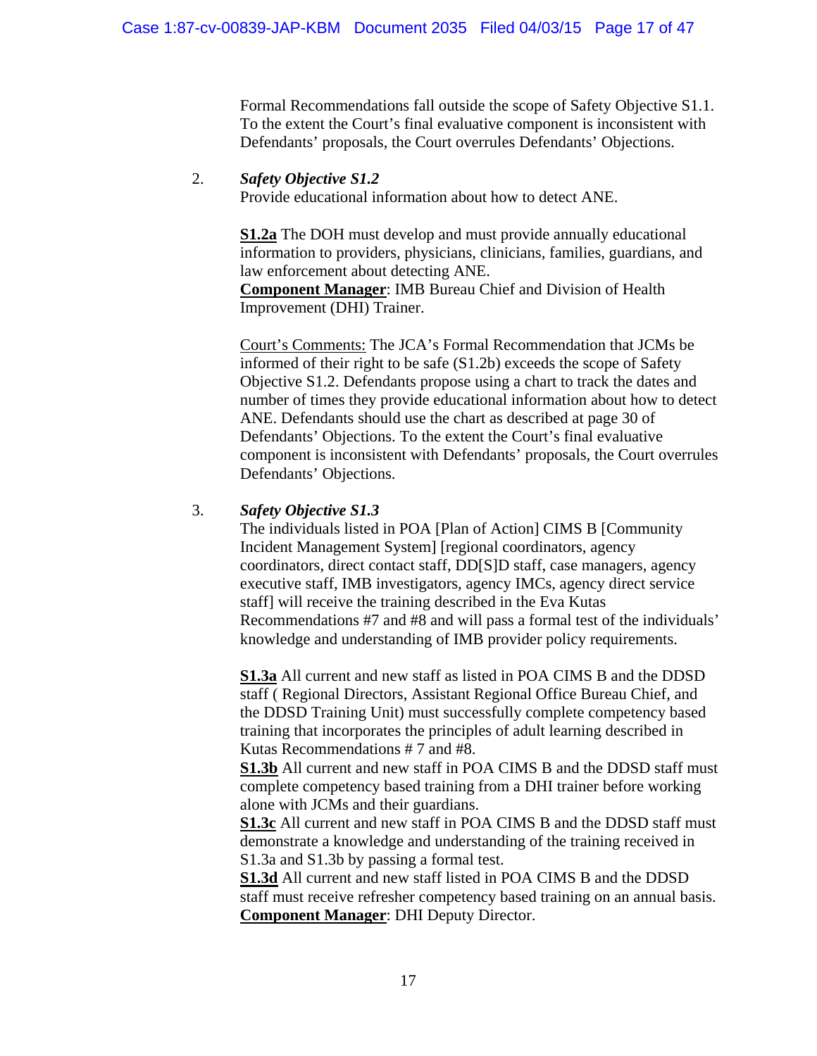Formal Recommendations fall outside the scope of Safety Objective S1.1. To the extent the Court's final evaluative component is inconsistent with Defendants' proposals, the Court overrules Defendants' Objections.

2. ***Safety Objective S1.2***

Provide educational information about how to detect ANE.

**S1.2a** The DOH must develop and must provide annually educational information to providers, physicians, clinicians, families, guardians, and law enforcement about detecting ANE.
**Component Manager**: IMB Bureau Chief and Division of Health Improvement (DHI) Trainer.

Court's Comments: The JCA's Formal Recommendation that JCMs be informed of their right to be safe (S1.2b) exceeds the scope of Safety Objective S1.2. Defendants propose using a chart to track the dates and number of times they provide educational information about how to detect ANE. Defendants should use the chart as described at page 30 of Defendants' Objections. To the extent the Court's final evaluative component is inconsistent with Defendants' proposals, the Court overrules Defendants' Objections.

3. ***Safety Objective S1.3***

The individuals listed in POA [Plan of Action] CIMS B [Community Incident Management System] [regional coordinators, agency coordinators, direct contact staff, DD[S]D staff, case managers, agency executive staff, IMB investigators, agency IMCs, agency direct service staff] will receive the training described in the Eva Kutas Recommendations #7 and #8 and will pass a formal test of the individuals' knowledge and understanding of IMB provider policy requirements.

**S1.3a** All current and new staff as listed in POA CIMS B and the DDSD staff ( Regional Directors, Assistant Regional Office Bureau Chief, and the DDSD Training Unit) must successfully complete competency based training that incorporates the principles of adult learning described in Kutas Recommendations # 7 and #8.
**S1.3b** All current and new staff in POA CIMS B and the DDSD staff must complete competency based training from a DHI trainer before working alone with JCMs and their guardians.
**S1.3c** All current and new staff in POA CIMS B and the DDSD staff must demonstrate a knowledge and understanding of the training received in S1.3a and S1.3b by passing a formal test.
**S1.3d** All current and new staff listed in POA CIMS B and the DDSD staff must receive refresher competency based training on an annual basis.
**Component Manager**: DHI Deputy Director.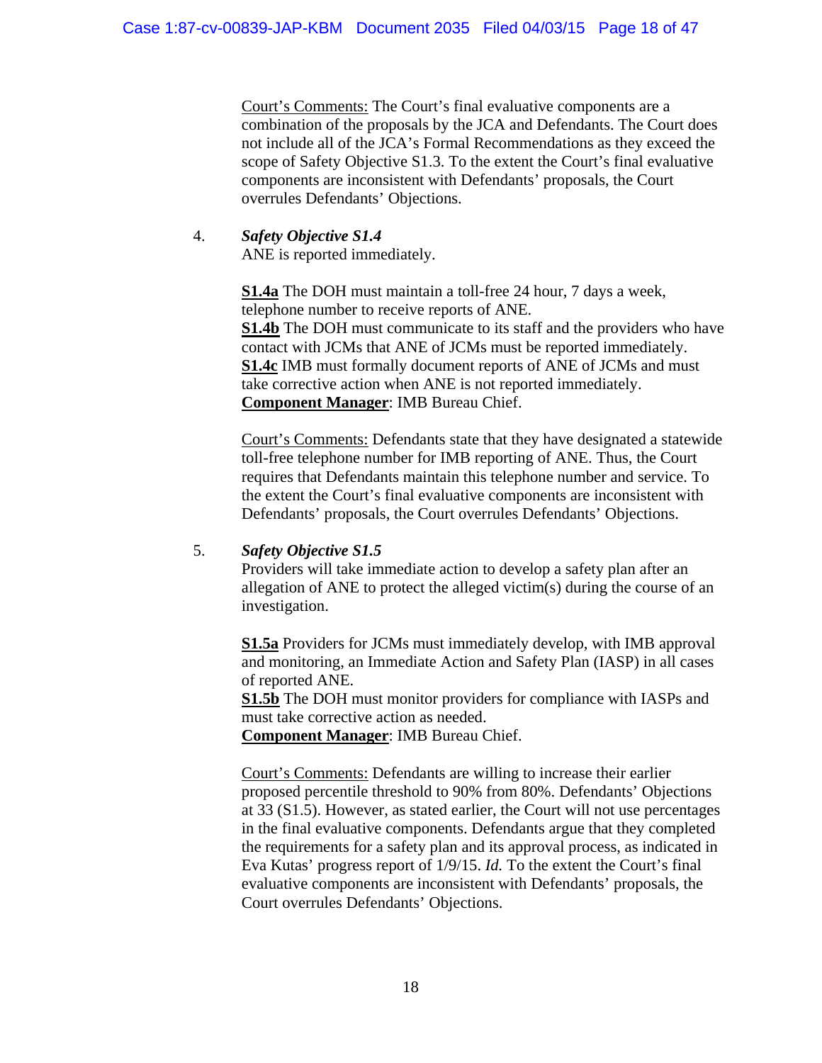Court's Comments: The Court's final evaluative components are a combination of the proposals by the JCA and Defendants. The Court does not include all of the JCA's Formal Recommendations as they exceed the scope of Safety Objective S1.3. To the extent the Court's final evaluative components are inconsistent with Defendants' proposals, the Court overrules Defendants' Objections.

4. ***Safety Objective S1.4***
ANE is reported immediately.

**S1.4a** The DOH must maintain a toll-free 24 hour, 7 days a week, telephone number to receive reports of ANE.
**S1.4b** The DOH must communicate to its staff and the providers who have contact with JCMs that ANE of JCMs must be reported immediately.
**S1.4c** IMB must formally document reports of ANE of JCMs and must take corrective action when ANE is not reported immediately.
**Component Manager**: IMB Bureau Chief.

Court's Comments: Defendants state that they have designated a statewide toll-free telephone number for IMB reporting of ANE. Thus, the Court requires that Defendants maintain this telephone number and service. To the extent the Court's final evaluative components are inconsistent with Defendants' proposals, the Court overrules Defendants' Objections.

5. ***Safety Objective S1.5***
Providers will take immediate action to develop a safety plan after an allegation of ANE to protect the alleged victim(s) during the course of an investigation.

**S1.5a** Providers for JCMs must immediately develop, with IMB approval and monitoring, an Immediate Action and Safety Plan (IASP) in all cases of reported ANE.
**S1.5b** The DOH must monitor providers for compliance with IASPs and must take corrective action as needed.
**Component Manager**: IMB Bureau Chief.

Court's Comments: Defendants are willing to increase their earlier proposed percentile threshold to 90% from 80%. Defendants' Objections at 33 (S1.5). However, as stated earlier, the Court will not use percentages in the final evaluative components. Defendants argue that they completed the requirements for a safety plan and its approval process, as indicated in Eva Kutas' progress report of 1/9/15. *Id.* To the extent the Court's final evaluative components are inconsistent with Defendants' proposals, the Court overrules Defendants' Objections.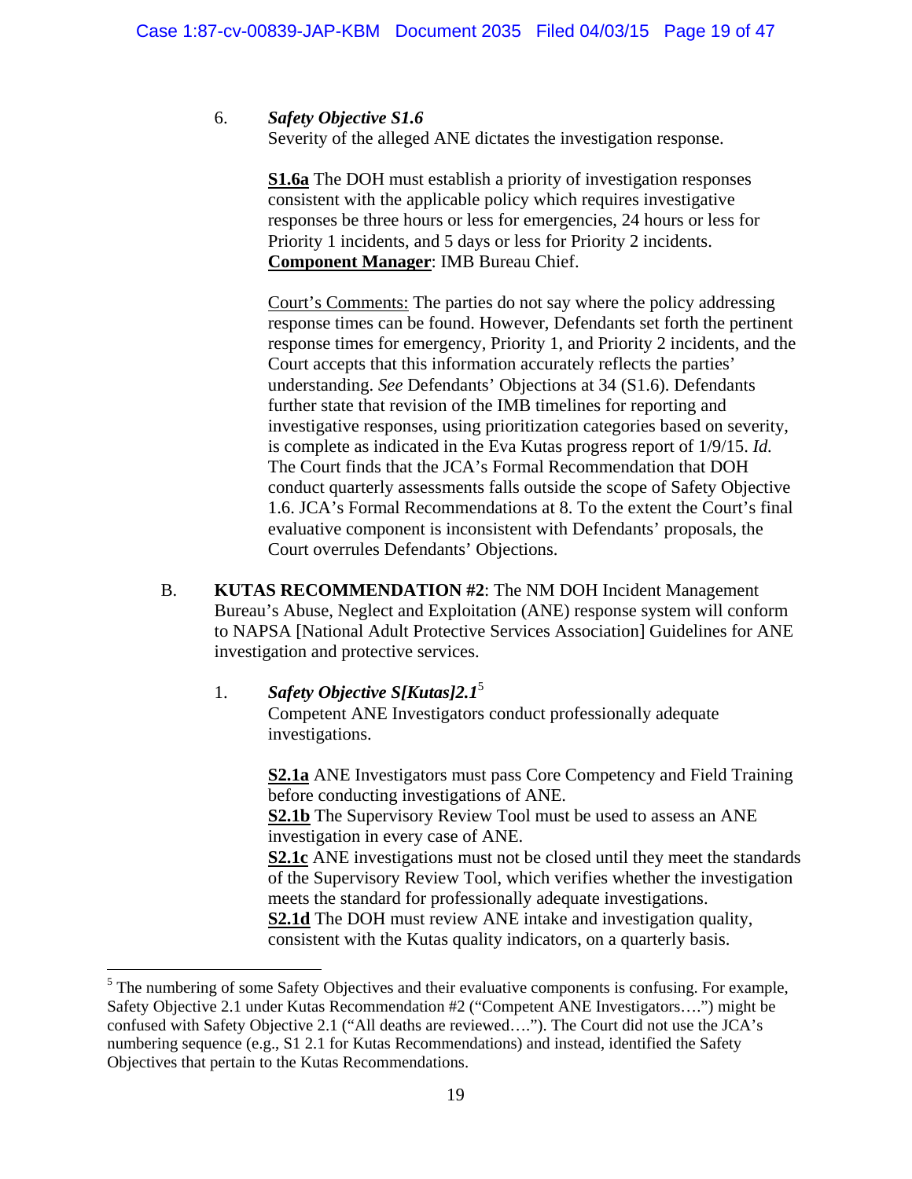6. ***Safety Objective S1.6***

Severity of the alleged ANE dictates the investigation response.

**S1.6a** The DOH must establish a priority of investigation responses consistent with the applicable policy which requires investigative responses be three hours or less for emergencies, 24 hours or less for Priority 1 incidents, and 5 days or less for Priority 2 incidents. **Component Manager**: IMB Bureau Chief.

Court's Comments: The parties do not say where the policy addressing response times can be found. However, Defendants set forth the pertinent response times for emergency, Priority 1, and Priority 2 incidents, and the Court accepts that this information accurately reflects the parties' understanding. *See* Defendants' Objections at 34 (S1.6). Defendants further state that revision of the IMB timelines for reporting and investigative responses, using prioritization categories based on severity, is complete as indicated in the Eva Kutas progress report of 1/9/15. *Id.* The Court finds that the JCA's Formal Recommendation that DOH conduct quarterly assessments falls outside the scope of Safety Objective 1.6. JCA's Formal Recommendations at 8. To the extent the Court's final evaluative component is inconsistent with Defendants' proposals, the Court overrules Defendants' Objections.

B. **KUTAS RECOMMENDATION #2**: The NM DOH Incident Management Bureau's Abuse, Neglect and Exploitation (ANE) response system will conform to NAPSA [National Adult Protective Services Association] Guidelines for ANE investigation and protective services.

1. ***Safety Objective S[Kutas]2.1***[5]

Competent ANE Investigators conduct professionally adequate investigations.

**S2.1a** ANE Investigators must pass Core Competency and Field Training before conducting investigations of ANE.
**S2.1b** The Supervisory Review Tool must be used to assess an ANE investigation in every case of ANE.
**S2.1c** ANE investigations must not be closed until they meet the standards of the Supervisory Review Tool, which verifies whether the investigation meets the standard for professionally adequate investigations.
**S2.1d** The DOH must review ANE intake and investigation quality, consistent with the Kutas quality indicators, on a quarterly basis.

[5] The numbering of some Safety Objectives and their evaluative components is confusing. For example, Safety Objective 2.1 under Kutas Recommendation #2 ("Competent ANE Investigators….") might be confused with Safety Objective 2.1 ("All deaths are reviewed…."). The Court did not use the JCA's numbering sequence (e.g., S1 2.1 for Kutas Recommendations) and instead, identified the Safety Objectives that pertain to the Kutas Recommendations.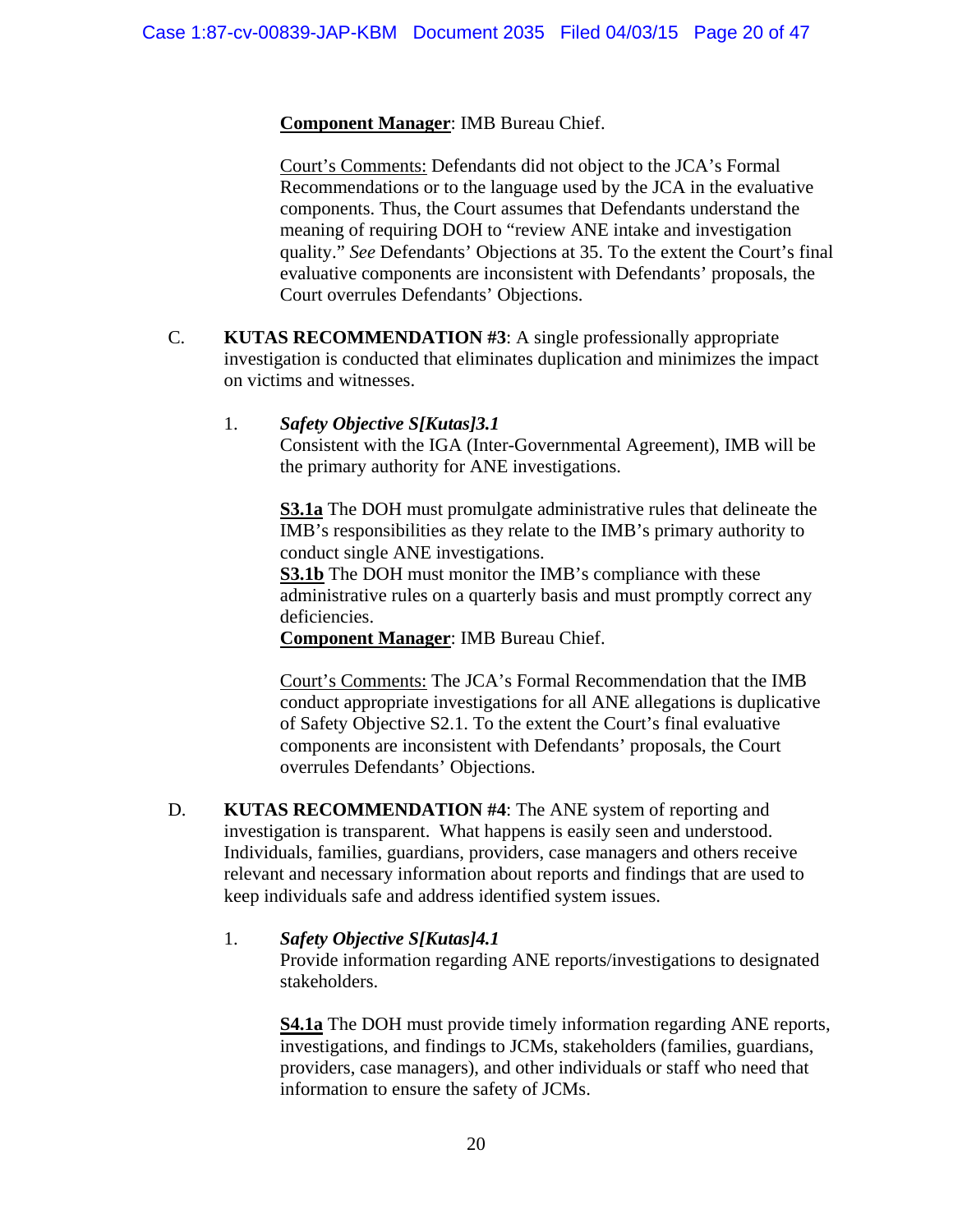**Component Manager**: IMB Bureau Chief.

Court's Comments: Defendants did not object to the JCA's Formal Recommendations or to the language used by the JCA in the evaluative components. Thus, the Court assumes that Defendants understand the meaning of requiring DOH to "review ANE intake and investigation quality." *See* Defendants' Objections at 35. To the extent the Court's final evaluative components are inconsistent with Defendants' proposals, the Court overrules Defendants' Objections.

C. **KUTAS RECOMMENDATION #3**: A single professionally appropriate investigation is conducted that eliminates duplication and minimizes the impact on victims and witnesses.

1. ***Safety Objective S[Kutas]3.1***
Consistent with the IGA (Inter-Governmental Agreement), IMB will be the primary authority for ANE investigations.

**S3.1a** The DOH must promulgate administrative rules that delineate the IMB's responsibilities as they relate to the IMB's primary authority to conduct single ANE investigations.
**S3.1b** The DOH must monitor the IMB's compliance with these administrative rules on a quarterly basis and must promptly correct any deficiencies.
**Component Manager**: IMB Bureau Chief.

Court's Comments: The JCA's Formal Recommendation that the IMB conduct appropriate investigations for all ANE allegations is duplicative of Safety Objective S2.1. To the extent the Court's final evaluative components are inconsistent with Defendants' proposals, the Court overrules Defendants' Objections.

D. **KUTAS RECOMMENDATION #4**: The ANE system of reporting and investigation is transparent. What happens is easily seen and understood. Individuals, families, guardians, providers, case managers and others receive relevant and necessary information about reports and findings that are used to keep individuals safe and address identified system issues.

1. ***Safety Objective S[Kutas]4.1***
Provide information regarding ANE reports/investigations to designated stakeholders.

**S4.1a** The DOH must provide timely information regarding ANE reports, investigations, and findings to JCMs, stakeholders (families, guardians, providers, case managers), and other individuals or staff who need that information to ensure the safety of JCMs.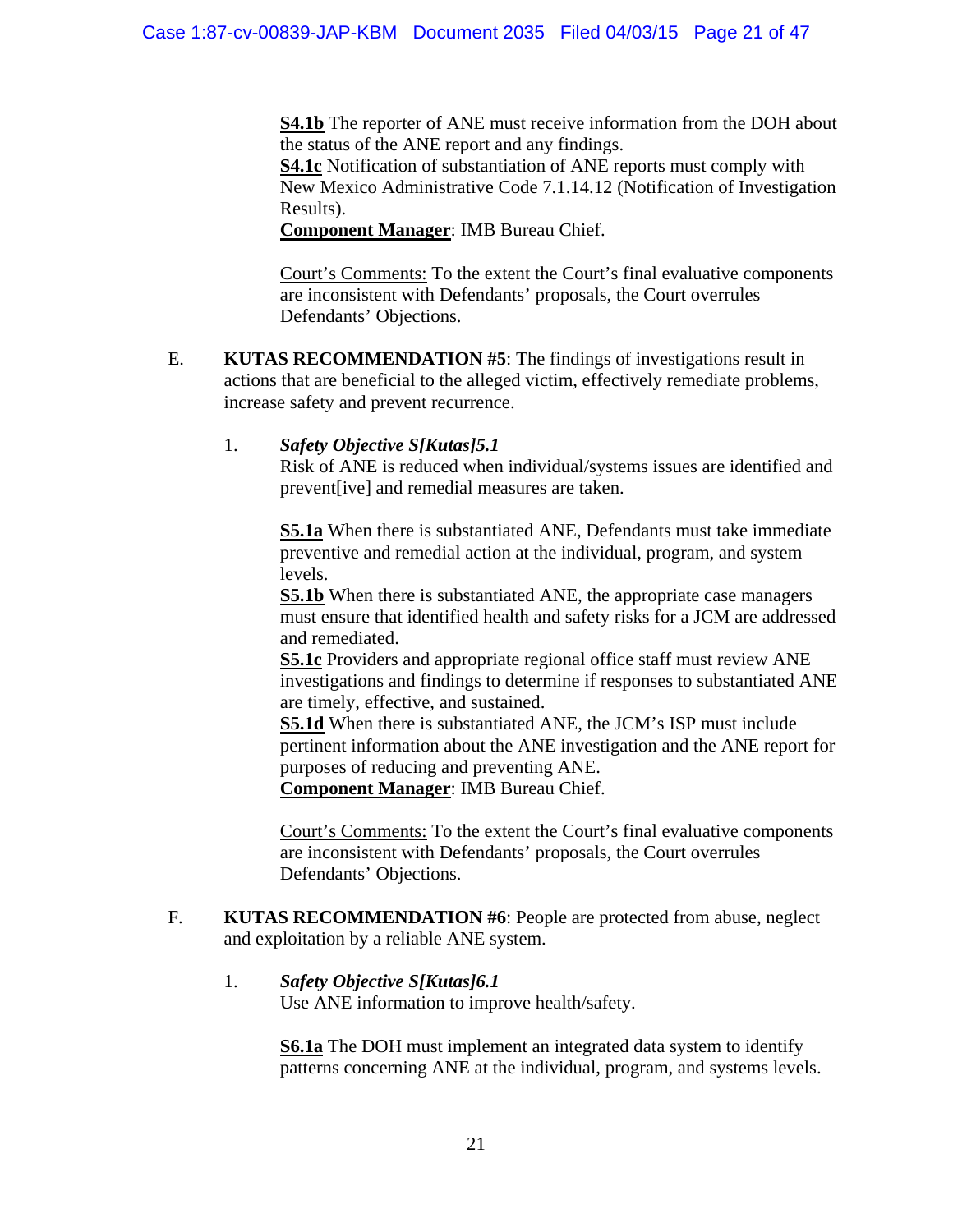**S4.1b** The reporter of ANE must receive information from the DOH about the status of the ANE report and any findings.
**S4.1c** Notification of substantiation of ANE reports must comply with New Mexico Administrative Code 7.1.14.12 (Notification of Investigation Results).
**Component Manager**: IMB Bureau Chief.

Court's Comments: To the extent the Court's final evaluative components are inconsistent with Defendants' proposals, the Court overrules Defendants' Objections.

E. **KUTAS RECOMMENDATION #5**: The findings of investigations result in actions that are beneficial to the alleged victim, effectively remediate problems, increase safety and prevent recurrence.

1. ***Safety Objective S[Kutas]5.1***
Risk of ANE is reduced when individual/systems issues are identified and prevent[ive] and remedial measures are taken.

**S5.1a** When there is substantiated ANE, Defendants must take immediate preventive and remedial action at the individual, program, and system levels.
**S5.1b** When there is substantiated ANE, the appropriate case managers must ensure that identified health and safety risks for a JCM are addressed and remediated.
**S5.1c** Providers and appropriate regional office staff must review ANE investigations and findings to determine if responses to substantiated ANE are timely, effective, and sustained.
**S5.1d** When there is substantiated ANE, the JCM's ISP must include pertinent information about the ANE investigation and the ANE report for purposes of reducing and preventing ANE.
**Component Manager**: IMB Bureau Chief.

Court's Comments: To the extent the Court's final evaluative components are inconsistent with Defendants' proposals, the Court overrules Defendants' Objections.

F. **KUTAS RECOMMENDATION #6**: People are protected from abuse, neglect and exploitation by a reliable ANE system.

1. ***Safety Objective S[Kutas]6.1***
Use ANE information to improve health/safety.

**S6.1a** The DOH must implement an integrated data system to identify patterns concerning ANE at the individual, program, and systems levels.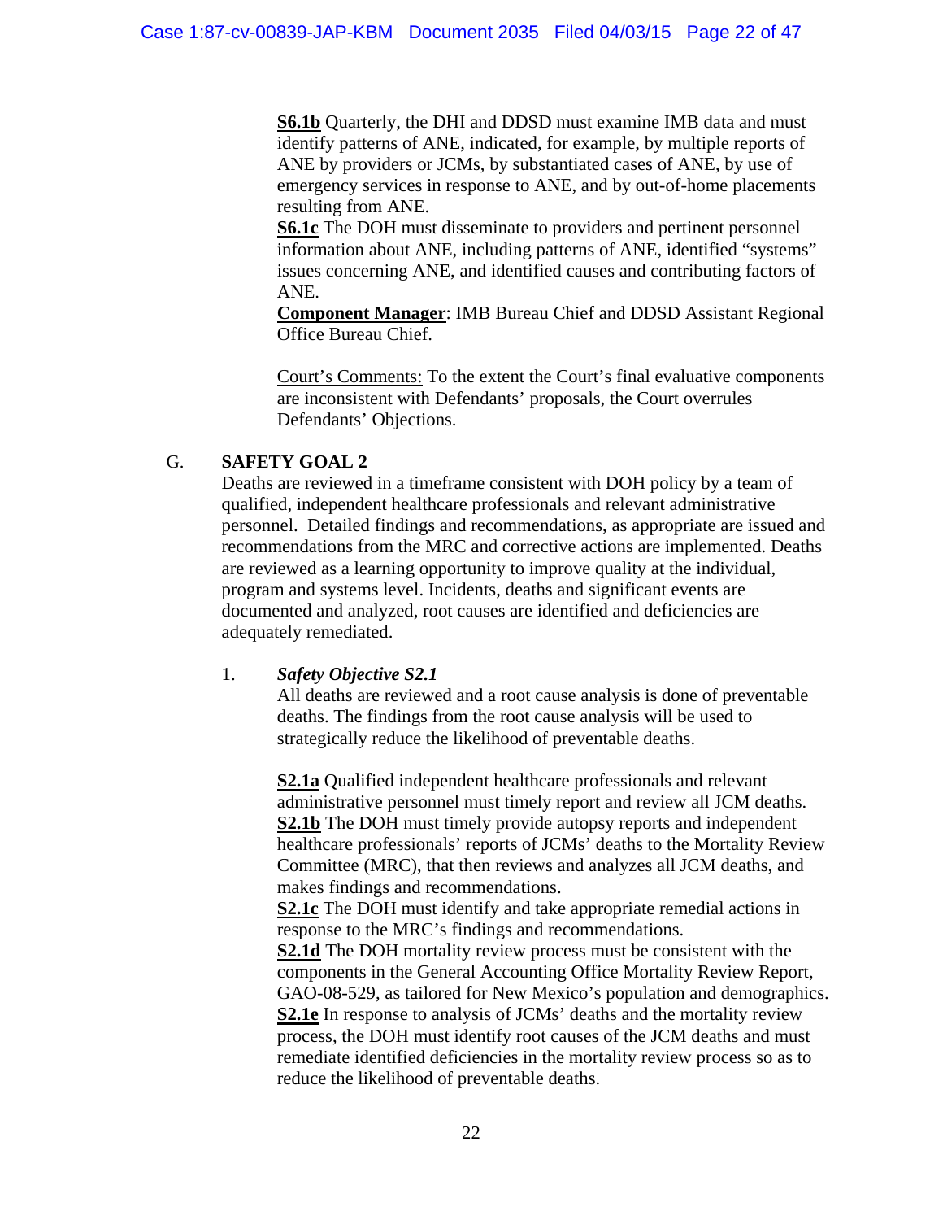**S6.1b** Quarterly, the DHI and DDSD must examine IMB data and must identify patterns of ANE, indicated, for example, by multiple reports of ANE by providers or JCMs, by substantiated cases of ANE, by use of emergency services in response to ANE, and by out-of-home placements resulting from ANE.

**S6.1c** The DOH must disseminate to providers and pertinent personnel information about ANE, including patterns of ANE, identified "systems" issues concerning ANE, and identified causes and contributing factors of ANE.

**Component Manager**: IMB Bureau Chief and DDSD Assistant Regional Office Bureau Chief.

Court's Comments: To the extent the Court's final evaluative components are inconsistent with Defendants' proposals, the Court overrules Defendants' Objections.

## G. SAFETY GOAL 2

Deaths are reviewed in a timeframe consistent with DOH policy by a team of qualified, independent healthcare professionals and relevant administrative personnel. Detailed findings and recommendations, as appropriate are issued and recommendations from the MRC and corrective actions are implemented. Deaths are reviewed as a learning opportunity to improve quality at the individual, program and systems level. Incidents, deaths and significant events are documented and analyzed, root causes are identified and deficiencies are adequately remediated.

### 1. *Safety Objective S2.1*

All deaths are reviewed and a root cause analysis is done of preventable deaths. The findings from the root cause analysis will be used to strategically reduce the likelihood of preventable deaths.

**S2.1a** Qualified independent healthcare professionals and relevant administrative personnel must timely report and review all JCM deaths.

**S2.1b** The DOH must timely provide autopsy reports and independent healthcare professionals' reports of JCMs' deaths to the Mortality Review Committee (MRC), that then reviews and analyzes all JCM deaths, and makes findings and recommendations.

**S2.1c** The DOH must identify and take appropriate remedial actions in response to the MRC's findings and recommendations.

**S2.1d** The DOH mortality review process must be consistent with the components in the General Accounting Office Mortality Review Report, GAO-08-529, as tailored for New Mexico's population and demographics.

**S2.1e** In response to analysis of JCMs' deaths and the mortality review process, the DOH must identify root causes of the JCM deaths and must remediate identified deficiencies in the mortality review process so as to reduce the likelihood of preventable deaths.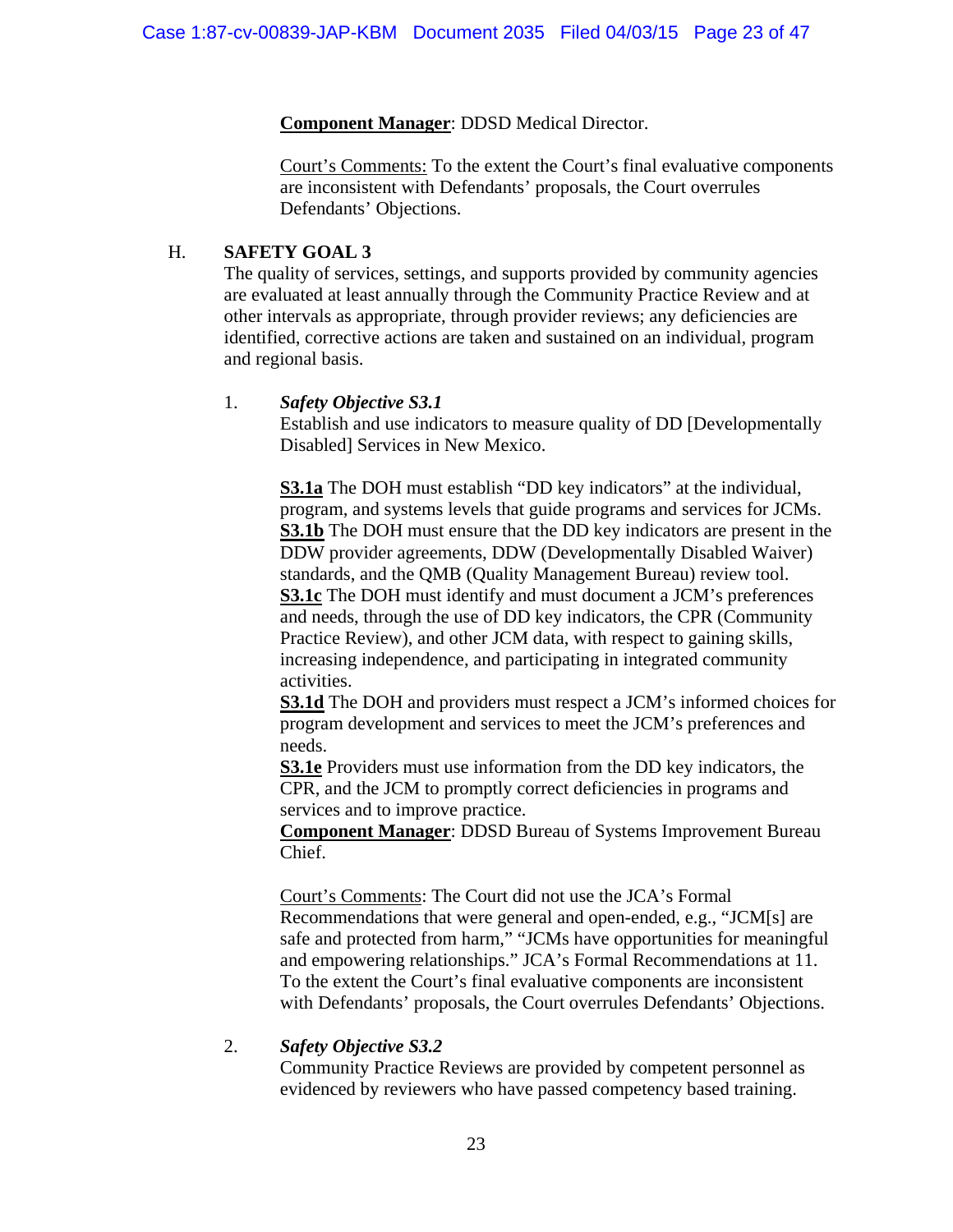**Component Manager**: DDSD Medical Director.

Court's Comments: To the extent the Court's final evaluative components are inconsistent with Defendants' proposals, the Court overrules Defendants' Objections.

H. **SAFETY GOAL 3**

The quality of services, settings, and supports provided by community agencies are evaluated at least annually through the Community Practice Review and at other intervals as appropriate, through provider reviews; any deficiencies are identified, corrective actions are taken and sustained on an individual, program and regional basis.

1. ***Safety Objective S3.1***

Establish and use indicators to measure quality of DD [Developmentally Disabled] Services in New Mexico.

**S3.1a** The DOH must establish "DD key indicators" at the individual, program, and systems levels that guide programs and services for JCMs.
**S3.1b** The DOH must ensure that the DD key indicators are present in the DDW provider agreements, DDW (Developmentally Disabled Waiver) standards, and the QMB (Quality Management Bureau) review tool.
**S3.1c** The DOH must identify and must document a JCM's preferences and needs, through the use of DD key indicators, the CPR (Community Practice Review), and other JCM data, with respect to gaining skills, increasing independence, and participating in integrated community activities.
**S3.1d** The DOH and providers must respect a JCM's informed choices for program development and services to meet the JCM's preferences and needs.
**S3.1e** Providers must use information from the DD key indicators, the CPR, and the JCM to promptly correct deficiencies in programs and services and to improve practice.
**Component Manager**: DDSD Bureau of Systems Improvement Bureau Chief.

Court's Comments: The Court did not use the JCA's Formal Recommendations that were general and open-ended, e.g., "JCM[s] are safe and protected from harm," "JCMs have opportunities for meaningful and empowering relationships." JCA's Formal Recommendations at 11. To the extent the Court's final evaluative components are inconsistent with Defendants' proposals, the Court overrules Defendants' Objections.

2. ***Safety Objective S3.2***

Community Practice Reviews are provided by competent personnel as evidenced by reviewers who have passed competency based training.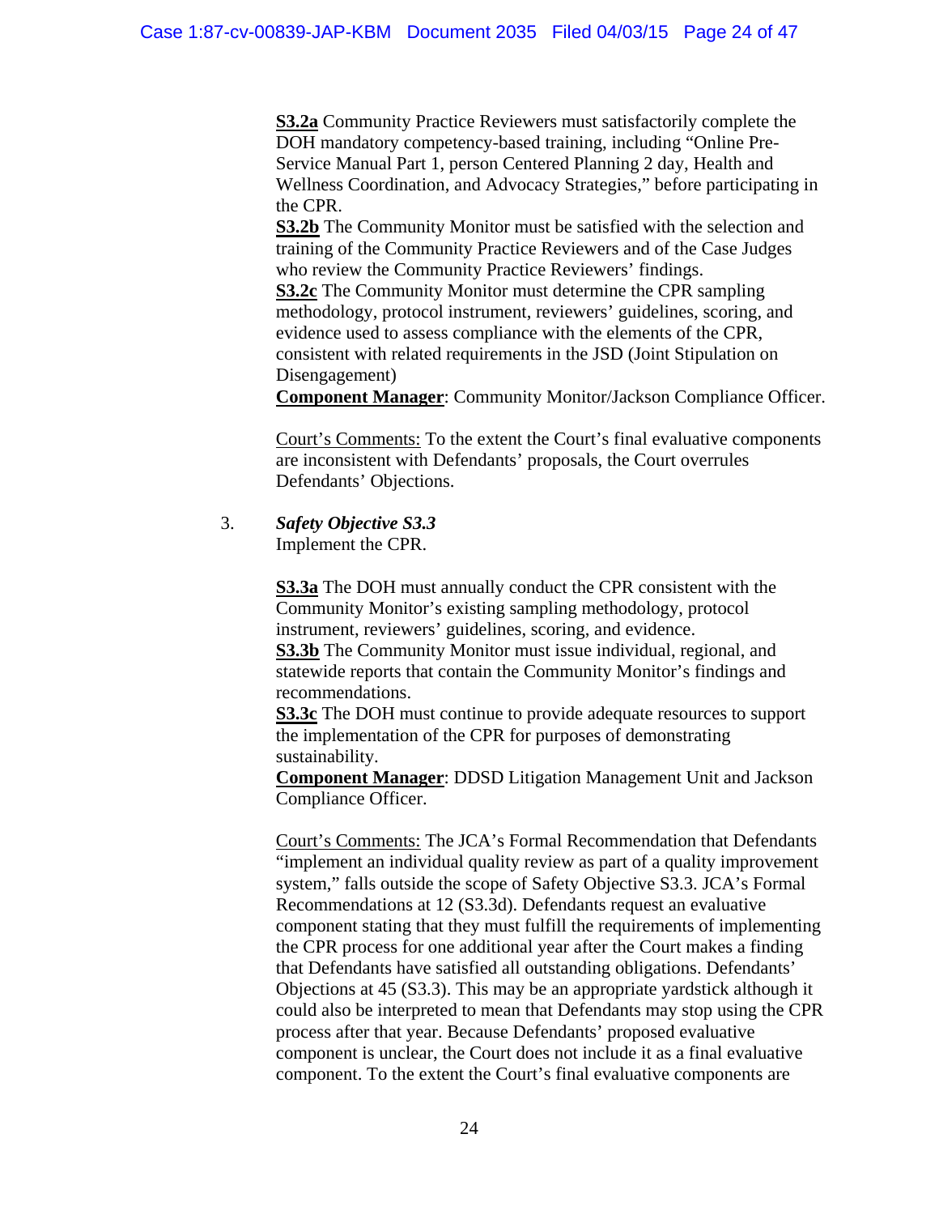**S3.2a** Community Practice Reviewers must satisfactorily complete the DOH mandatory competency-based training, including "Online Pre-Service Manual Part 1, person Centered Planning 2 day, Health and Wellness Coordination, and Advocacy Strategies," before participating in the CPR.
**S3.2b** The Community Monitor must be satisfied with the selection and training of the Community Practice Reviewers and of the Case Judges who review the Community Practice Reviewers' findings.
**S3.2c** The Community Monitor must determine the CPR sampling methodology, protocol instrument, reviewers' guidelines, scoring, and evidence used to assess compliance with the elements of the CPR, consistent with related requirements in the JSD (Joint Stipulation on Disengagement)
**Component Manager**: Community Monitor/Jackson Compliance Officer.

Court's Comments: To the extent the Court's final evaluative components are inconsistent with Defendants' proposals, the Court overrules Defendants' Objections.

3. ***Safety Objective S3.3***
Implement the CPR.

**S3.3a** The DOH must annually conduct the CPR consistent with the Community Monitor's existing sampling methodology, protocol instrument, reviewers' guidelines, scoring, and evidence.
**S3.3b** The Community Monitor must issue individual, regional, and statewide reports that contain the Community Monitor's findings and recommendations.
**S3.3c** The DOH must continue to provide adequate resources to support the implementation of the CPR for purposes of demonstrating sustainability.
**Component Manager**: DDSD Litigation Management Unit and Jackson Compliance Officer.

Court's Comments: The JCA's Formal Recommendation that Defendants "implement an individual quality review as part of a quality improvement system," falls outside the scope of Safety Objective S3.3. JCA's Formal Recommendations at 12 (S3.3d). Defendants request an evaluative component stating that they must fulfill the requirements of implementing the CPR process for one additional year after the Court makes a finding that Defendants have satisfied all outstanding obligations. Defendants' Objections at 45 (S3.3). This may be an appropriate yardstick although it could also be interpreted to mean that Defendants may stop using the CPR process after that year. Because Defendants' proposed evaluative component is unclear, the Court does not include it as a final evaluative component. To the extent the Court's final evaluative components are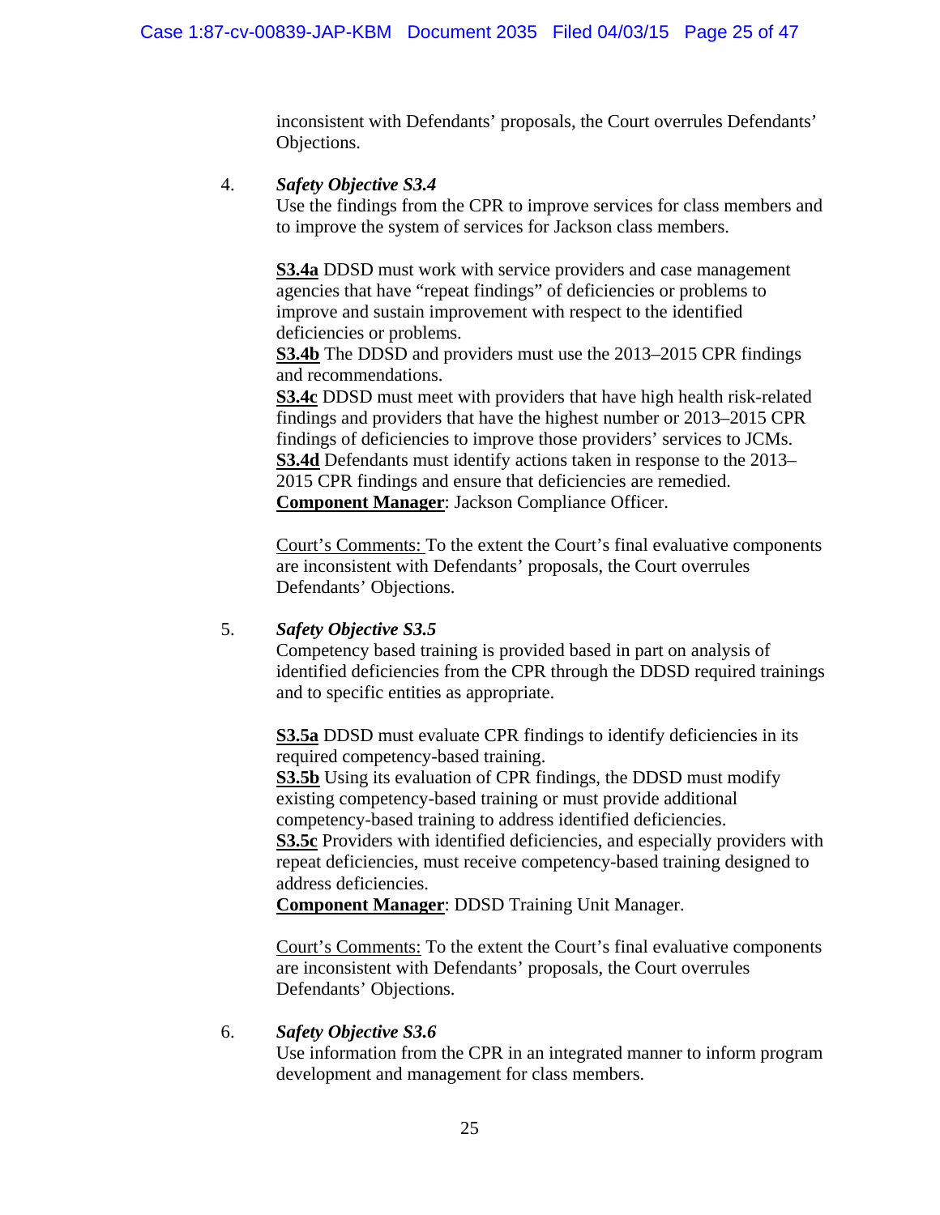inconsistent with Defendants' proposals, the Court overrules Defendants' Objections.

4. ***Safety Objective S3.4***

Use the findings from the CPR to improve services for class members and to improve the system of services for Jackson class members.

**S3.4a** DDSD must work with service providers and case management agencies that have "repeat findings" of deficiencies or problems to improve and sustain improvement with respect to the identified deficiencies or problems.
**S3.4b** The DDSD and providers must use the 2013–2015 CPR findings and recommendations.
**S3.4c** DDSD must meet with providers that have high health risk-related findings and providers that have the highest number or 2013–2015 CPR findings of deficiencies to improve those providers' services to JCMs.
**S3.4d** Defendants must identify actions taken in response to the 2013–2015 CPR findings and ensure that deficiencies are remedied.
**Component Manager**: Jackson Compliance Officer.

Court's Comments: To the extent the Court's final evaluative components are inconsistent with Defendants' proposals, the Court overrules Defendants' Objections.

5. ***Safety Objective S3.5***

Competency based training is provided based in part on analysis of identified deficiencies from the CPR through the DDSD required trainings and to specific entities as appropriate.

**S3.5a** DDSD must evaluate CPR findings to identify deficiencies in its required competency-based training.
**S3.5b** Using its evaluation of CPR findings, the DDSD must modify existing competency-based training or must provide additional competency-based training to address identified deficiencies.
**S3.5c** Providers with identified deficiencies, and especially providers with repeat deficiencies, must receive competency-based training designed to address deficiencies.
**Component Manager**: DDSD Training Unit Manager.

Court's Comments: To the extent the Court's final evaluative components are inconsistent with Defendants' proposals, the Court overrules Defendants' Objections.

6. ***Safety Objective S3.6***

Use information from the CPR in an integrated manner to inform program development and management for class members.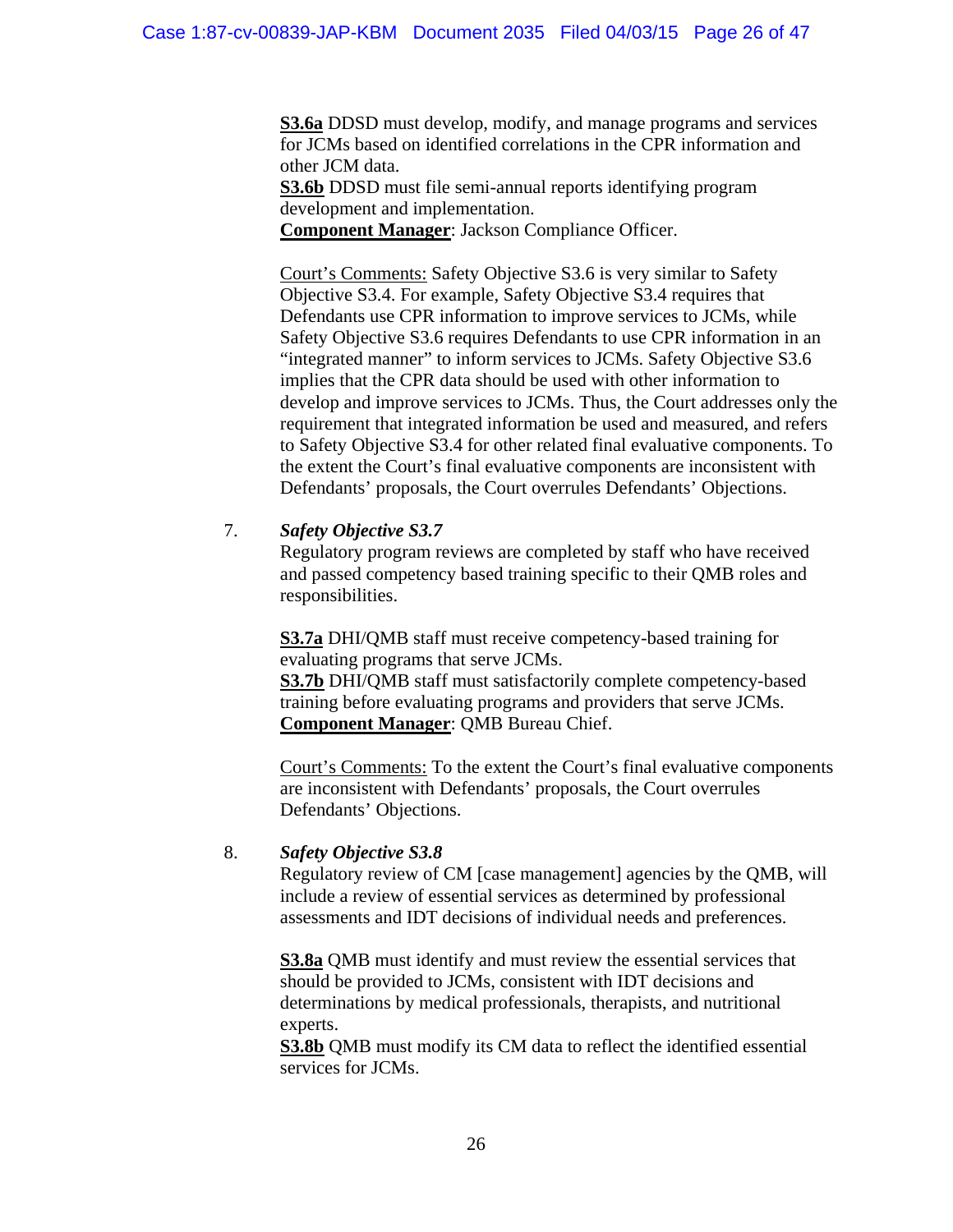**S3.6a** DDSD must develop, modify, and manage programs and services for JCMs based on identified correlations in the CPR information and other JCM data.
**S3.6b** DDSD must file semi-annual reports identifying program development and implementation.
**Component Manager**: Jackson Compliance Officer.

Court's Comments: Safety Objective S3.6 is very similar to Safety Objective S3.4. For example, Safety Objective S3.4 requires that Defendants use CPR information to improve services to JCMs, while Safety Objective S3.6 requires Defendants to use CPR information in an "integrated manner" to inform services to JCMs. Safety Objective S3.6 implies that the CPR data should be used with other information to develop and improve services to JCMs. Thus, the Court addresses only the requirement that integrated information be used and measured, and refers to Safety Objective S3.4 for other related final evaluative components. To the extent the Court's final evaluative components are inconsistent with Defendants' proposals, the Court overrules Defendants' Objections.

7. ***Safety Objective S3.7***

Regulatory program reviews are completed by staff who have received and passed competency based training specific to their QMB roles and responsibilities.

**S3.7a** DHI/QMB staff must receive competency-based training for evaluating programs that serve JCMs.
**S3.7b** DHI/QMB staff must satisfactorily complete competency-based training before evaluating programs and providers that serve JCMs.
**Component Manager**: QMB Bureau Chief.

Court's Comments: To the extent the Court's final evaluative components are inconsistent with Defendants' proposals, the Court overrules Defendants' Objections.

8. ***Safety Objective S3.8***

Regulatory review of CM [case management] agencies by the QMB, will include a review of essential services as determined by professional assessments and IDT decisions of individual needs and preferences.

**S3.8a** QMB must identify and must review the essential services that should be provided to JCMs, consistent with IDT decisions and determinations by medical professionals, therapists, and nutritional experts.
**S3.8b** QMB must modify its CM data to reflect the identified essential services for JCMs.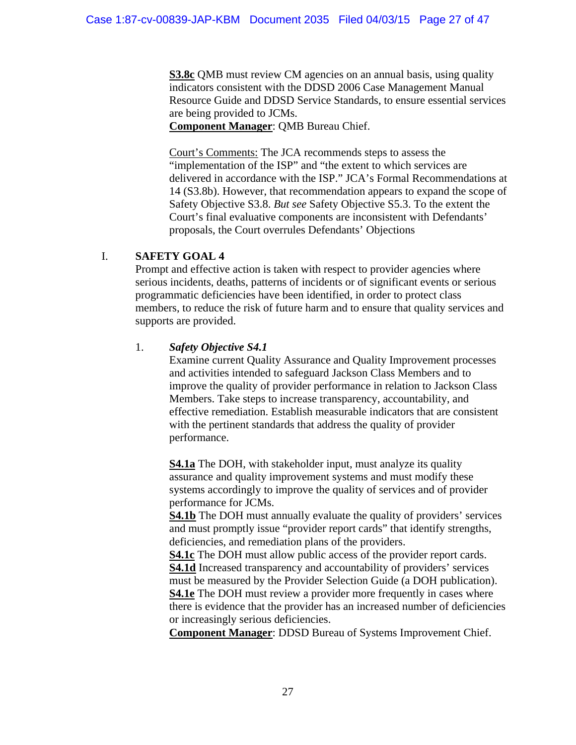**S3.8c** QMB must review CM agencies on an annual basis, using quality indicators consistent with the DDSD 2006 Case Management Manual Resource Guide and DDSD Service Standards, to ensure essential services are being provided to JCMs.
**Component Manager**: QMB Bureau Chief.

Court's Comments: The JCA recommends steps to assess the "implementation of the ISP" and "the extent to which services are delivered in accordance with the ISP." JCA's Formal Recommendations at 14 (S3.8b). However, that recommendation appears to expand the scope of Safety Objective S3.8. *But see* Safety Objective S5.3. To the extent the Court's final evaluative components are inconsistent with Defendants' proposals, the Court overrules Defendants' Objections

## I. SAFETY GOAL 4

Prompt and effective action is taken with respect to provider agencies where serious incidents, deaths, patterns of incidents or of significant events or serious programmatic deficiencies have been identified, in order to protect class members, to reduce the risk of future harm and to ensure that quality services and supports are provided.

### 1. *Safety Objective S4.1*

Examine current Quality Assurance and Quality Improvement processes and activities intended to safeguard Jackson Class Members and to improve the quality of provider performance in relation to Jackson Class Members. Take steps to increase transparency, accountability, and effective remediation. Establish measurable indicators that are consistent with the pertinent standards that address the quality of provider performance.

**S4.1a** The DOH, with stakeholder input, must analyze its quality assurance and quality improvement systems and must modify these systems accordingly to improve the quality of services and of provider performance for JCMs.
**S4.1b** The DOH must annually evaluate the quality of providers' services and must promptly issue "provider report cards" that identify strengths, deficiencies, and remediation plans of the providers.
**S4.1c** The DOH must allow public access of the provider report cards.
**S4.1d** Increased transparency and accountability of providers' services must be measured by the Provider Selection Guide (a DOH publication).
**S4.1e** The DOH must review a provider more frequently in cases where there is evidence that the provider has an increased number of deficiencies or increasingly serious deficiencies.
**Component Manager**: DDSD Bureau of Systems Improvement Chief.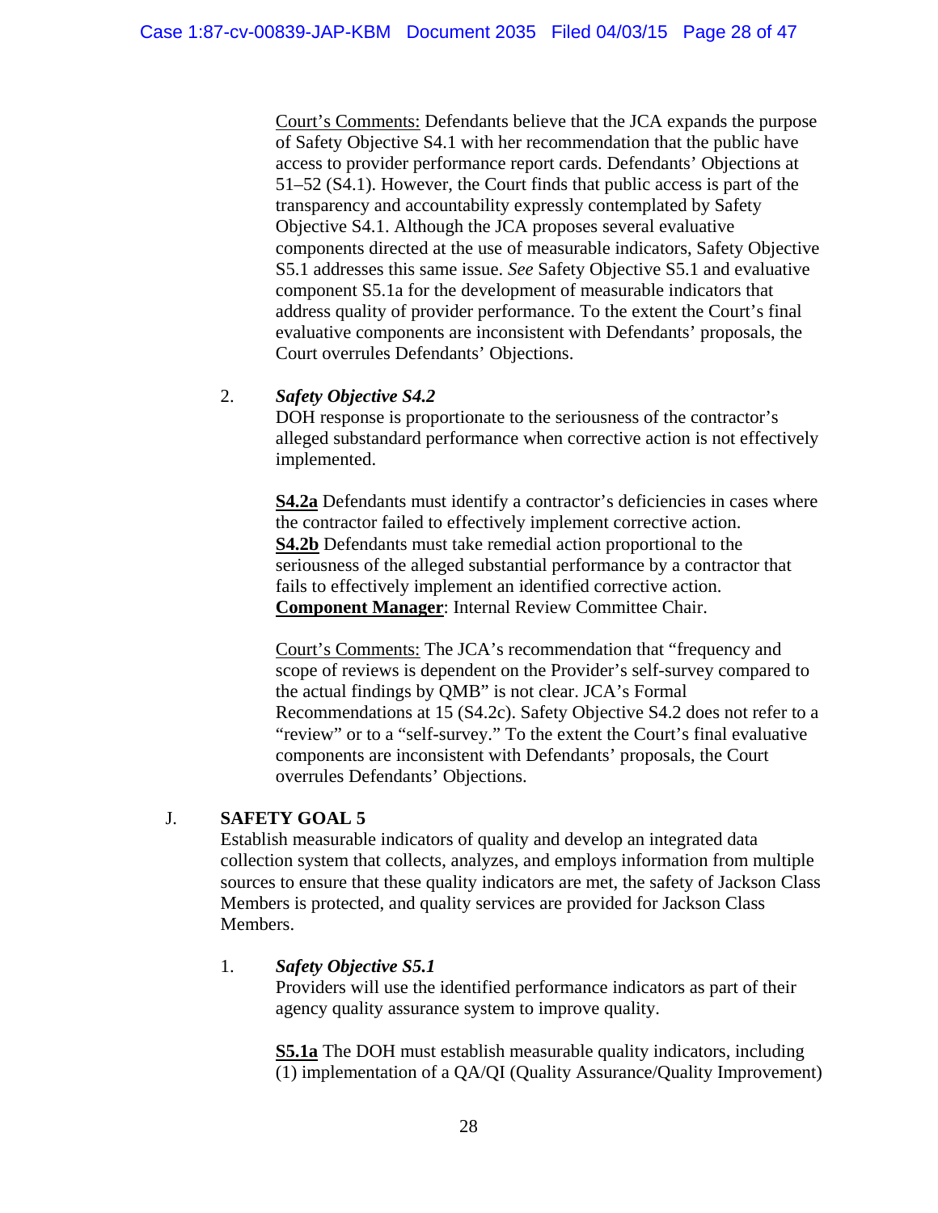<u>Court's Comments:</u> Defendants believe that the JCA expands the purpose of Safety Objective S4.1 with her recommendation that the public have access to provider performance report cards. Defendants' Objections at 51–52 (S4.1). However, the Court finds that public access is part of the transparency and accountability expressly contemplated by Safety Objective S4.1. Although the JCA proposes several evaluative components directed at the use of measurable indicators, Safety Objective S5.1 addresses this same issue. *See* Safety Objective S5.1 and evaluative component S5.1a for the development of measurable indicators that address quality of provider performance. To the extent the Court's final evaluative components are inconsistent with Defendants' proposals, the Court overrules Defendants' Objections.

2. ***Safety Objective S4.2***

DOH response is proportionate to the seriousness of the contractor's alleged substandard performance when corrective action is not effectively implemented.

**<u>S4.2a</u>** Defendants must identify a contractor's deficiencies in cases where the contractor failed to effectively implement corrective action.
**<u>S4.2b</u>** Defendants must take remedial action proportional to the seriousness of the alleged substantial performance by a contractor that fails to effectively implement an identified corrective action.
**<u>Component Manager</u>**: Internal Review Committee Chair.

<u>Court's Comments:</u> The JCA's recommendation that "frequency and scope of reviews is dependent on the Provider's self-survey compared to the actual findings by QMB" is not clear. JCA's Formal Recommendations at 15 (S4.2c). Safety Objective S4.2 does not refer to a "review" or to a "self-survey." To the extent the Court's final evaluative components are inconsistent with Defendants' proposals, the Court overrules Defendants' Objections.

## J. SAFETY GOAL 5

Establish measurable indicators of quality and develop an integrated data collection system that collects, analyzes, and employs information from multiple sources to ensure that these quality indicators are met, the safety of Jackson Class Members is protected, and quality services are provided for Jackson Class Members.

1. ***Safety Objective S5.1***

Providers will use the identified performance indicators as part of their agency quality assurance system to improve quality.

**<u>S5.1a</u>** The DOH must establish measurable quality indicators, including (1) implementation of a QA/QI (Quality Assurance/Quality Improvement)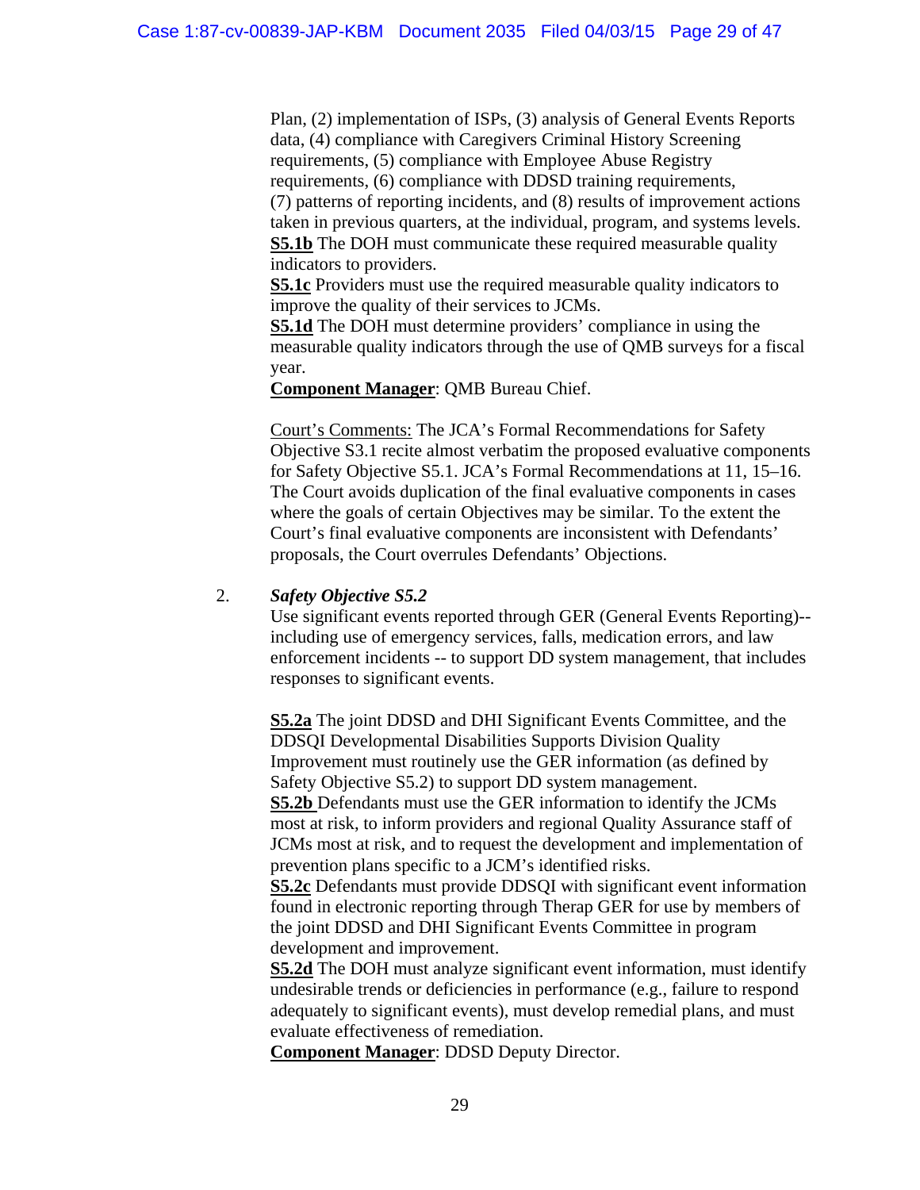Plan, (2) implementation of ISPs, (3) analysis of General Events Reports data, (4) compliance with Caregivers Criminal History Screening requirements, (5) compliance with Employee Abuse Registry requirements, (6) compliance with DDSD training requirements, (7) patterns of reporting incidents, and (8) results of improvement actions taken in previous quarters, at the individual, program, and systems levels.
**S5.1b** The DOH must communicate these required measurable quality indicators to providers.
**S5.1c** Providers must use the required measurable quality indicators to improve the quality of their services to JCMs.
**S5.1d** The DOH must determine providers' compliance in using the measurable quality indicators through the use of QMB surveys for a fiscal year.
**Component Manager**: QMB Bureau Chief.

Court's Comments: The JCA's Formal Recommendations for Safety Objective S3.1 recite almost verbatim the proposed evaluative components for Safety Objective S5.1. JCA's Formal Recommendations at 11, 15–16. The Court avoids duplication of the final evaluative components in cases where the goals of certain Objectives may be similar. To the extent the Court's final evaluative components are inconsistent with Defendants' proposals, the Court overrules Defendants' Objections.

2. ***Safety Objective S5.2***

Use significant events reported through GER (General Events Reporting)-- including use of emergency services, falls, medication errors, and law enforcement incidents -- to support DD system management, that includes responses to significant events.

**S5.2a** The joint DDSD and DHI Significant Events Committee, and the DDSQI Developmental Disabilities Supports Division Quality Improvement must routinely use the GER information (as defined by Safety Objective S5.2) to support DD system management.
**S5.2b** Defendants must use the GER information to identify the JCMs most at risk, to inform providers and regional Quality Assurance staff of JCMs most at risk, and to request the development and implementation of prevention plans specific to a JCM's identified risks.
**S5.2c** Defendants must provide DDSQI with significant event information found in electronic reporting through Therap GER for use by members of the joint DDSD and DHI Significant Events Committee in program development and improvement.
**S5.2d** The DOH must analyze significant event information, must identify undesirable trends or deficiencies in performance (e.g., failure to respond adequately to significant events), must develop remedial plans, and must evaluate effectiveness of remediation.
**Component Manager**: DDSD Deputy Director.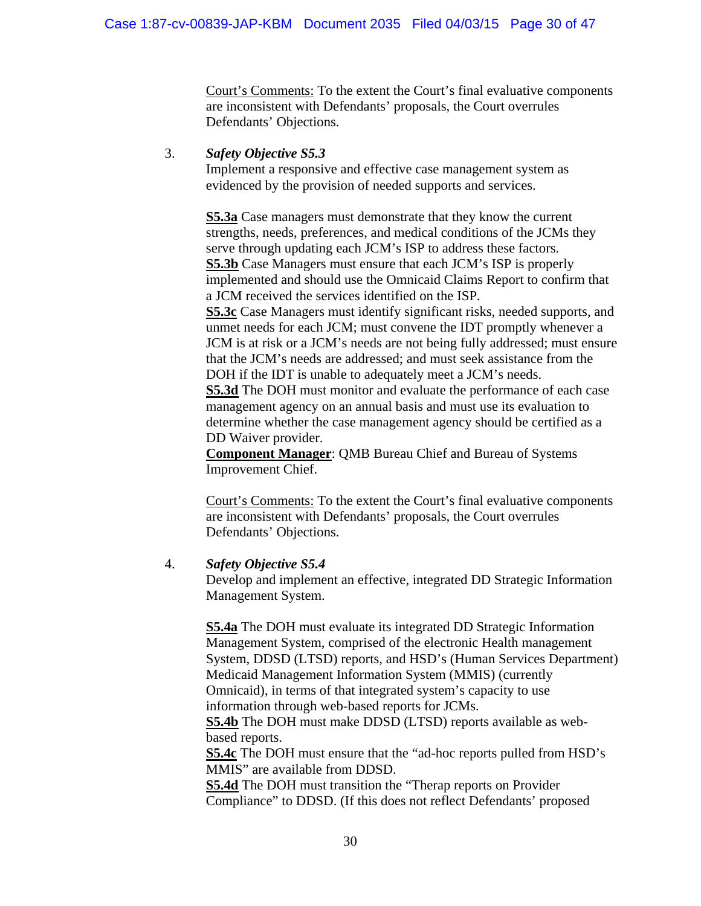Court's Comments: To the extent the Court's final evaluative components are inconsistent with Defendants' proposals, the Court overrules Defendants' Objections.

3. ***Safety Objective S5.3***

Implement a responsive and effective case management system as evidenced by the provision of needed supports and services.

**S5.3a** Case managers must demonstrate that they know the current strengths, needs, preferences, and medical conditions of the JCMs they serve through updating each JCM's ISP to address these factors.
**S5.3b** Case Managers must ensure that each JCM's ISP is properly implemented and should use the Omnicaid Claims Report to confirm that a JCM received the services identified on the ISP.
**S5.3c** Case Managers must identify significant risks, needed supports, and unmet needs for each JCM; must convene the IDT promptly whenever a JCM is at risk or a JCM's needs are not being fully addressed; must ensure that the JCM's needs are addressed; and must seek assistance from the DOH if the IDT is unable to adequately meet a JCM's needs.
**S5.3d** The DOH must monitor and evaluate the performance of each case management agency on an annual basis and must use its evaluation to determine whether the case management agency should be certified as a DD Waiver provider.
**Component Manager**: QMB Bureau Chief and Bureau of Systems Improvement Chief.

Court's Comments: To the extent the Court's final evaluative components are inconsistent with Defendants' proposals, the Court overrules Defendants' Objections.

4. ***Safety Objective S5.4***

Develop and implement an effective, integrated DD Strategic Information Management System.

**S5.4a** The DOH must evaluate its integrated DD Strategic Information Management System, comprised of the electronic Health management System, DDSD (LTSD) reports, and HSD's (Human Services Department) Medicaid Management Information System (MMIS) (currently Omnicaid), in terms of that integrated system's capacity to use information through web-based reports for JCMs.
**S5.4b** The DOH must make DDSD (LTSD) reports available as web-based reports.
**S5.4c** The DOH must ensure that the "ad-hoc reports pulled from HSD's MMIS" are available from DDSD.
**S5.4d** The DOH must transition the "Therap reports on Provider Compliance" to DDSD. (If this does not reflect Defendants' proposed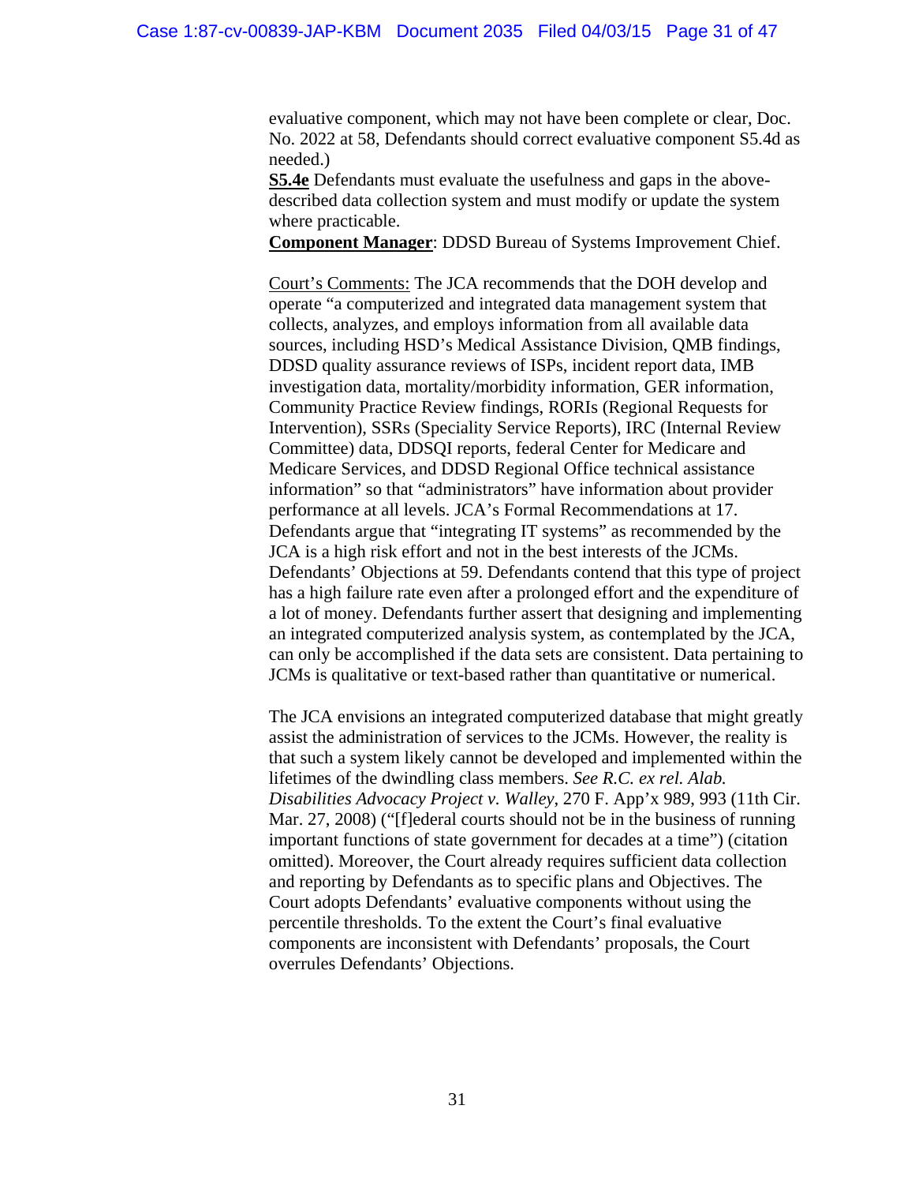evaluative component, which may not have been complete or clear, Doc. No. 2022 at 58, Defendants should correct evaluative component S5.4d as needed.)

**S5.4e** Defendants must evaluate the usefulness and gaps in the above-described data collection system and must modify or update the system where practicable.

**Component Manager**: DDSD Bureau of Systems Improvement Chief.

Court's Comments: The JCA recommends that the DOH develop and operate "a computerized and integrated data management system that collects, analyzes, and employs information from all available data sources, including HSD's Medical Assistance Division, QMB findings, DDSD quality assurance reviews of ISPs, incident report data, IMB investigation data, mortality/morbidity information, GER information, Community Practice Review findings, RORIs (Regional Requests for Intervention), SSRs (Speciality Service Reports), IRC (Internal Review Committee) data, DDSQI reports, federal Center for Medicare and Medicare Services, and DDSD Regional Office technical assistance information" so that "administrators" have information about provider performance at all levels. JCA's Formal Recommendations at 17. Defendants argue that "integrating IT systems" as recommended by the JCA is a high risk effort and not in the best interests of the JCMs. Defendants' Objections at 59. Defendants contend that this type of project has a high failure rate even after a prolonged effort and the expenditure of a lot of money. Defendants further assert that designing and implementing an integrated computerized analysis system, as contemplated by the JCA, can only be accomplished if the data sets are consistent. Data pertaining to JCMs is qualitative or text-based rather than quantitative or numerical.

The JCA envisions an integrated computerized database that might greatly assist the administration of services to the JCMs. However, the reality is that such a system likely cannot be developed and implemented within the lifetimes of the dwindling class members. *See R.C. ex rel. Alab. Disabilities Advocacy Project v. Walley*, 270 F. App'x 989, 993 (11th Cir. Mar. 27, 2008) ("[f]ederal courts should not be in the business of running important functions of state government for decades at a time") (citation omitted). Moreover, the Court already requires sufficient data collection and reporting by Defendants as to specific plans and Objectives. The Court adopts Defendants' evaluative components without using the percentile thresholds. To the extent the Court's final evaluative components are inconsistent with Defendants' proposals, the Court overrules Defendants' Objections.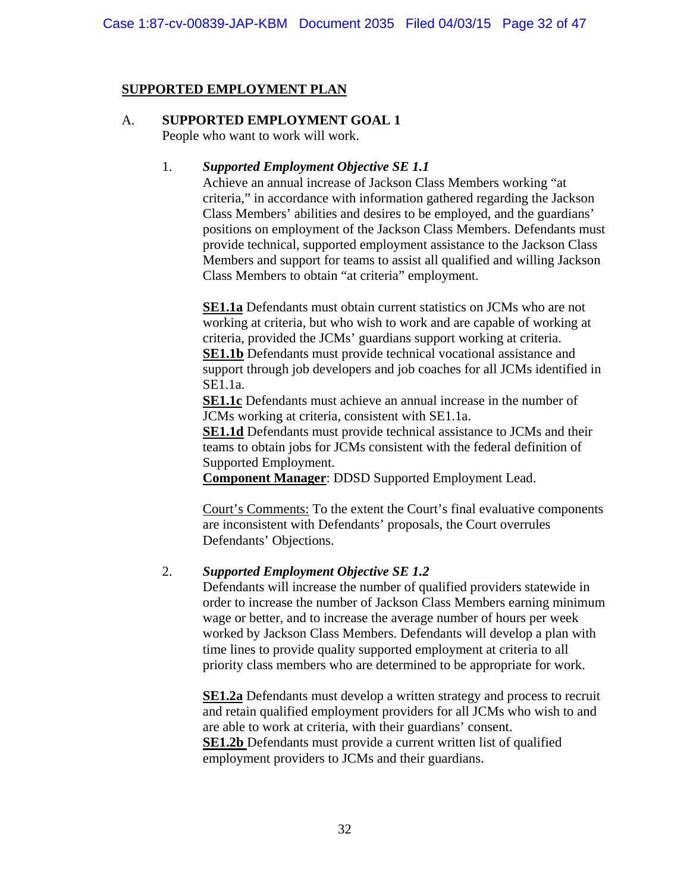## SUPPORTED EMPLOYMENT PLAN

A. **SUPPORTED EMPLOYMENT GOAL 1**
People who want to work will work.

1. ***Supported Employment Objective SE 1.1***
Achieve an annual increase of Jackson Class Members working "at criteria," in accordance with information gathered regarding the Jackson Class Members' abilities and desires to be employed, and the guardians' positions on employment of the Jackson Class Members. Defendants must provide technical, supported employment assistance to the Jackson Class Members and support for teams to assist all qualified and willing Jackson Class Members to obtain "at criteria" employment.

**SE1.1a** Defendants must obtain current statistics on JCMs who are not working at criteria, but who wish to work and are capable of working at criteria, provided the JCMs' guardians support working at criteria.
**SE1.1b** Defendants must provide technical vocational assistance and support through job developers and job coaches for all JCMs identified in SE1.1a.
**SE1.1c** Defendants must achieve an annual increase in the number of JCMs working at criteria, consistent with SE1.1a.
**SE1.1d** Defendants must provide technical assistance to JCMs and their teams to obtain jobs for JCMs consistent with the federal definition of Supported Employment.
**Component Manager**: DDSD Supported Employment Lead.

Court's Comments: To the extent the Court's final evaluative components are inconsistent with Defendants' proposals, the Court overrules Defendants' Objections.

2. ***Supported Employment Objective SE 1.2***
Defendants will increase the number of qualified providers statewide in order to increase the number of Jackson Class Members earning minimum wage or better, and to increase the average number of hours per week worked by Jackson Class Members. Defendants will develop a plan with time lines to provide quality supported employment at criteria to all priority class members who are determined to be appropriate for work.

**SE1.2a** Defendants must develop a written strategy and process to recruit and retain qualified employment providers for all JCMs who wish to and are able to work at criteria, with their guardians' consent.
**SE1.2b** Defendants must provide a current written list of qualified employment providers to JCMs and their guardians.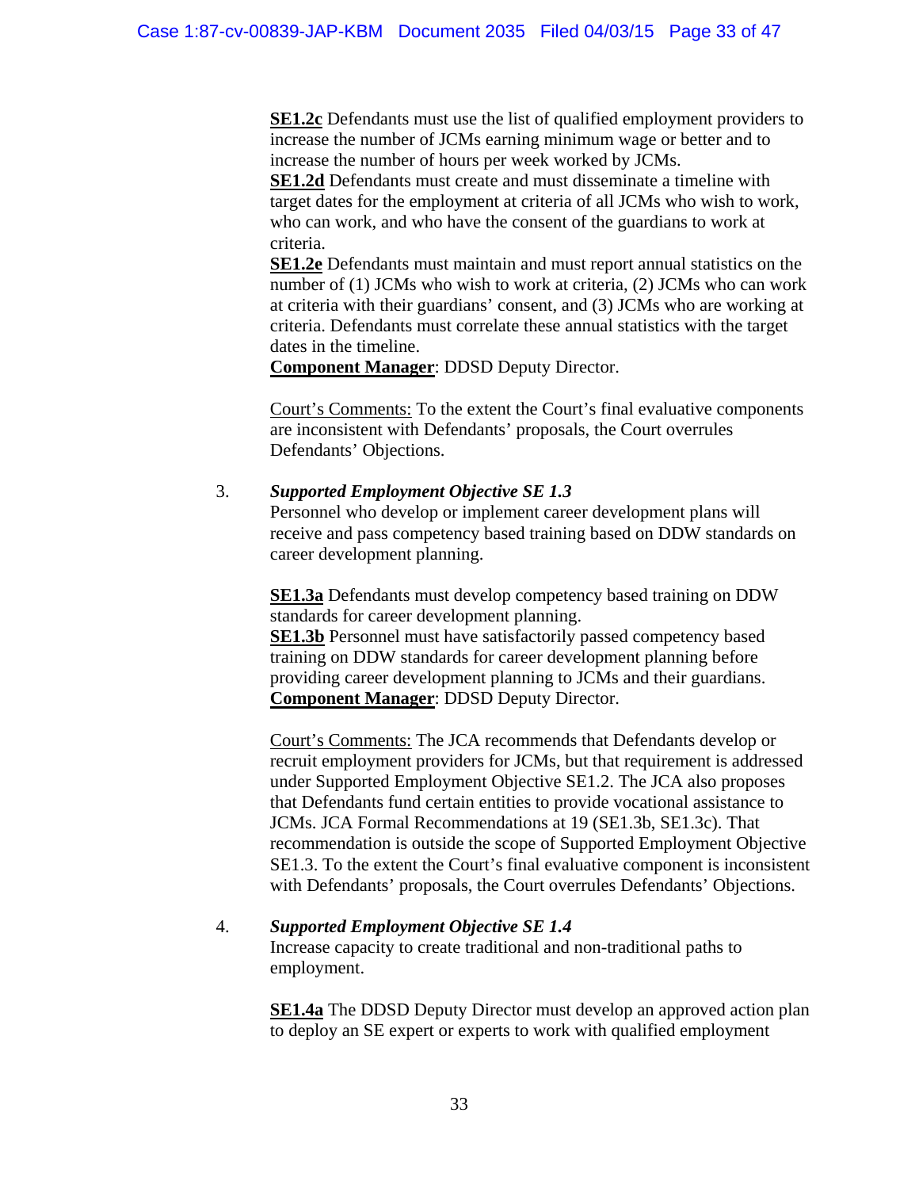**SE1.2c** Defendants must use the list of qualified employment providers to increase the number of JCMs earning minimum wage or better and to increase the number of hours per week worked by JCMs.
**SE1.2d** Defendants must create and must disseminate a timeline with target dates for the employment at criteria of all JCMs who wish to work, who can work, and who have the consent of the guardians to work at criteria.
**SE1.2e** Defendants must maintain and must report annual statistics on the number of (1) JCMs who wish to work at criteria, (2) JCMs who can work at criteria with their guardians' consent, and (3) JCMs who are working at criteria. Defendants must correlate these annual statistics with the target dates in the timeline.
**Component Manager**: DDSD Deputy Director.

Court's Comments: To the extent the Court's final evaluative components are inconsistent with Defendants' proposals, the Court overrules Defendants' Objections.

3. ***Supported Employment Objective SE 1.3***
Personnel who develop or implement career development plans will receive and pass competency based training based on DDW standards on career development planning.

**SE1.3a** Defendants must develop competency based training on DDW standards for career development planning.
**SE1.3b** Personnel must have satisfactorily passed competency based training on DDW standards for career development planning before providing career development planning to JCMs and their guardians.
**Component Manager**: DDSD Deputy Director.

Court's Comments: The JCA recommends that Defendants develop or recruit employment providers for JCMs, but that requirement is addressed under Supported Employment Objective SE1.2. The JCA also proposes that Defendants fund certain entities to provide vocational assistance to JCMs. JCA Formal Recommendations at 19 (SE1.3b, SE1.3c). That recommendation is outside the scope of Supported Employment Objective SE1.3. To the extent the Court's final evaluative component is inconsistent with Defendants' proposals, the Court overrules Defendants' Objections.

4. ***Supported Employment Objective SE 1.4***
Increase capacity to create traditional and non-traditional paths to employment.

**SE1.4a** The DDSD Deputy Director must develop an approved action plan to deploy an SE expert or experts to work with qualified employment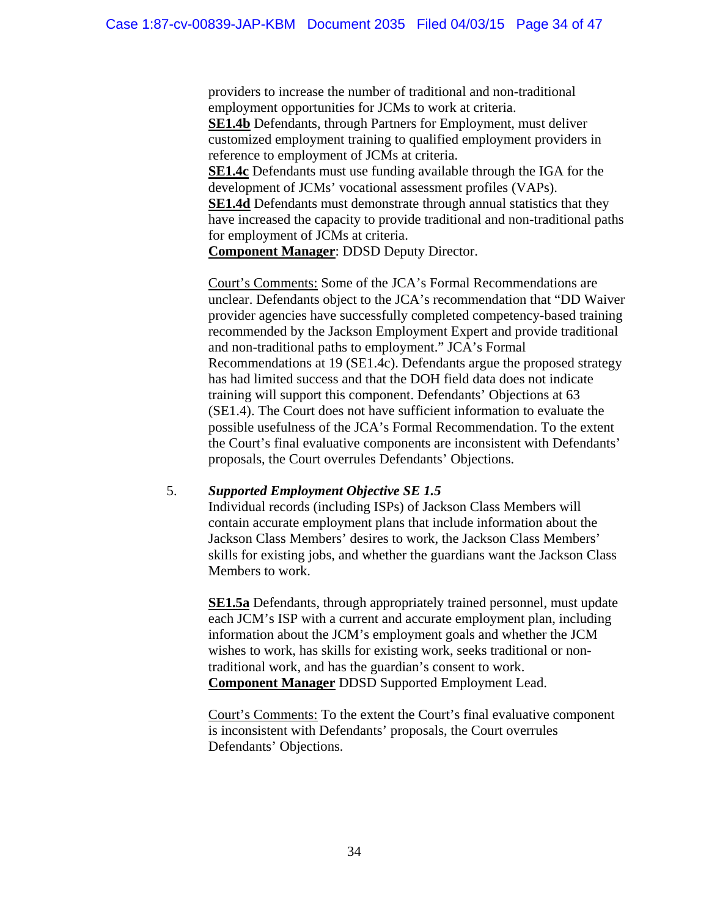providers to increase the number of traditional and non-traditional employment opportunities for JCMs to work at criteria.

**SE1.4b** Defendants, through Partners for Employment, must deliver customized employment training to qualified employment providers in reference to employment of JCMs at criteria.

**SE1.4c** Defendants must use funding available through the IGA for the development of JCMs' vocational assessment profiles (VAPs).

**SE1.4d** Defendants must demonstrate through annual statistics that they have increased the capacity to provide traditional and non-traditional paths for employment of JCMs at criteria.

**Component Manager**: DDSD Deputy Director.

Court's Comments: Some of the JCA's Formal Recommendations are unclear. Defendants object to the JCA's recommendation that "DD Waiver provider agencies have successfully completed competency-based training recommended by the Jackson Employment Expert and provide traditional and non-traditional paths to employment." JCA's Formal Recommendations at 19 (SE1.4c). Defendants argue the proposed strategy has had limited success and that the DOH field data does not indicate training will support this component. Defendants' Objections at 63 (SE1.4). The Court does not have sufficient information to evaluate the possible usefulness of the JCA's Formal Recommendation. To the extent the Court's final evaluative components are inconsistent with Defendants' proposals, the Court overrules Defendants' Objections.

5. ***Supported Employment Objective SE 1.5***

Individual records (including ISPs) of Jackson Class Members will contain accurate employment plans that include information about the Jackson Class Members' desires to work, the Jackson Class Members' skills for existing jobs, and whether the guardians want the Jackson Class Members to work.

**SE1.5a** Defendants, through appropriately trained personnel, must update each JCM's ISP with a current and accurate employment plan, including information about the JCM's employment goals and whether the JCM wishes to work, has skills for existing work, seeks traditional or non-traditional work, and has the guardian's consent to work.

**Component Manager** DDSD Supported Employment Lead.

Court's Comments: To the extent the Court's final evaluative component is inconsistent with Defendants' proposals, the Court overrules Defendants' Objections.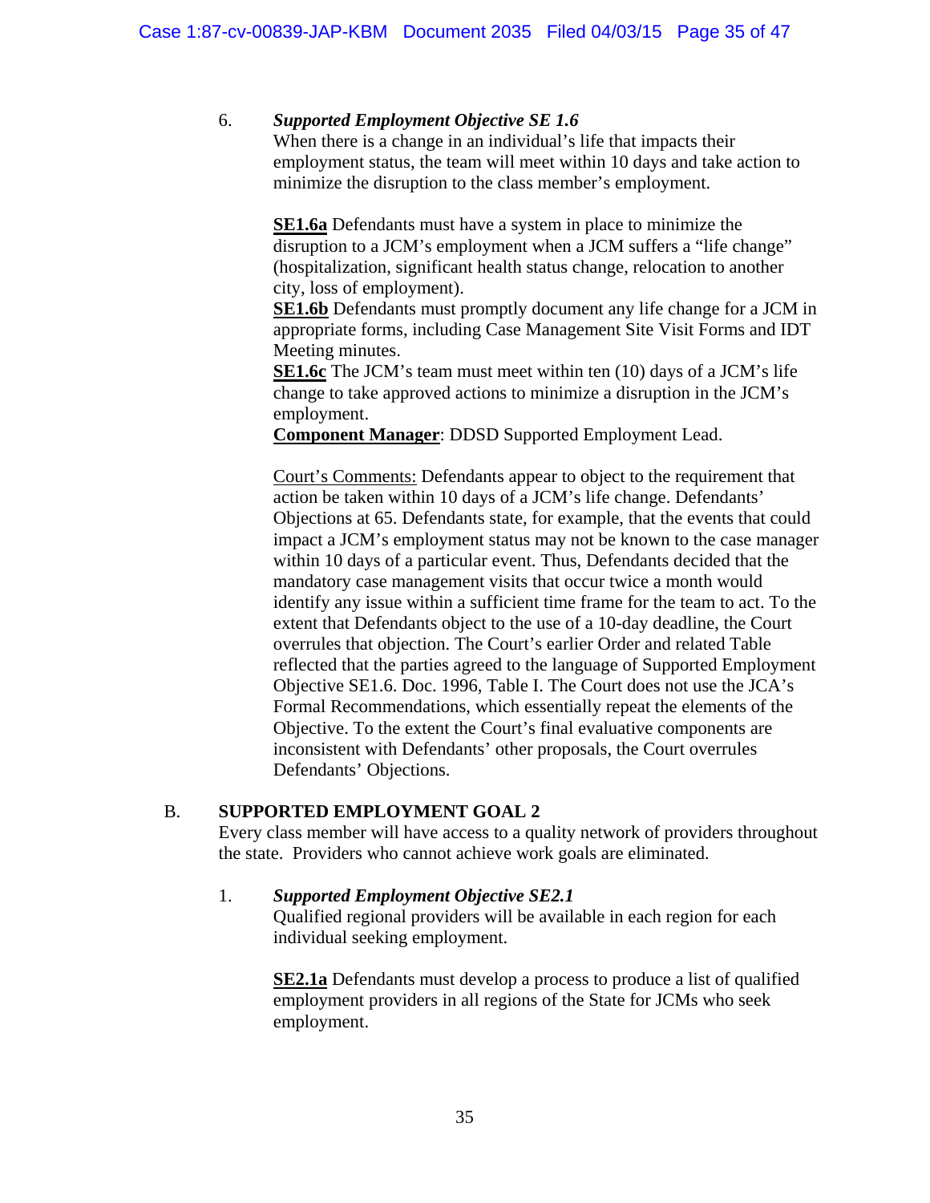6. ***Supported Employment Objective SE 1.6***
When there is a change in an individual's life that impacts their employment status, the team will meet within 10 days and take action to minimize the disruption to the class member's employment.

**SE1.6a** Defendants must have a system in place to minimize the disruption to a JCM's employment when a JCM suffers a "life change" (hospitalization, significant health status change, relocation to another city, loss of employment).
**SE1.6b** Defendants must promptly document any life change for a JCM in appropriate forms, including Case Management Site Visit Forms and IDT Meeting minutes.
**SE1.6c** The JCM's team must meet within ten (10) days of a JCM's life change to take approved actions to minimize a disruption in the JCM's employment.
**Component Manager**: DDSD Supported Employment Lead.

Court's Comments: Defendants appear to object to the requirement that action be taken within 10 days of a JCM's life change. Defendants' Objections at 65. Defendants state, for example, that the events that could impact a JCM's employment status may not be known to the case manager within 10 days of a particular event. Thus, Defendants decided that the mandatory case management visits that occur twice a month would identify any issue within a sufficient time frame for the team to act. To the extent that Defendants object to the use of a 10-day deadline, the Court overrules that objection. The Court's earlier Order and related Table reflected that the parties agreed to the language of Supported Employment Objective SE1.6. Doc. 1996, Table I. The Court does not use the JCA's Formal Recommendations, which essentially repeat the elements of the Objective. To the extent the Court's final evaluative components are inconsistent with Defendants' other proposals, the Court overrules Defendants' Objections.

## B. SUPPORTED EMPLOYMENT GOAL 2

Every class member will have access to a quality network of providers throughout the state. Providers who cannot achieve work goals are eliminated.

1. ***Supported Employment Objective SE2.1***
Qualified regional providers will be available in each region for each individual seeking employment.

**SE2.1a** Defendants must develop a process to produce a list of qualified employment providers in all regions of the State for JCMs who seek employment.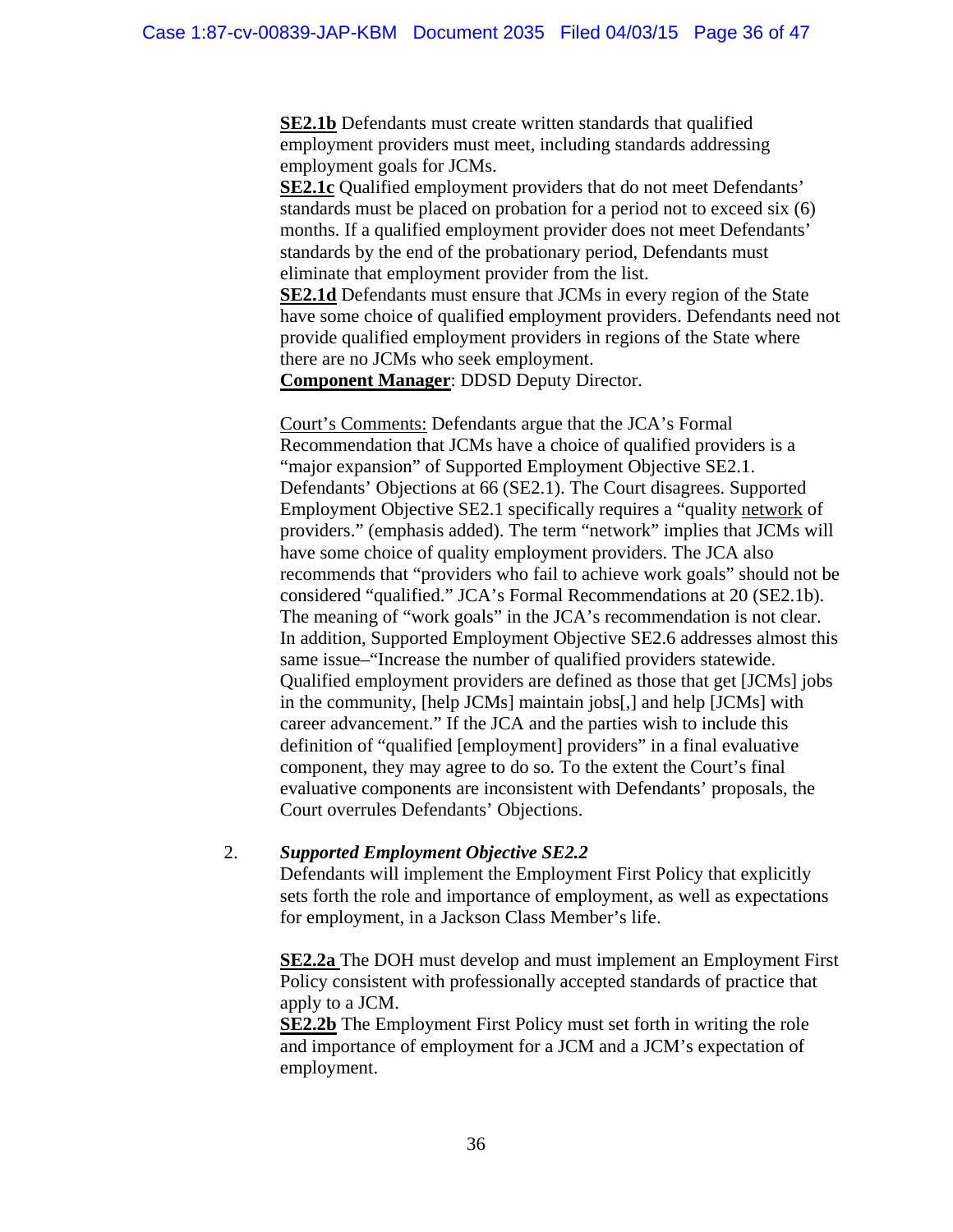**SE2.1b** Defendants must create written standards that qualified employment providers must meet, including standards addressing employment goals for JCMs.
**SE2.1c** Qualified employment providers that do not meet Defendants' standards must be placed on probation for a period not to exceed six (6) months. If a qualified employment provider does not meet Defendants' standards by the end of the probationary period, Defendants must eliminate that employment provider from the list.
**SE2.1d** Defendants must ensure that JCMs in every region of the State have some choice of qualified employment providers. Defendants need not provide qualified employment providers in regions of the State where there are no JCMs who seek employment.
**Component Manager**: DDSD Deputy Director.

Court's Comments: Defendants argue that the JCA's Formal Recommendation that JCMs have a choice of qualified providers is a "major expansion" of Supported Employment Objective SE2.1. Defendants' Objections at 66 (SE2.1). The Court disagrees. Supported Employment Objective SE2.1 specifically requires a "quality network of providers." (emphasis added). The term "network" implies that JCMs will have some choice of quality employment providers. The JCA also recommends that "providers who fail to achieve work goals" should not be considered "qualified." JCA's Formal Recommendations at 20 (SE2.1b). The meaning of "work goals" in the JCA's recommendation is not clear. In addition, Supported Employment Objective SE2.6 addresses almost this same issue–"Increase the number of qualified providers statewide. Qualified employment providers are defined as those that get [JCMs] jobs in the community, [help JCMs] maintain jobs[,] and help [JCMs] with career advancement." If the JCA and the parties wish to include this definition of "qualified [employment] providers" in a final evaluative component, they may agree to do so. To the extent the Court's final evaluative components are inconsistent with Defendants' proposals, the Court overrules Defendants' Objections.

2. ***Supported Employment Objective SE2.2***
Defendants will implement the Employment First Policy that explicitly sets forth the role and importance of employment, as well as expectations for employment, in a Jackson Class Member's life.

**SE2.2a** The DOH must develop and must implement an Employment First Policy consistent with professionally accepted standards of practice that apply to a JCM.
**SE2.2b** The Employment First Policy must set forth in writing the role and importance of employment for a JCM and a JCM's expectation of employment.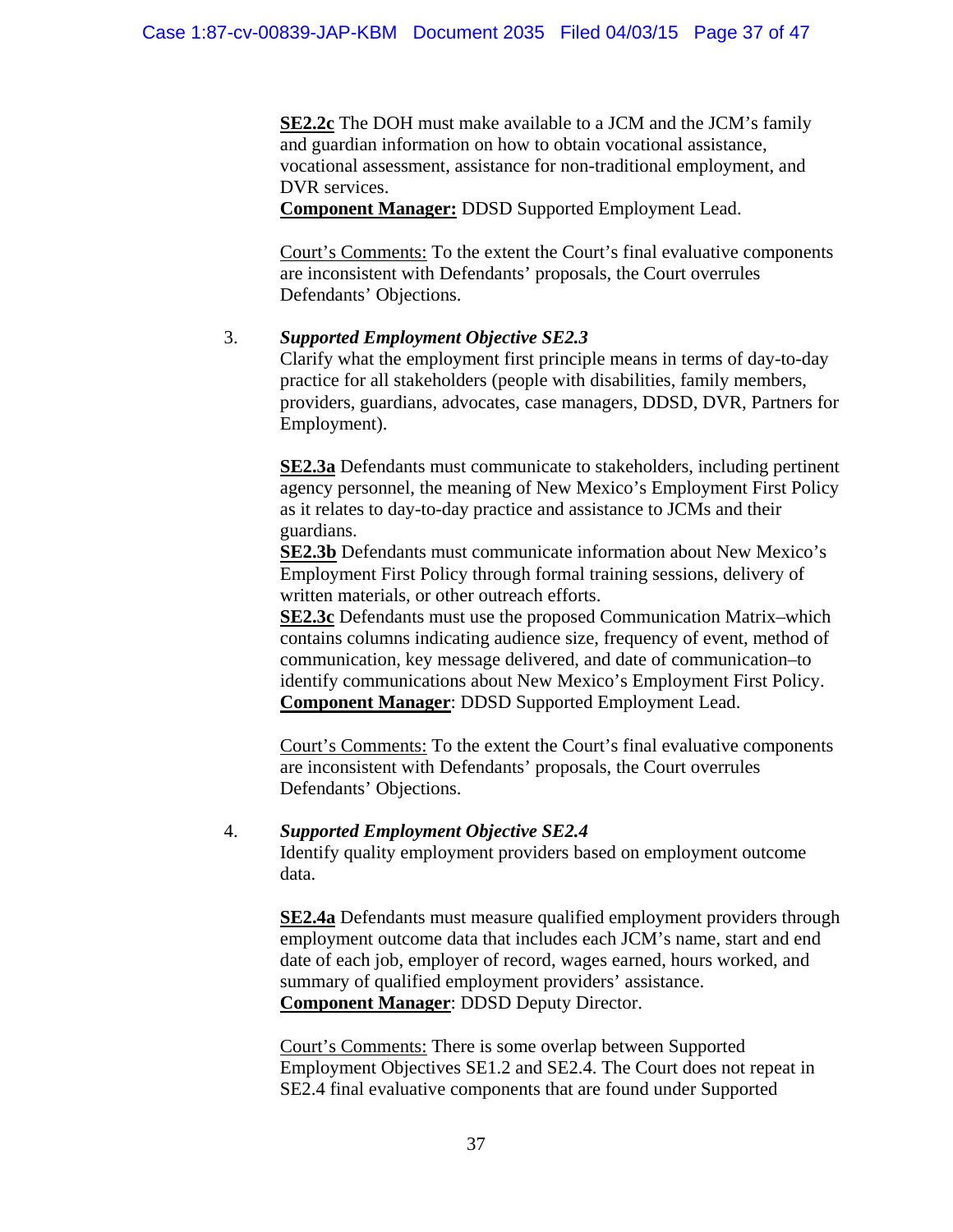**SE2.2c** The DOH must make available to a JCM and the JCM's family and guardian information on how to obtain vocational assistance, vocational assessment, assistance for non-traditional employment, and DVR services.
**Component Manager:** DDSD Supported Employment Lead.

Court's Comments: To the extent the Court's final evaluative components are inconsistent with Defendants' proposals, the Court overrules Defendants' Objections.

3. ***Supported Employment Objective SE2.3***
Clarify what the employment first principle means in terms of day-to-day practice for all stakeholders (people with disabilities, family members, providers, guardians, advocates, case managers, DDSD, DVR, Partners for Employment).

**SE2.3a** Defendants must communicate to stakeholders, including pertinent agency personnel, the meaning of New Mexico's Employment First Policy as it relates to day-to-day practice and assistance to JCMs and their guardians.
**SE2.3b** Defendants must communicate information about New Mexico's Employment First Policy through formal training sessions, delivery of written materials, or other outreach efforts.
**SE2.3c** Defendants must use the proposed Communication Matrix–which contains columns indicating audience size, frequency of event, method of communication, key message delivered, and date of communication–to identify communications about New Mexico's Employment First Policy.
**Component Manager**: DDSD Supported Employment Lead.

Court's Comments: To the extent the Court's final evaluative components are inconsistent with Defendants' proposals, the Court overrules Defendants' Objections.

4. ***Supported Employment Objective SE2.4***
Identify quality employment providers based on employment outcome data.

**SE2.4a** Defendants must measure qualified employment providers through employment outcome data that includes each JCM's name, start and end date of each job, employer of record, wages earned, hours worked, and summary of qualified employment providers' assistance.
**Component Manager**: DDSD Deputy Director.

Court's Comments: There is some overlap between Supported Employment Objectives SE1.2 and SE2.4. The Court does not repeat in SE2.4 final evaluative components that are found under Supported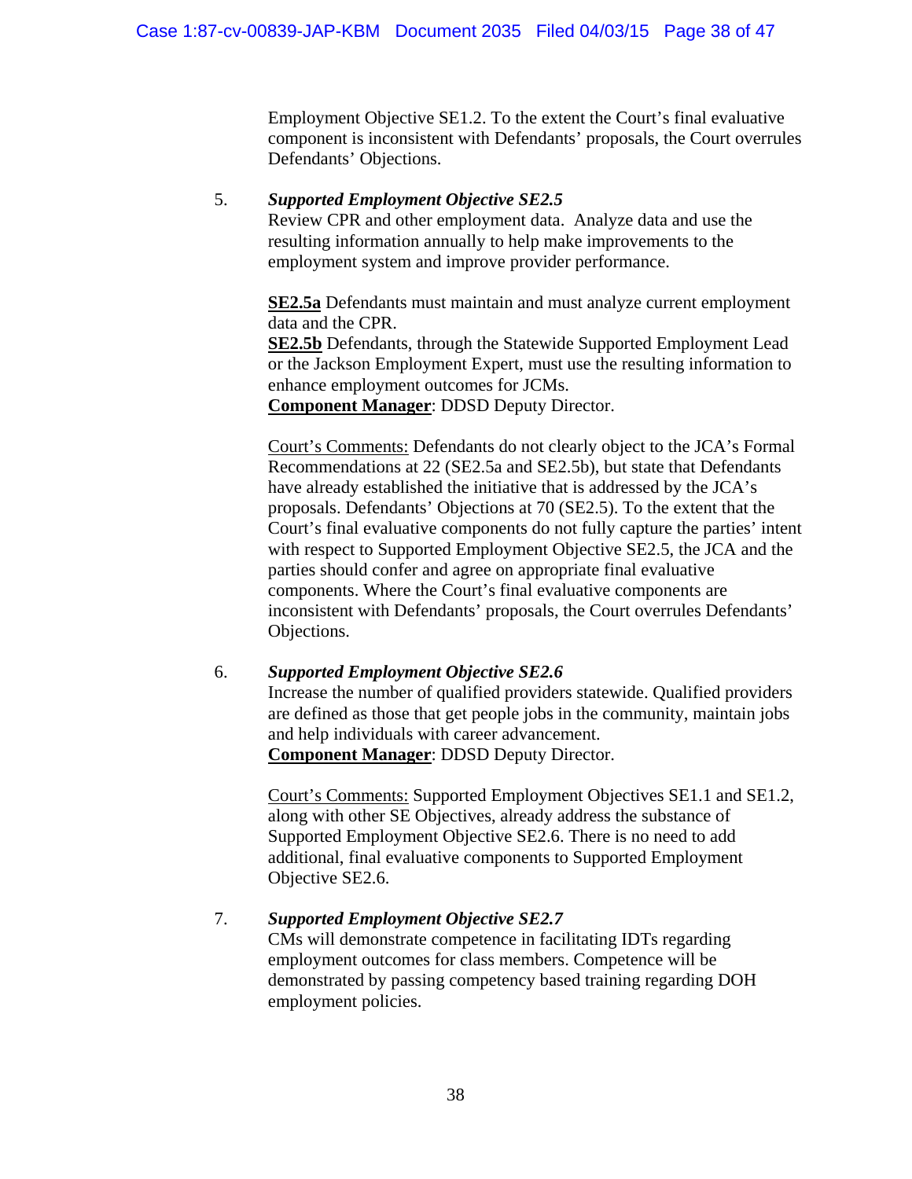Employment Objective SE1.2. To the extent the Court's final evaluative component is inconsistent with Defendants' proposals, the Court overrules Defendants' Objections.

5. ***Supported Employment Objective SE2.5***

Review CPR and other employment data. Analyze data and use the resulting information annually to help make improvements to the employment system and improve provider performance.

**SE2.5a** Defendants must maintain and must analyze current employment data and the CPR.
**SE2.5b** Defendants, through the Statewide Supported Employment Lead or the Jackson Employment Expert, must use the resulting information to enhance employment outcomes for JCMs.
**Component Manager**: DDSD Deputy Director.

Court's Comments: Defendants do not clearly object to the JCA's Formal Recommendations at 22 (SE2.5a and SE2.5b), but state that Defendants have already established the initiative that is addressed by the JCA's proposals. Defendants' Objections at 70 (SE2.5). To the extent that the Court's final evaluative components do not fully capture the parties' intent with respect to Supported Employment Objective SE2.5, the JCA and the parties should confer and agree on appropriate final evaluative components. Where the Court's final evaluative components are inconsistent with Defendants' proposals, the Court overrules Defendants' Objections.

6. ***Supported Employment Objective SE2.6***

Increase the number of qualified providers statewide. Qualified providers are defined as those that get people jobs in the community, maintain jobs and help individuals with career advancement.
**Component Manager**: DDSD Deputy Director.

Court's Comments: Supported Employment Objectives SE1.1 and SE1.2, along with other SE Objectives, already address the substance of Supported Employment Objective SE2.6. There is no need to add additional, final evaluative components to Supported Employment Objective SE2.6.

7. ***Supported Employment Objective SE2.7***

CMs will demonstrate competence in facilitating IDTs regarding employment outcomes for class members. Competence will be demonstrated by passing competency based training regarding DOH employment policies.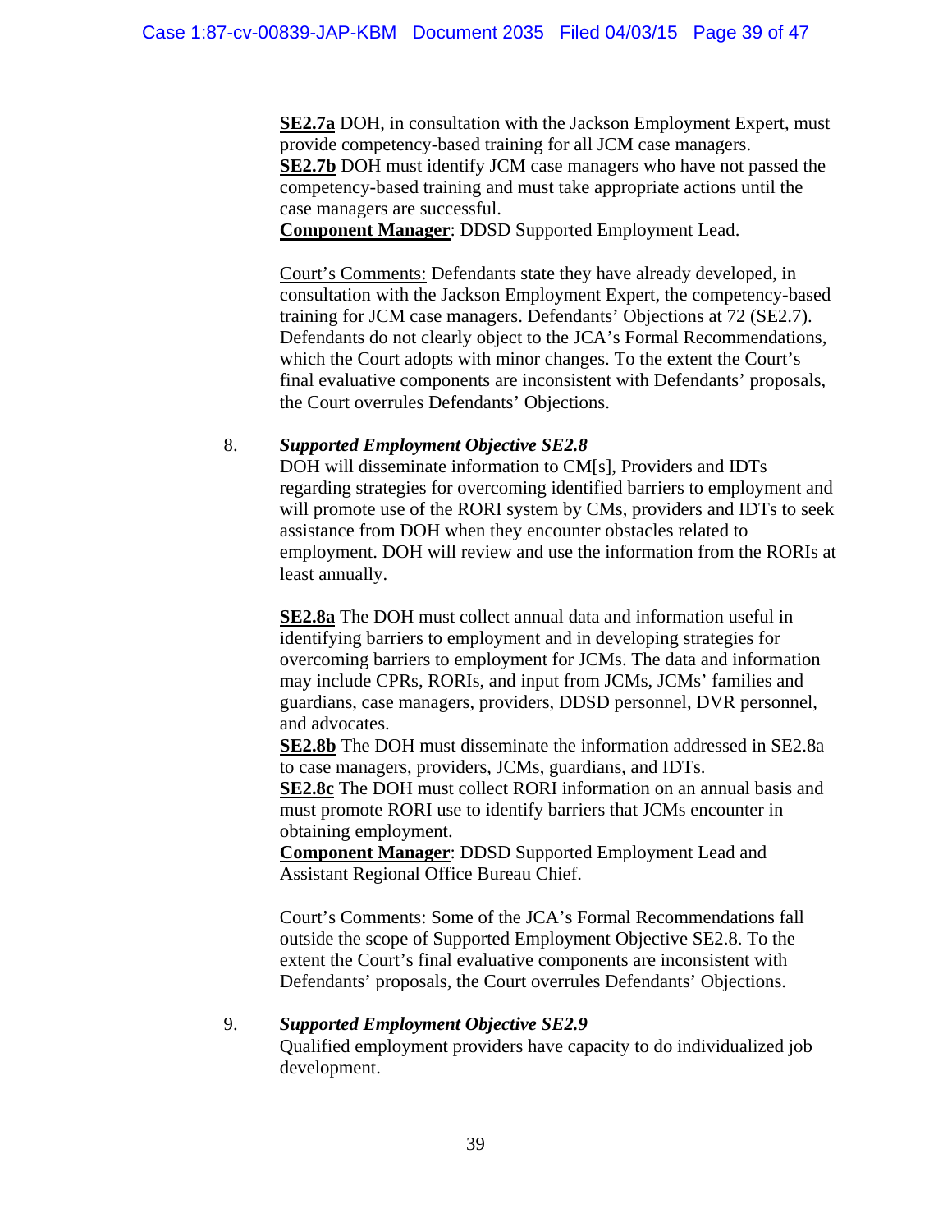**SE2.7a** DOH, in consultation with the Jackson Employment Expert, must provide competency-based training for all JCM case managers.
**SE2.7b** DOH must identify JCM case managers who have not passed the competency-based training and must take appropriate actions until the case managers are successful.
**Component Manager**: DDSD Supported Employment Lead.

Court's Comments: Defendants state they have already developed, in consultation with the Jackson Employment Expert, the competency-based training for JCM case managers. Defendants' Objections at 72 (SE2.7). Defendants do not clearly object to the JCA's Formal Recommendations, which the Court adopts with minor changes. To the extent the Court's final evaluative components are inconsistent with Defendants' proposals, the Court overrules Defendants' Objections.

8. ***Supported Employment Objective SE2.8***
DOH will disseminate information to CM[s], Providers and IDTs regarding strategies for overcoming identified barriers to employment and will promote use of the RORI system by CMs, providers and IDTs to seek assistance from DOH when they encounter obstacles related to employment. DOH will review and use the information from the RORIs at least annually.

**SE2.8a** The DOH must collect annual data and information useful in identifying barriers to employment and in developing strategies for overcoming barriers to employment for JCMs. The data and information may include CPRs, RORIs, and input from JCMs, JCMs' families and guardians, case managers, providers, DDSD personnel, DVR personnel, and advocates.
**SE2.8b** The DOH must disseminate the information addressed in SE2.8a to case managers, providers, JCMs, guardians, and IDTs.
**SE2.8c** The DOH must collect RORI information on an annual basis and must promote RORI use to identify barriers that JCMs encounter in obtaining employment.
**Component Manager**: DDSD Supported Employment Lead and Assistant Regional Office Bureau Chief.

Court's Comments: Some of the JCA's Formal Recommendations fall outside the scope of Supported Employment Objective SE2.8. To the extent the Court's final evaluative components are inconsistent with Defendants' proposals, the Court overrules Defendants' Objections.

9. ***Supported Employment Objective SE2.9***
Qualified employment providers have capacity to do individualized job development.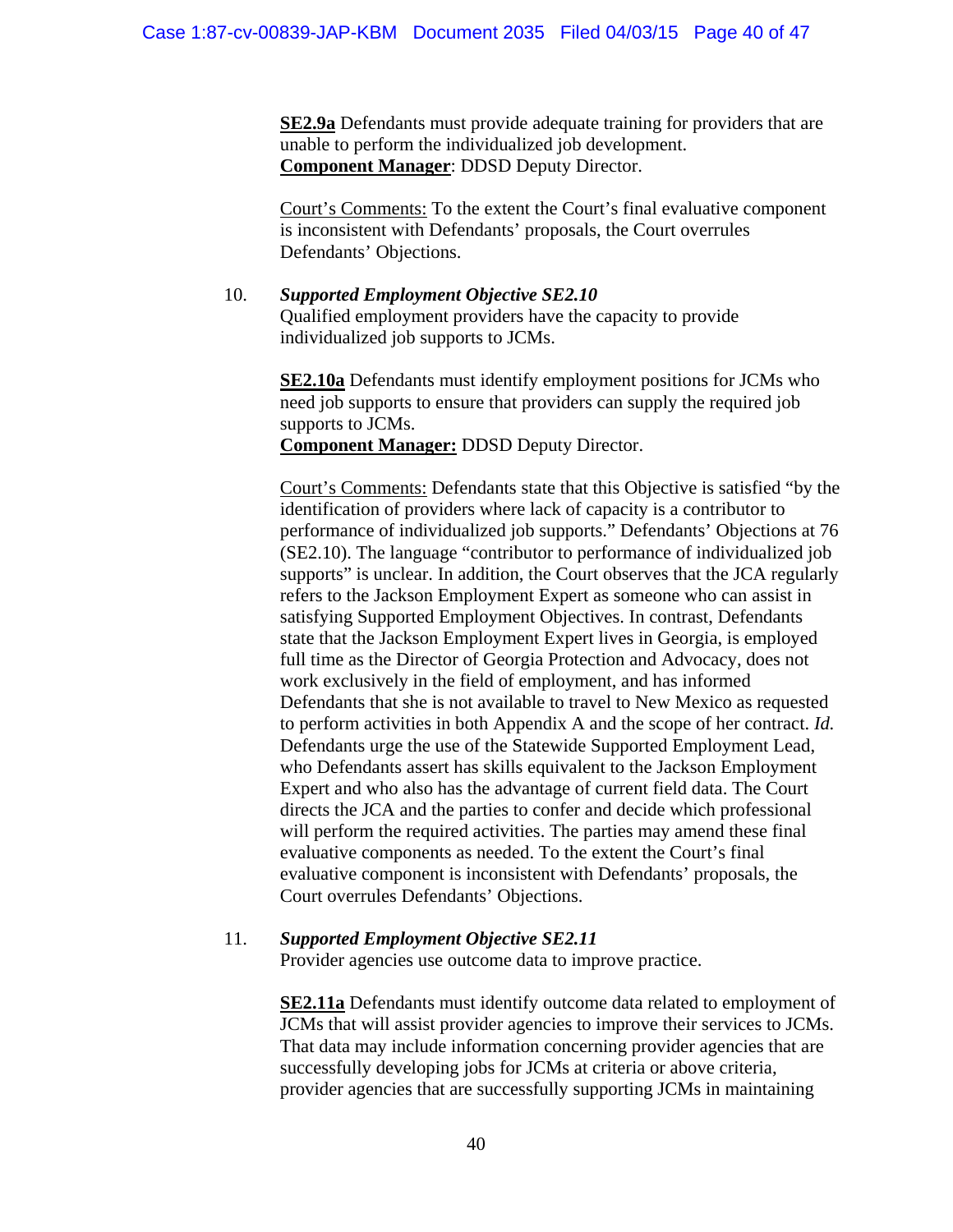**SE2.9a** Defendants must provide adequate training for providers that are unable to perform the individualized job development.
**Component Manager**: DDSD Deputy Director.

Court's Comments: To the extent the Court's final evaluative component is inconsistent with Defendants' proposals, the Court overrules Defendants' Objections.

10. ***Supported Employment Objective SE2.10***
Qualified employment providers have the capacity to provide individualized job supports to JCMs.

**SE2.10a** Defendants must identify employment positions for JCMs who need job supports to ensure that providers can supply the required job supports to JCMs.
**Component Manager:** DDSD Deputy Director.

Court's Comments: Defendants state that this Objective is satisfied "by the identification of providers where lack of capacity is a contributor to performance of individualized job supports." Defendants' Objections at 76 (SE2.10). The language "contributor to performance of individualized job supports" is unclear. In addition, the Court observes that the JCA regularly refers to the Jackson Employment Expert as someone who can assist in satisfying Supported Employment Objectives. In contrast, Defendants state that the Jackson Employment Expert lives in Georgia, is employed full time as the Director of Georgia Protection and Advocacy, does not work exclusively in the field of employment, and has informed Defendants that she is not available to travel to New Mexico as requested to perform activities in both Appendix A and the scope of her contract. *Id.* Defendants urge the use of the Statewide Supported Employment Lead, who Defendants assert has skills equivalent to the Jackson Employment Expert and who also has the advantage of current field data. The Court directs the JCA and the parties to confer and decide which professional will perform the required activities. The parties may amend these final evaluative components as needed. To the extent the Court's final evaluative component is inconsistent with Defendants' proposals, the Court overrules Defendants' Objections.

11. ***Supported Employment Objective SE2.11***
Provider agencies use outcome data to improve practice.

**SE2.11a** Defendants must identify outcome data related to employment of JCMs that will assist provider agencies to improve their services to JCMs. That data may include information concerning provider agencies that are successfully developing jobs for JCMs at criteria or above criteria, provider agencies that are successfully supporting JCMs in maintaining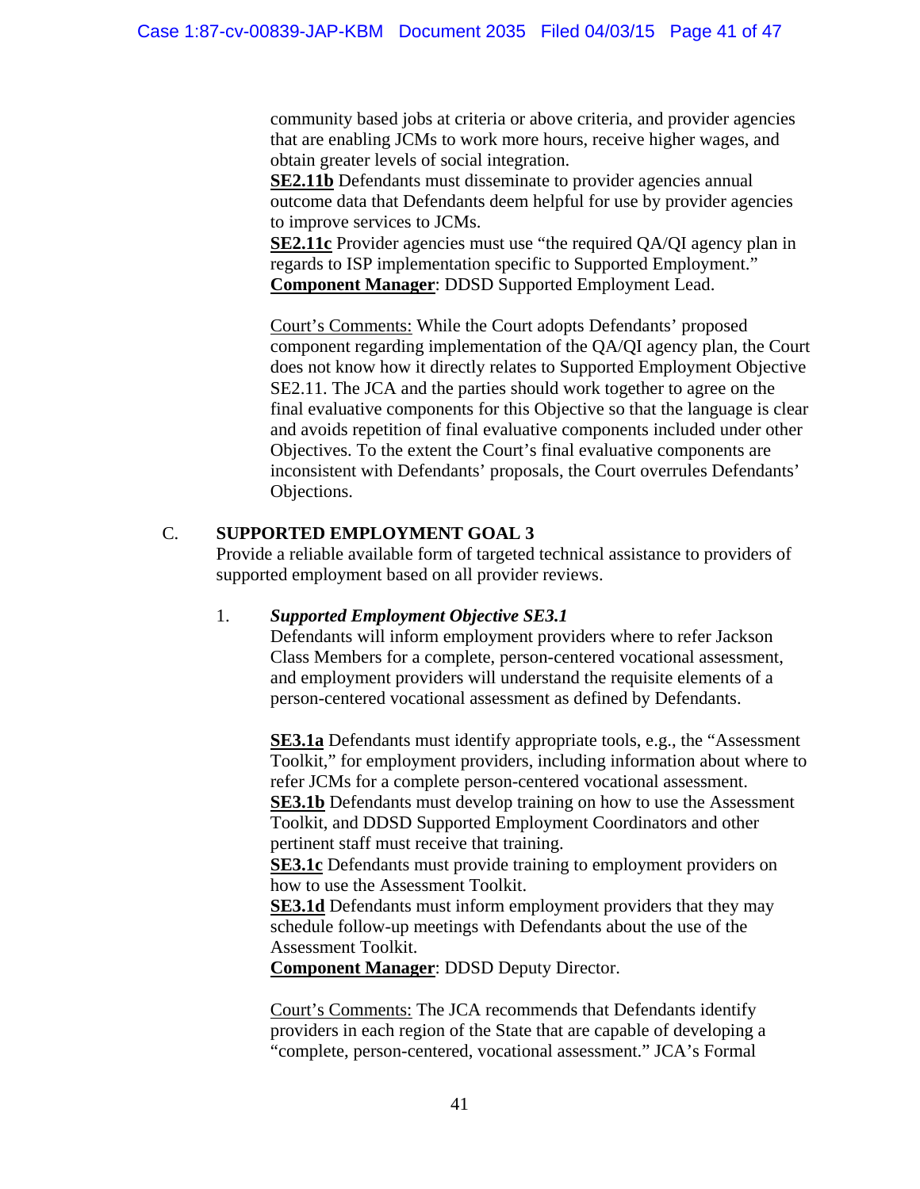community based jobs at criteria or above criteria, and provider agencies that are enabling JCMs to work more hours, receive higher wages, and obtain greater levels of social integration.

**SE2.11b** Defendants must disseminate to provider agencies annual outcome data that Defendants deem helpful for use by provider agencies to improve services to JCMs.

**SE2.11c** Provider agencies must use "the required QA/QI agency plan in regards to ISP implementation specific to Supported Employment."

**Component Manager**: DDSD Supported Employment Lead.

Court's Comments: While the Court adopts Defendants' proposed component regarding implementation of the QA/QI agency plan, the Court does not know how it directly relates to Supported Employment Objective SE2.11. The JCA and the parties should work together to agree on the final evaluative components for this Objective so that the language is clear and avoids repetition of final evaluative components included under other Objectives. To the extent the Court's final evaluative components are inconsistent with Defendants' proposals, the Court overrules Defendants' Objections.

## C. SUPPORTED EMPLOYMENT GOAL 3

Provide a reliable available form of targeted technical assistance to providers of supported employment based on all provider reviews.

### 1. *Supported Employment Objective SE3.1*

Defendants will inform employment providers where to refer Jackson Class Members for a complete, person-centered vocational assessment, and employment providers will understand the requisite elements of a person-centered vocational assessment as defined by Defendants.

**SE3.1a** Defendants must identify appropriate tools, e.g., the "Assessment Toolkit," for employment providers, including information about where to refer JCMs for a complete person-centered vocational assessment.

**SE3.1b** Defendants must develop training on how to use the Assessment Toolkit, and DDSD Supported Employment Coordinators and other pertinent staff must receive that training.

**SE3.1c** Defendants must provide training to employment providers on how to use the Assessment Toolkit.

**SE3.1d** Defendants must inform employment providers that they may schedule follow-up meetings with Defendants about the use of the Assessment Toolkit.

**Component Manager**: DDSD Deputy Director.

Court's Comments: The JCA recommends that Defendants identify providers in each region of the State that are capable of developing a "complete, person-centered, vocational assessment." JCA's Formal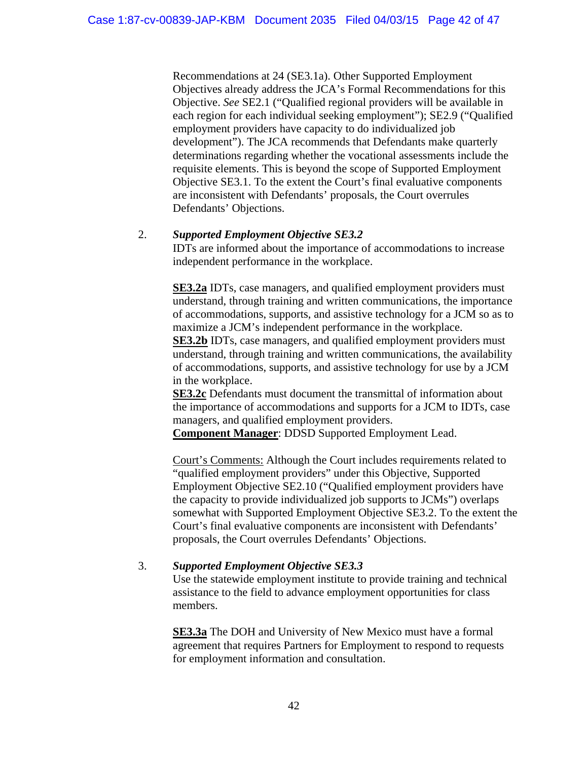Recommendations at 24 (SE3.1a). Other Supported Employment Objectives already address the JCA's Formal Recommendations for this Objective. *See* SE2.1 ("Qualified regional providers will be available in each region for each individual seeking employment"); SE2.9 ("Qualified employment providers have capacity to do individualized job development"). The JCA recommends that Defendants make quarterly determinations regarding whether the vocational assessments include the requisite elements. This is beyond the scope of Supported Employment Objective SE3.1. To the extent the Court's final evaluative components are inconsistent with Defendants' proposals, the Court overrules Defendants' Objections.

2. ***Supported Employment Objective SE3.2***

IDTs are informed about the importance of accommodations to increase independent performance in the workplace.

**SE3.2a** IDTs, case managers, and qualified employment providers must understand, through training and written communications, the importance of accommodations, supports, and assistive technology for a JCM so as to maximize a JCM's independent performance in the workplace.
**SE3.2b** IDTs, case managers, and qualified employment providers must understand, through training and written communications, the availability of accommodations, supports, and assistive technology for use by a JCM in the workplace.
**SE3.2c** Defendants must document the transmittal of information about the importance of accommodations and supports for a JCM to IDTs, case managers, and qualified employment providers.
**Component Manager**: DDSD Supported Employment Lead.

Court's Comments: Although the Court includes requirements related to "qualified employment providers" under this Objective, Supported Employment Objective SE2.10 ("Qualified employment providers have the capacity to provide individualized job supports to JCMs") overlaps somewhat with Supported Employment Objective SE3.2. To the extent the Court's final evaluative components are inconsistent with Defendants' proposals, the Court overrules Defendants' Objections.

3. ***Supported Employment Objective SE3.3***

Use the statewide employment institute to provide training and technical assistance to the field to advance employment opportunities for class members.

**SE3.3a** The DOH and University of New Mexico must have a formal agreement that requires Partners for Employment to respond to requests for employment information and consultation.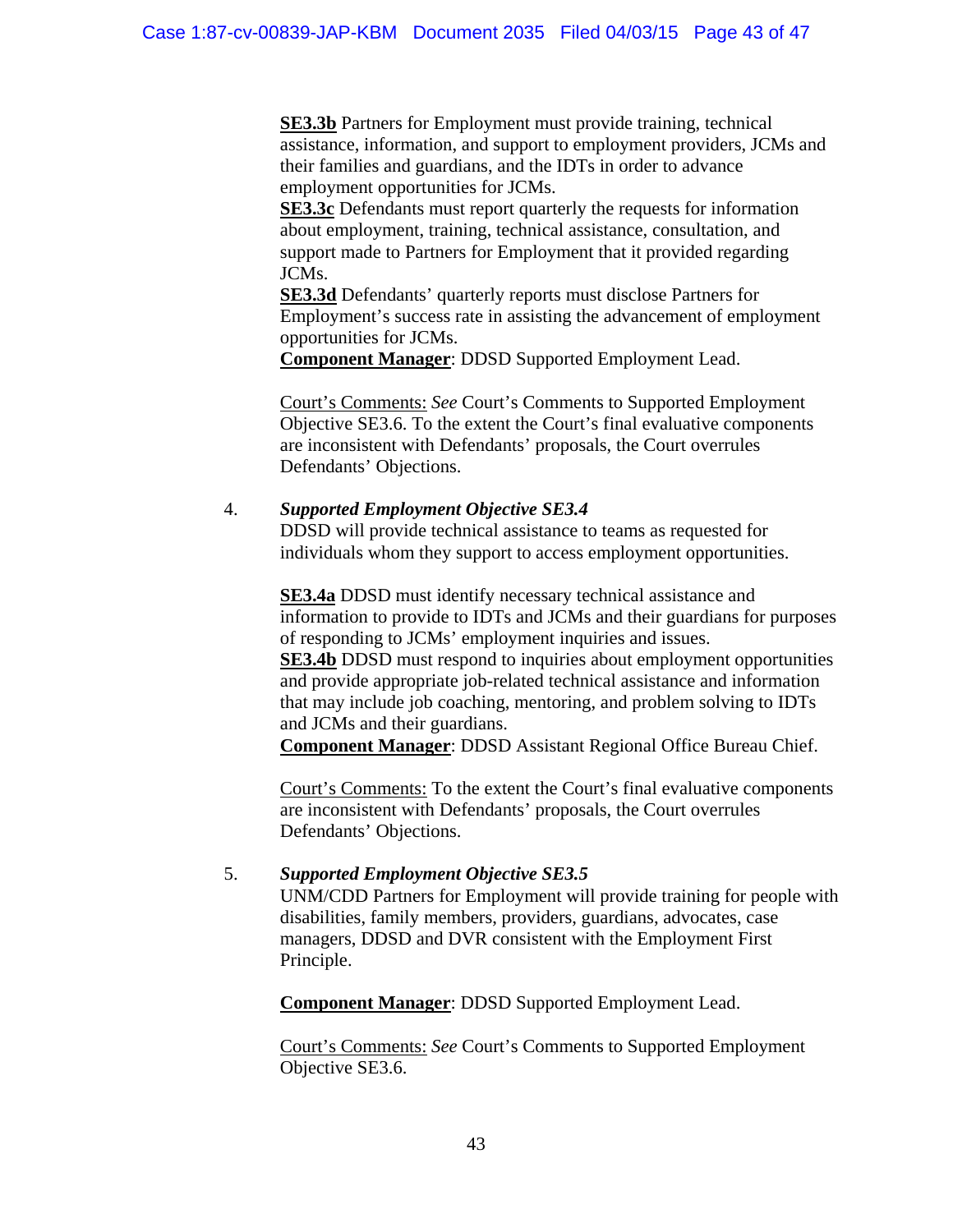**SE3.3b** Partners for Employment must provide training, technical assistance, information, and support to employment providers, JCMs and their families and guardians, and the IDTs in order to advance employment opportunities for JCMs.
**SE3.3c** Defendants must report quarterly the requests for information about employment, training, technical assistance, consultation, and support made to Partners for Employment that it provided regarding JCMs.
**SE3.3d** Defendants' quarterly reports must disclose Partners for Employment's success rate in assisting the advancement of employment opportunities for JCMs.
**Component Manager**: DDSD Supported Employment Lead.

Court's Comments: *See* Court's Comments to Supported Employment Objective SE3.6. To the extent the Court's final evaluative components are inconsistent with Defendants' proposals, the Court overrules Defendants' Objections.

4. ***Supported Employment Objective SE3.4***
DDSD will provide technical assistance to teams as requested for individuals whom they support to access employment opportunities.

**SE3.4a** DDSD must identify necessary technical assistance and information to provide to IDTs and JCMs and their guardians for purposes of responding to JCMs' employment inquiries and issues.
**SE3.4b** DDSD must respond to inquiries about employment opportunities and provide appropriate job-related technical assistance and information that may include job coaching, mentoring, and problem solving to IDTs and JCMs and their guardians.
**Component Manager**: DDSD Assistant Regional Office Bureau Chief.

Court's Comments: To the extent the Court's final evaluative components are inconsistent with Defendants' proposals, the Court overrules Defendants' Objections.

5. ***Supported Employment Objective SE3.5***
UNM/CDD Partners for Employment will provide training for people with disabilities, family members, providers, guardians, advocates, case managers, DDSD and DVR consistent with the Employment First Principle.

**Component Manager**: DDSD Supported Employment Lead.

Court's Comments: *See* Court's Comments to Supported Employment Objective SE3.6.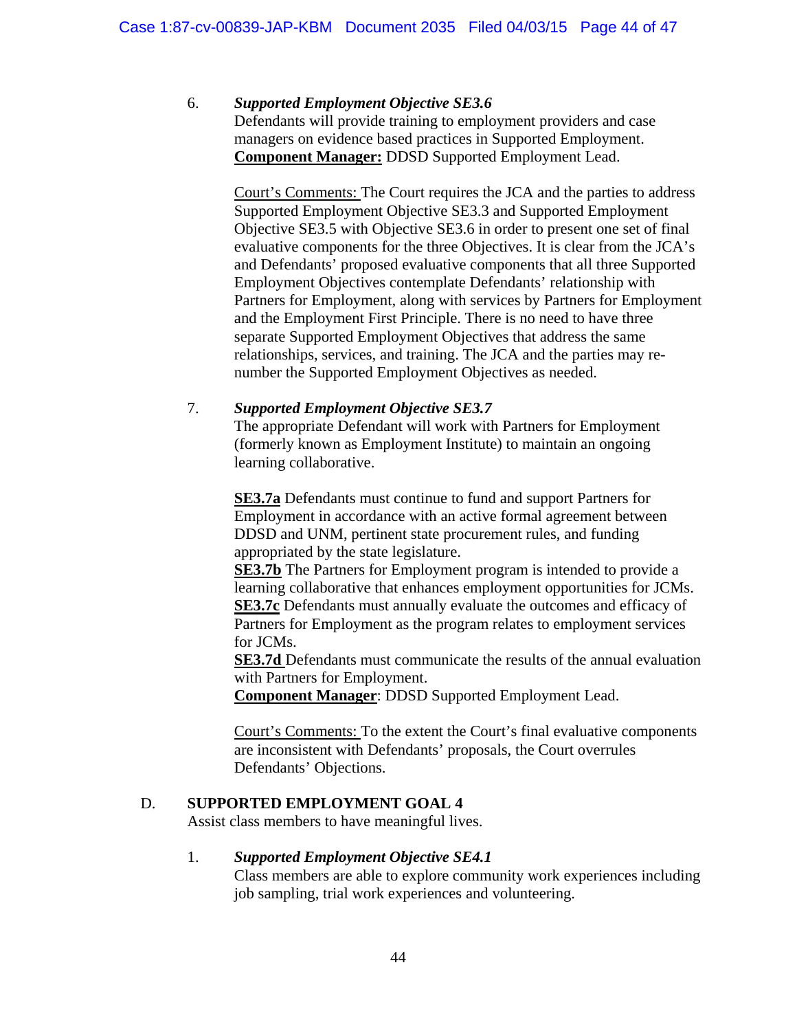6. ***Supported Employment Objective SE3.6***
Defendants will provide training to employment providers and case managers on evidence based practices in Supported Employment.
**Component Manager:** DDSD Supported Employment Lead.

Court's Comments: The Court requires the JCA and the parties to address Supported Employment Objective SE3.3 and Supported Employment Objective SE3.5 with Objective SE3.6 in order to present one set of final evaluative components for the three Objectives. It is clear from the JCA's and Defendants' proposed evaluative components that all three Supported Employment Objectives contemplate Defendants' relationship with Partners for Employment, along with services by Partners for Employment and the Employment First Principle. There is no need to have three separate Supported Employment Objectives that address the same relationships, services, and training. The JCA and the parties may re-number the Supported Employment Objectives as needed.

7. ***Supported Employment Objective SE3.7***
The appropriate Defendant will work with Partners for Employment (formerly known as Employment Institute) to maintain an ongoing learning collaborative.

**SE3.7a** Defendants must continue to fund and support Partners for Employment in accordance with an active formal agreement between DDSD and UNM, pertinent state procurement rules, and funding appropriated by the state legislature.
**SE3.7b** The Partners for Employment program is intended to provide a learning collaborative that enhances employment opportunities for JCMs.
**SE3.7c** Defendants must annually evaluate the outcomes and efficacy of Partners for Employment as the program relates to employment services for JCMs.
**SE3.7d** Defendants must communicate the results of the annual evaluation with Partners for Employment.
**Component Manager**: DDSD Supported Employment Lead.

Court's Comments: To the extent the Court's final evaluative components are inconsistent with Defendants' proposals, the Court overrules Defendants' Objections.

## D. SUPPORTED EMPLOYMENT GOAL 4

Assist class members to have meaningful lives.

1. ***Supported Employment Objective SE4.1***
Class members are able to explore community work experiences including job sampling, trial work experiences and volunteering.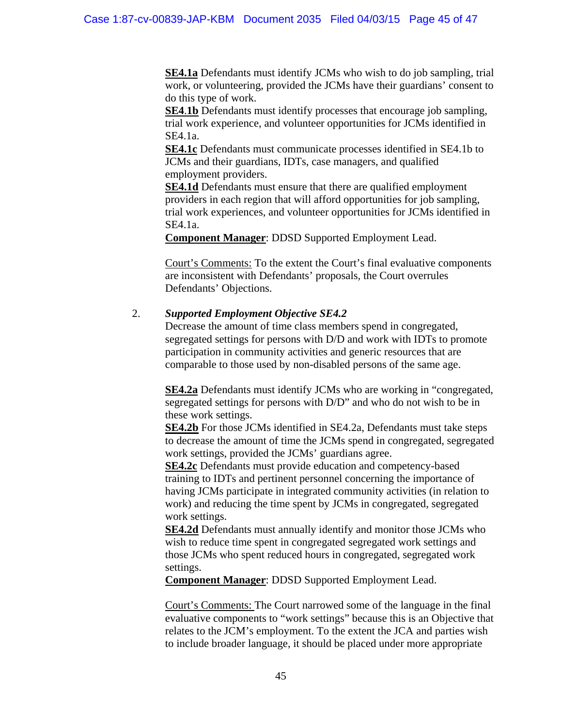**SE4.1a** Defendants must identify JCMs who wish to do job sampling, trial work, or volunteering, provided the JCMs have their guardians' consent to do this type of work.
**SE4.1b** Defendants must identify processes that encourage job sampling, trial work experience, and volunteer opportunities for JCMs identified in SE4.1a.
**SE4.1c** Defendants must communicate processes identified in SE4.1b to JCMs and their guardians, IDTs, case managers, and qualified employment providers.
**SE4.1d** Defendants must ensure that there are qualified employment providers in each region that will afford opportunities for job sampling, trial work experiences, and volunteer opportunities for JCMs identified in SE4.1a.
**Component Manager**: DDSD Supported Employment Lead.

Court's Comments: To the extent the Court's final evaluative components are inconsistent with Defendants' proposals, the Court overrules Defendants' Objections.

2. ***Supported Employment Objective SE4.2***
Decrease the amount of time class members spend in congregated, segregated settings for persons with D/D and work with IDTs to promote participation in community activities and generic resources that are comparable to those used by non-disabled persons of the same age.

**SE4.2a** Defendants must identify JCMs who are working in "congregated, segregated settings for persons with D/D" and who do not wish to be in these work settings.
**SE4.2b** For those JCMs identified in SE4.2a, Defendants must take steps to decrease the amount of time the JCMs spend in congregated, segregated work settings, provided the JCMs' guardians agree.
**SE4.2c** Defendants must provide education and competency-based training to IDTs and pertinent personnel concerning the importance of having JCMs participate in integrated community activities (in relation to work) and reducing the time spent by JCMs in congregated, segregated work settings.
**SE4.2d** Defendants must annually identify and monitor those JCMs who wish to reduce time spent in congregated segregated work settings and those JCMs who spent reduced hours in congregated, segregated work settings.
**Component Manager**: DDSD Supported Employment Lead.

Court's Comments: The Court narrowed some of the language in the final evaluative components to "work settings" because this is an Objective that relates to the JCM's employment. To the extent the JCA and parties wish to include broader language, it should be placed under more appropriate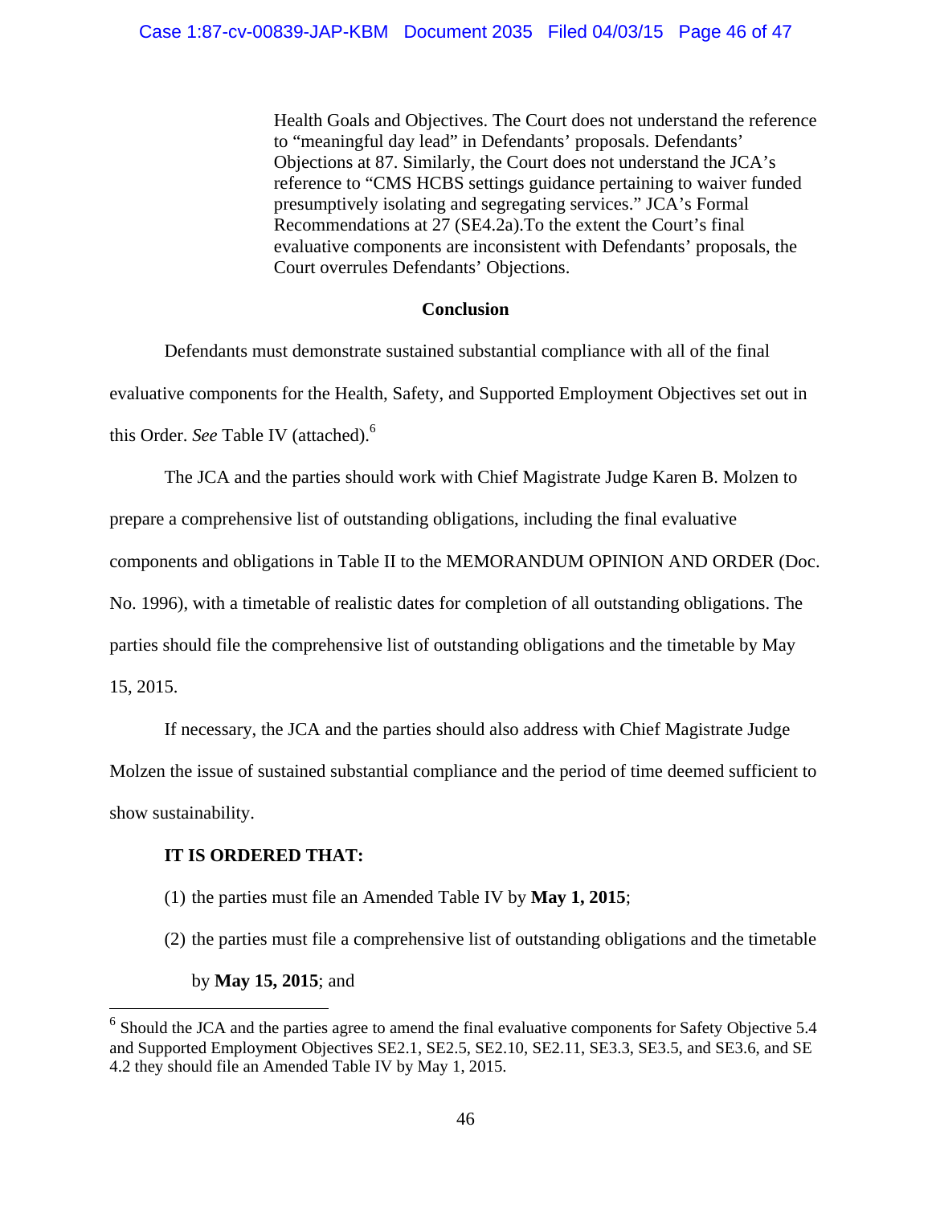Health Goals and Objectives. The Court does not understand the reference to "meaningful day lead" in Defendants' proposals. Defendants' Objections at 87. Similarly, the Court does not understand the JCA's reference to "CMS HCBS settings guidance pertaining to waiver funded presumptively isolating and segregating services." JCA's Formal Recommendations at 27 (SE4.2a).To the extent the Court's final evaluative components are inconsistent with Defendants' proposals, the Court overrules Defendants' Objections.

## Conclusion

Defendants must demonstrate sustained substantial compliance with all of the final evaluative components for the Health, Safety, and Supported Employment Objectives set out in this Order. *See* Table IV (attached).[6]

The JCA and the parties should work with Chief Magistrate Judge Karen B. Molzen to prepare a comprehensive list of outstanding obligations, including the final evaluative components and obligations in Table II to the MEMORANDUM OPINION AND ORDER (Doc. No. 1996), with a timetable of realistic dates for completion of all outstanding obligations. The parties should file the comprehensive list of outstanding obligations and the timetable by May 15, 2015.

If necessary, the JCA and the parties should also address with Chief Magistrate Judge Molzen the issue of sustained substantial compliance and the period of time deemed sufficient to show sustainability.

**IT IS ORDERED THAT:**

(1) the parties must file an Amended Table IV by **May 1, 2015**;

(2) the parties must file a comprehensive list of outstanding obligations and the timetable by **May 15, 2015**; and

---

[6] Should the JCA and the parties agree to amend the final evaluative components for Safety Objective 5.4 and Supported Employment Objectives SE2.1, SE2.5, SE2.10, SE2.11, SE3.3, SE3.5, and SE3.6, and SE 4.2 they should file an Amended Table IV by May 1, 2015.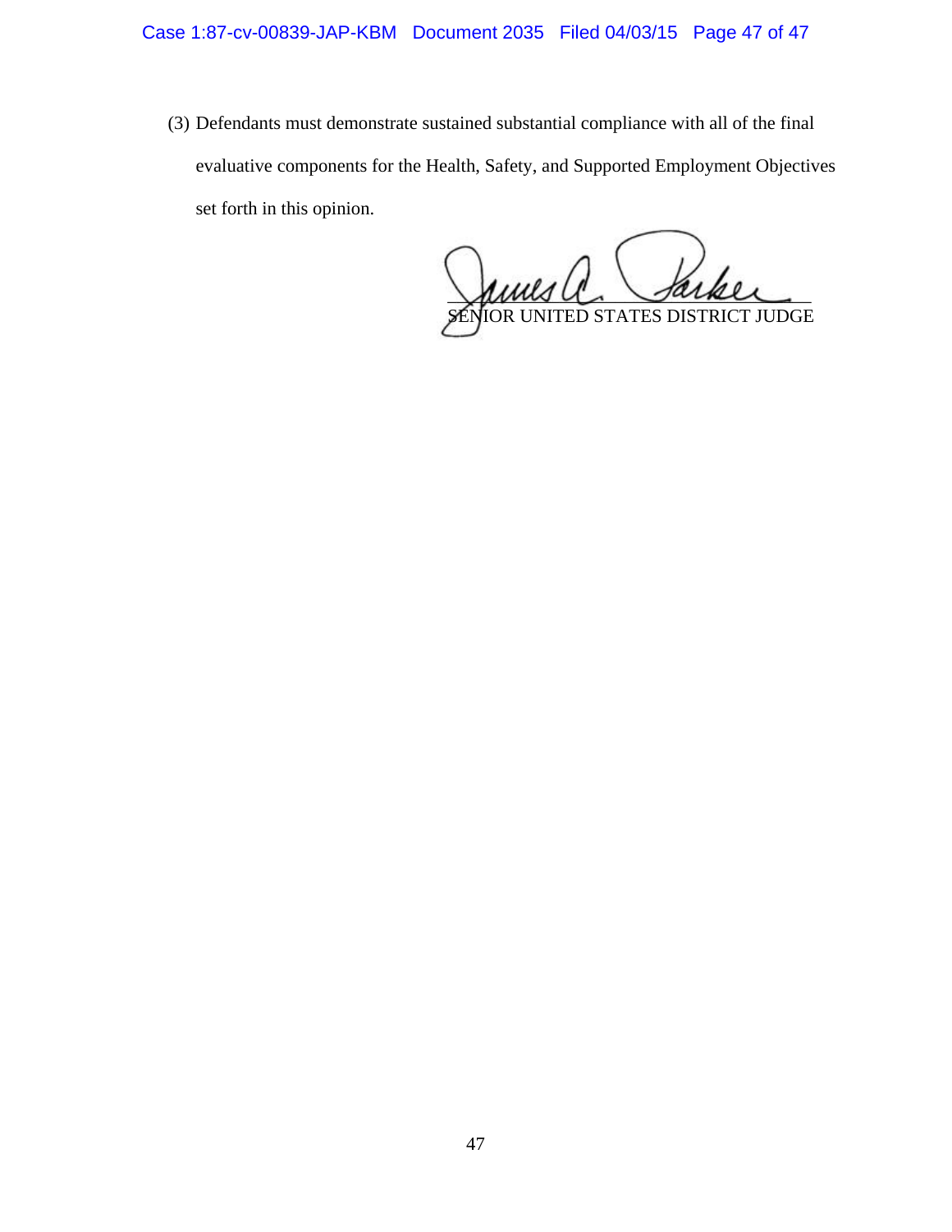(3) Defendants must demonstrate sustained substantial compliance with all of the final evaluative components for the Health, Safety, and Supported Employment Objectives set forth in this opinion.

SENIOR UNITED STATES DISTRICT JUDGE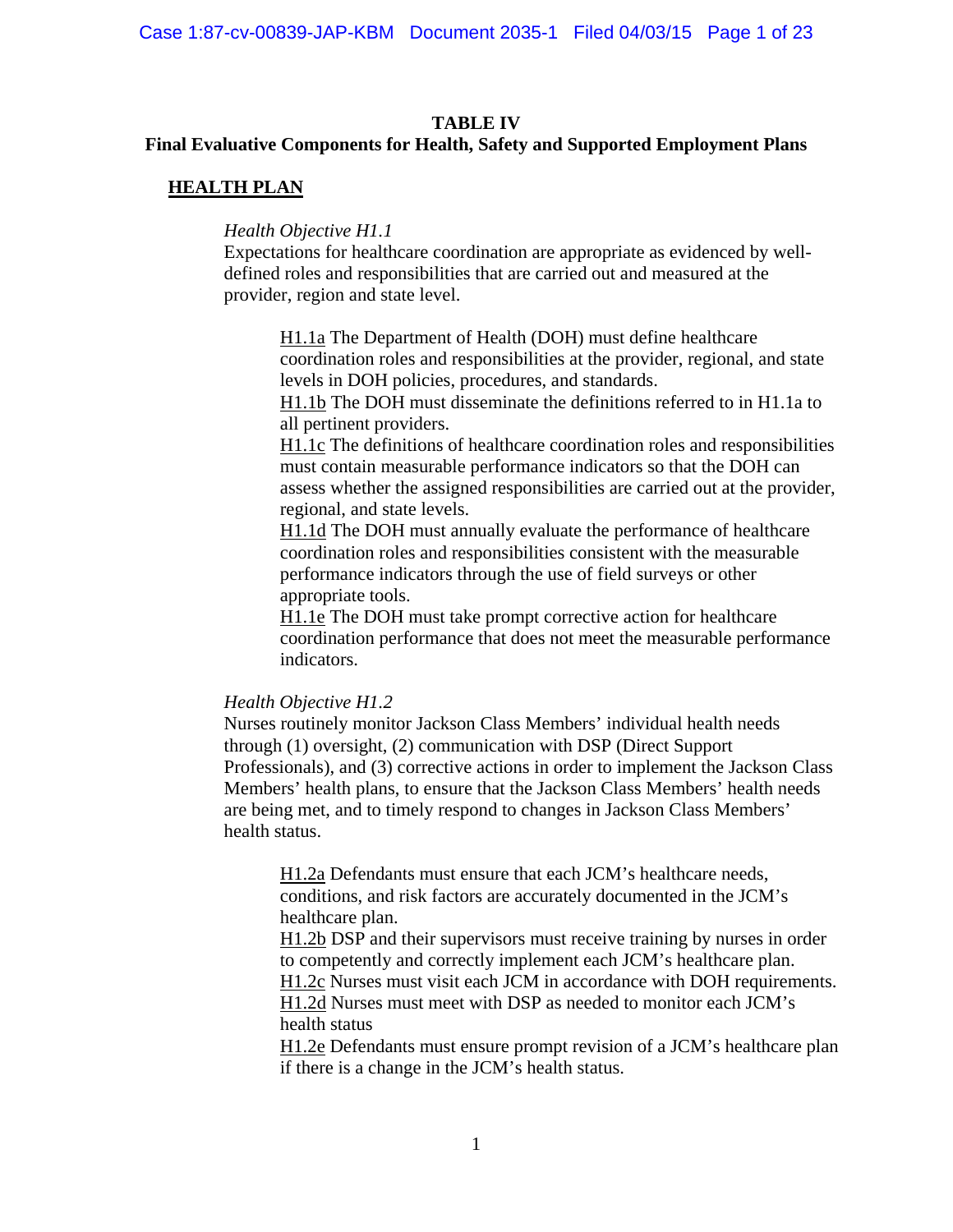**TABLE IV**
**Final Evaluative Components for Health, Safety and Supported Employment Plans**

## HEALTH PLAN

*Health Objective H1.1*
Expectations for healthcare coordination are appropriate as evidenced by well-defined roles and responsibilities that are carried out and measured at the provider, region and state level.

H1.1a The Department of Health (DOH) must define healthcare coordination roles and responsibilities at the provider, regional, and state levels in DOH policies, procedures, and standards.
H1.1b The DOH must disseminate the definitions referred to in H1.1a to all pertinent providers.
H1.1c The definitions of healthcare coordination roles and responsibilities must contain measurable performance indicators so that the DOH can assess whether the assigned responsibilities are carried out at the provider, regional, and state levels.
H1.1d The DOH must annually evaluate the performance of healthcare coordination roles and responsibilities consistent with the measurable performance indicators through the use of field surveys or other appropriate tools.
H1.1e The DOH must take prompt corrective action for healthcare coordination performance that does not meet the measurable performance indicators.

*Health Objective H1.2*
Nurses routinely monitor Jackson Class Members' individual health needs through (1) oversight, (2) communication with DSP (Direct Support Professionals), and (3) corrective actions in order to implement the Jackson Class Members' health plans, to ensure that the Jackson Class Members' health needs are being met, and to timely respond to changes in Jackson Class Members' health status.

H1.2a Defendants must ensure that each JCM's healthcare needs, conditions, and risk factors are accurately documented in the JCM's healthcare plan.
H1.2b DSP and their supervisors must receive training by nurses in order to competently and correctly implement each JCM's healthcare plan.
H1.2c Nurses must visit each JCM in accordance with DOH requirements.
H1.2d Nurses must meet with DSP as needed to monitor each JCM's health status
H1.2e Defendants must ensure prompt revision of a JCM's healthcare plan if there is a change in the JCM's health status.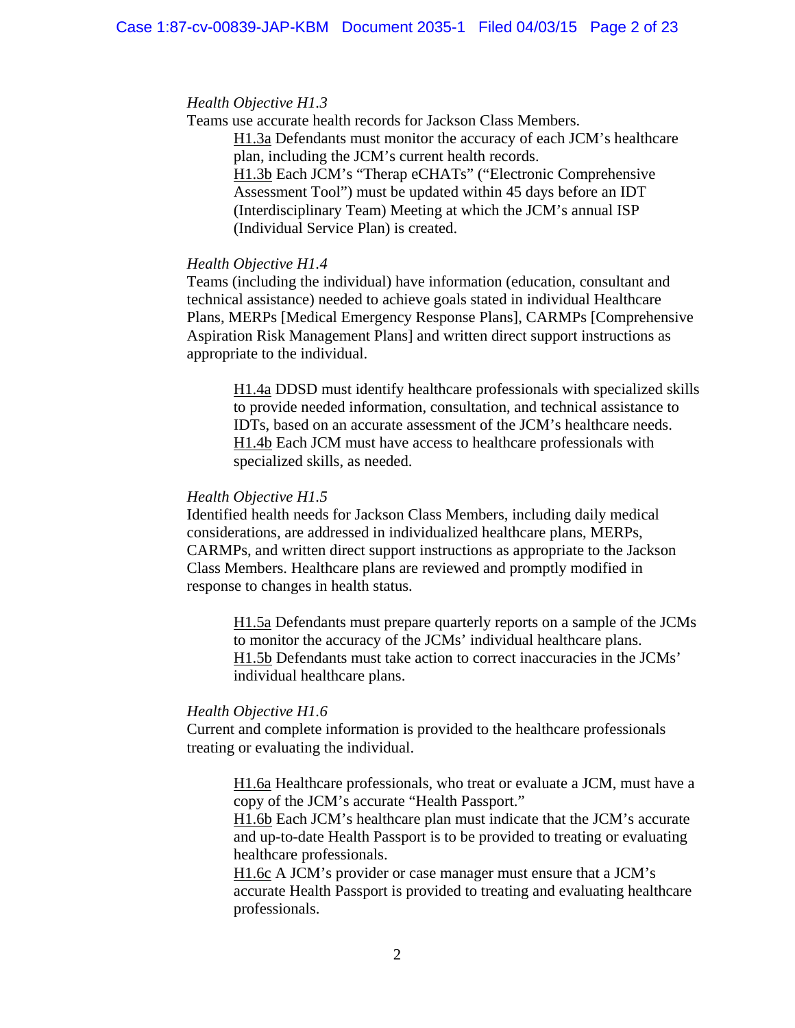*Health Objective H1.3*

Teams use accurate health records for Jackson Class Members.

> H1.3a Defendants must monitor the accuracy of each JCM's healthcare plan, including the JCM's current health records.
>
> H1.3b Each JCM's "Therap eCHATs" ("Electronic Comprehensive Assessment Tool") must be updated within 45 days before an IDT (Interdisciplinary Team) Meeting at which the JCM's annual ISP (Individual Service Plan) is created.

*Health Objective H1.4*

Teams (including the individual) have information (education, consultant and technical assistance) needed to achieve goals stated in individual Healthcare Plans, MERPs [Medical Emergency Response Plans], CARMPs [Comprehensive Aspiration Risk Management Plans] and written direct support instructions as appropriate to the individual.

> H1.4a DDSD must identify healthcare professionals with specialized skills to provide needed information, consultation, and technical assistance to IDTs, based on an accurate assessment of the JCM's healthcare needs.
>
> H1.4b Each JCM must have access to healthcare professionals with specialized skills, as needed.

*Health Objective H1.5*

Identified health needs for Jackson Class Members, including daily medical considerations, are addressed in individualized healthcare plans, MERPs, CARMPs, and written direct support instructions as appropriate to the Jackson Class Members. Healthcare plans are reviewed and promptly modified in response to changes in health status.

> H1.5a Defendants must prepare quarterly reports on a sample of the JCMs to monitor the accuracy of the JCMs' individual healthcare plans.
>
> H1.5b Defendants must take action to correct inaccuracies in the JCMs' individual healthcare plans.

*Health Objective H1.6*

Current and complete information is provided to the healthcare professionals treating or evaluating the individual.

> H1.6a Healthcare professionals, who treat or evaluate a JCM, must have a copy of the JCM's accurate "Health Passport."
>
> H1.6b Each JCM's healthcare plan must indicate that the JCM's accurate and up-to-date Health Passport is to be provided to treating or evaluating healthcare professionals.
>
> H1.6c A JCM's provider or case manager must ensure that a JCM's accurate Health Passport is provided to treating and evaluating healthcare professionals.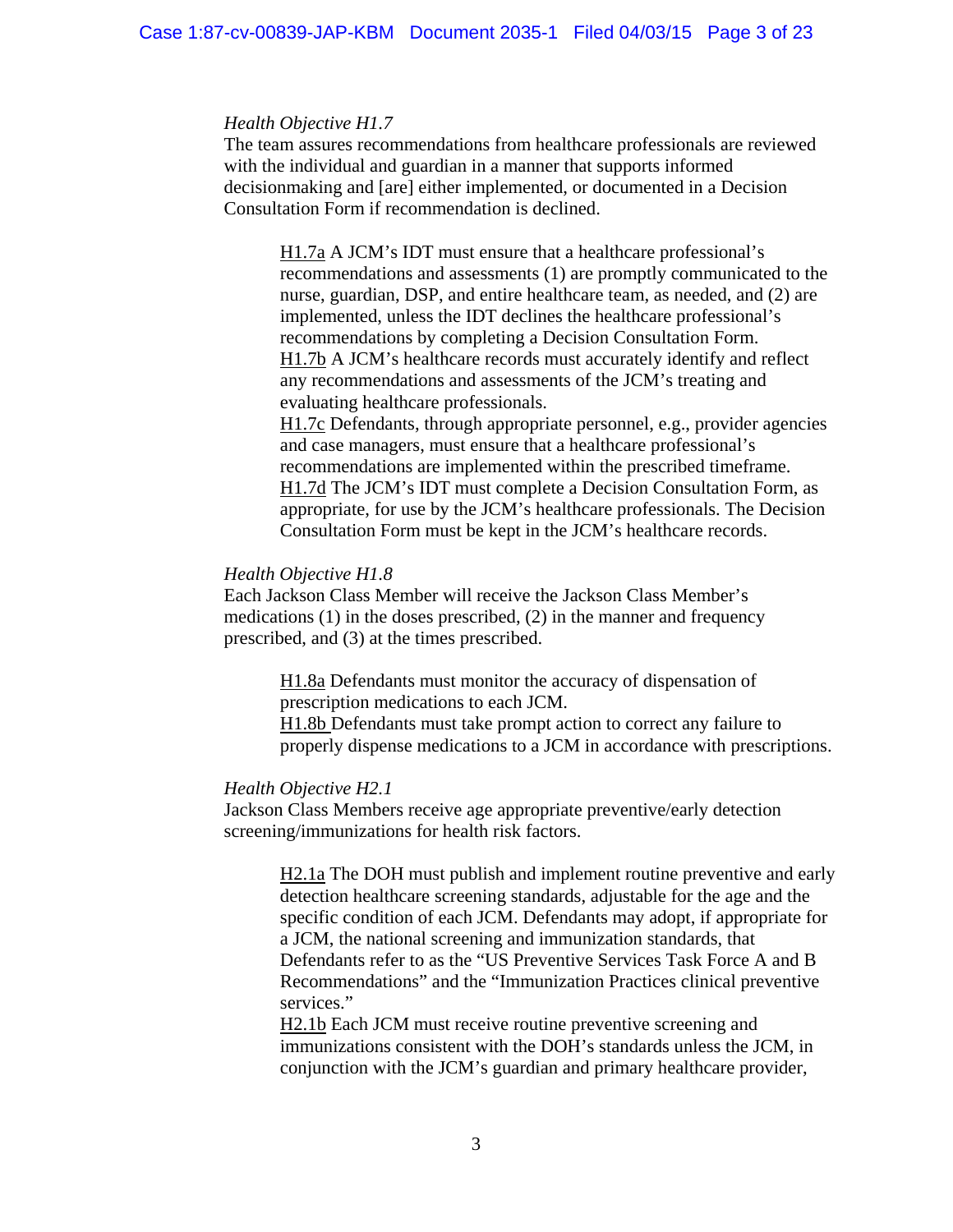*Health Objective H1.7*

The team assures recommendations from healthcare professionals are reviewed with the individual and guardian in a manner that supports informed decisionmaking and [are] either implemented, or documented in a Decision Consultation Form if recommendation is declined.

> H1.7a A JCM's IDT must ensure that a healthcare professional's recommendations and assessments (1) are promptly communicated to the nurse, guardian, DSP, and entire healthcare team, as needed, and (2) are implemented, unless the IDT declines the healthcare professional's recommendations by completing a Decision Consultation Form.
>
> H1.7b A JCM's healthcare records must accurately identify and reflect any recommendations and assessments of the JCM's treating and evaluating healthcare professionals.
>
> H1.7c Defendants, through appropriate personnel, e.g., provider agencies and case managers, must ensure that a healthcare professional's recommendations are implemented within the prescribed timeframe.
>
> H1.7d The JCM's IDT must complete a Decision Consultation Form, as appropriate, for use by the JCM's healthcare professionals. The Decision Consultation Form must be kept in the JCM's healthcare records.

*Health Objective H1.8*

Each Jackson Class Member will receive the Jackson Class Member's medications (1) in the doses prescribed, (2) in the manner and frequency prescribed, and (3) at the times prescribed.

> H1.8a Defendants must monitor the accuracy of dispensation of prescription medications to each JCM.
>
> H1.8b Defendants must take prompt action to correct any failure to properly dispense medications to a JCM in accordance with prescriptions.

*Health Objective H2.1*

Jackson Class Members receive age appropriate preventive/early detection screening/immunizations for health risk factors.

> H2.1a The DOH must publish and implement routine preventive and early detection healthcare screening standards, adjustable for the age and the specific condition of each JCM. Defendants may adopt, if appropriate for a JCM, the national screening and immunization standards, that Defendants refer to as the "US Preventive Services Task Force A and B Recommendations" and the "Immunization Practices clinical preventive services."
>
> H2.1b Each JCM must receive routine preventive screening and immunizations consistent with the DOH's standards unless the JCM, in conjunction with the JCM's guardian and primary healthcare provider,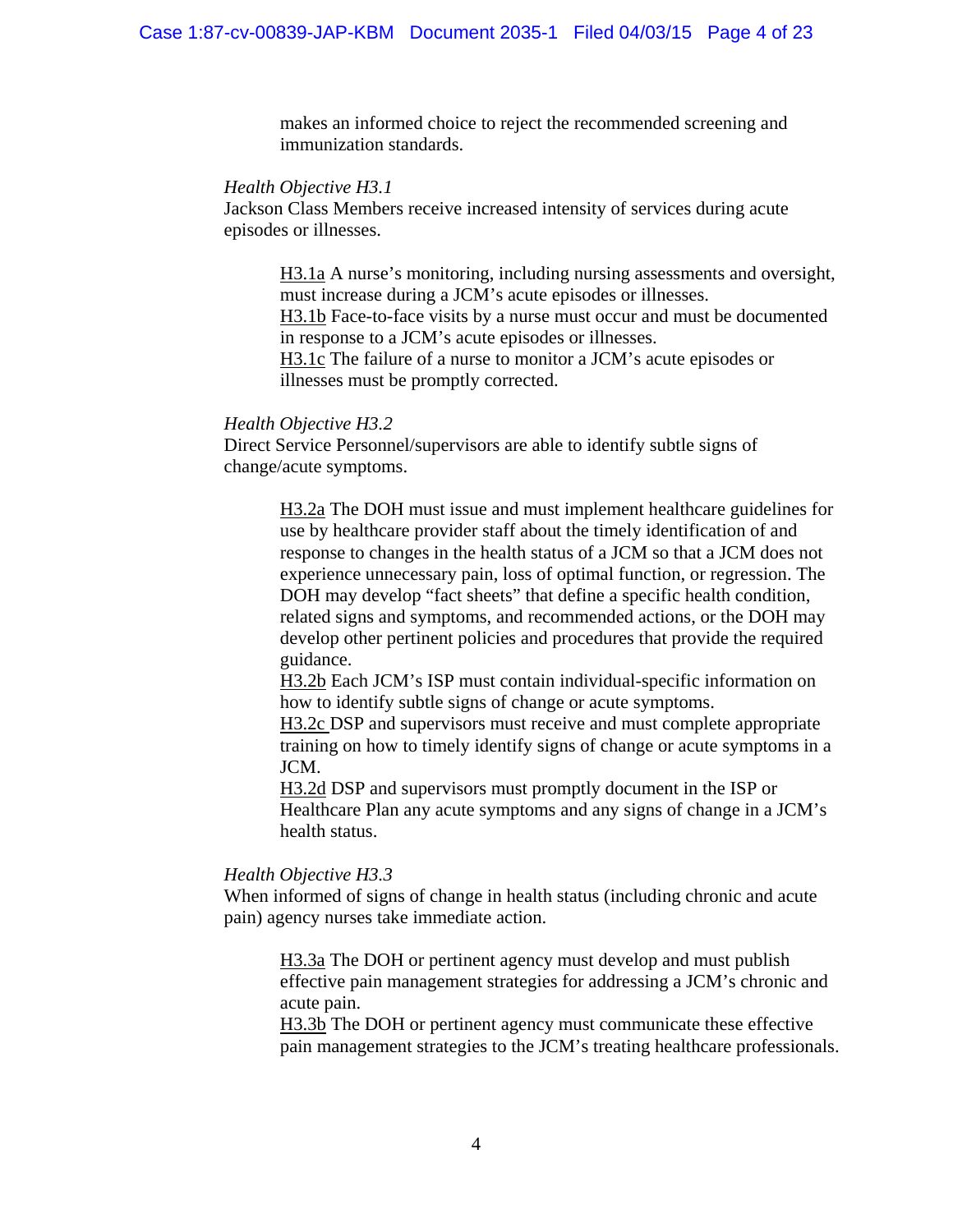makes an informed choice to reject the recommended screening and immunization standards.

*Health Objective H3.1*

Jackson Class Members receive increased intensity of services during acute episodes or illnesses.

H3.1a A nurse's monitoring, including nursing assessments and oversight, must increase during a JCM's acute episodes or illnesses.
H3.1b Face-to-face visits by a nurse must occur and must be documented in response to a JCM's acute episodes or illnesses.
H3.1c The failure of a nurse to monitor a JCM's acute episodes or illnesses must be promptly corrected.

*Health Objective H3.2*

Direct Service Personnel/supervisors are able to identify subtle signs of change/acute symptoms.

H3.2a The DOH must issue and must implement healthcare guidelines for use by healthcare provider staff about the timely identification of and response to changes in the health status of a JCM so that a JCM does not experience unnecessary pain, loss of optimal function, or regression. The DOH may develop "fact sheets" that define a specific health condition, related signs and symptoms, and recommended actions, or the DOH may develop other pertinent policies and procedures that provide the required guidance.
H3.2b Each JCM's ISP must contain individual-specific information on how to identify subtle signs of change or acute symptoms.
H3.2c DSP and supervisors must receive and must complete appropriate training on how to timely identify signs of change or acute symptoms in a JCM.
H3.2d DSP and supervisors must promptly document in the ISP or Healthcare Plan any acute symptoms and any signs of change in a JCM's health status.

*Health Objective H3.3*

When informed of signs of change in health status (including chronic and acute pain) agency nurses take immediate action.

H3.3a The DOH or pertinent agency must develop and must publish effective pain management strategies for addressing a JCM's chronic and acute pain.
H3.3b The DOH or pertinent agency must communicate these effective pain management strategies to the JCM's treating healthcare professionals.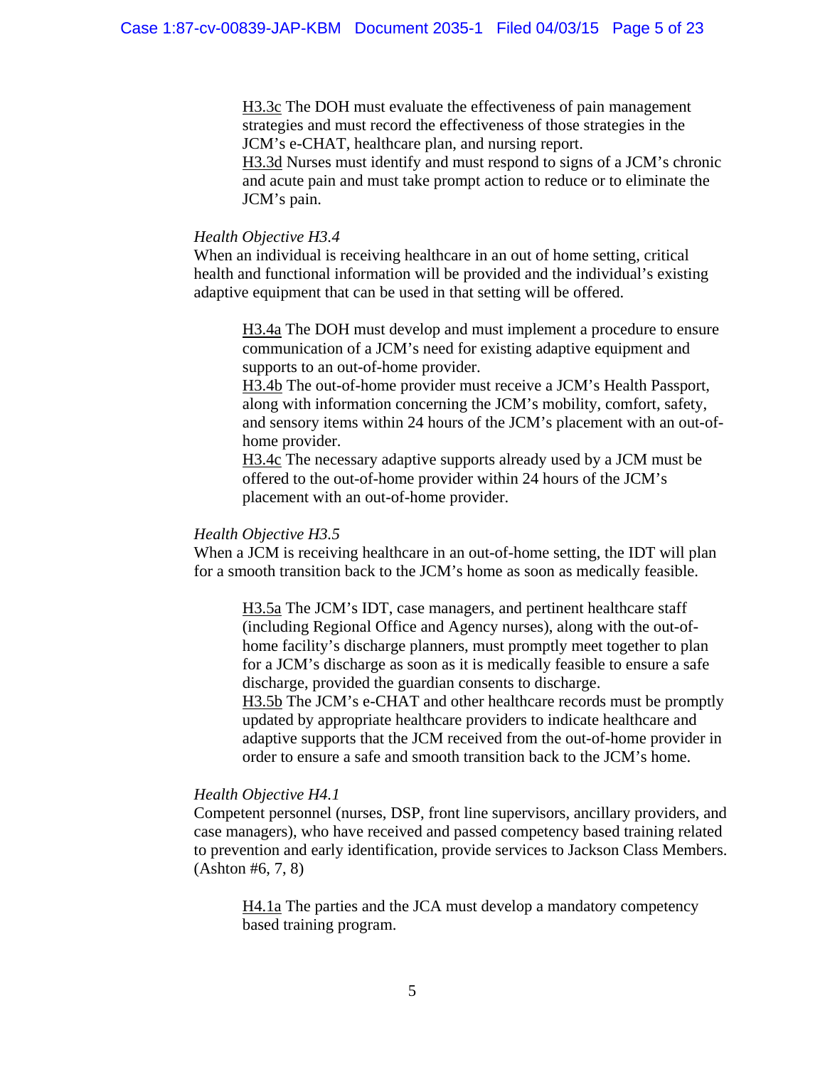<u>H3.3c</u> The DOH must evaluate the effectiveness of pain management strategies and must record the effectiveness of those strategies in the JCM's e-CHAT, healthcare plan, and nursing report.
<u>H3.3d</u> Nurses must identify and must respond to signs of a JCM's chronic and acute pain and must take prompt action to reduce or to eliminate the JCM's pain.

*Health Objective H3.4*
When an individual is receiving healthcare in an out of home setting, critical health and functional information will be provided and the individual's existing adaptive equipment that can be used in that setting will be offered.

<u>H3.4a</u> The DOH must develop and must implement a procedure to ensure communication of a JCM's need for existing adaptive equipment and supports to an out-of-home provider.
<u>H3.4b</u> The out-of-home provider must receive a JCM's Health Passport, along with information concerning the JCM's mobility, comfort, safety, and sensory items within 24 hours of the JCM's placement with an out-of-home provider.
<u>H3.4c</u> The necessary adaptive supports already used by a JCM must be offered to the out-of-home provider within 24 hours of the JCM's placement with an out-of-home provider.

*Health Objective H3.5*
When a JCM is receiving healthcare in an out-of-home setting, the IDT will plan for a smooth transition back to the JCM's home as soon as medically feasible.

<u>H3.5a</u> The JCM's IDT, case managers, and pertinent healthcare staff (including Regional Office and Agency nurses), along with the out-of-home facility's discharge planners, must promptly meet together to plan for a JCM's discharge as soon as it is medically feasible to ensure a safe discharge, provided the guardian consents to discharge.
<u>H3.5b</u> The JCM's e-CHAT and other healthcare records must be promptly updated by appropriate healthcare providers to indicate healthcare and adaptive supports that the JCM received from the out-of-home provider in order to ensure a safe and smooth transition back to the JCM's home.

*Health Objective H4.1*
Competent personnel (nurses, DSP, front line supervisors, ancillary providers, and case managers), who have received and passed competency based training related to prevention and early identification, provide services to Jackson Class Members. (Ashton #6, 7, 8)

<u>H4.1a</u> The parties and the JCA must develop a mandatory competency based training program.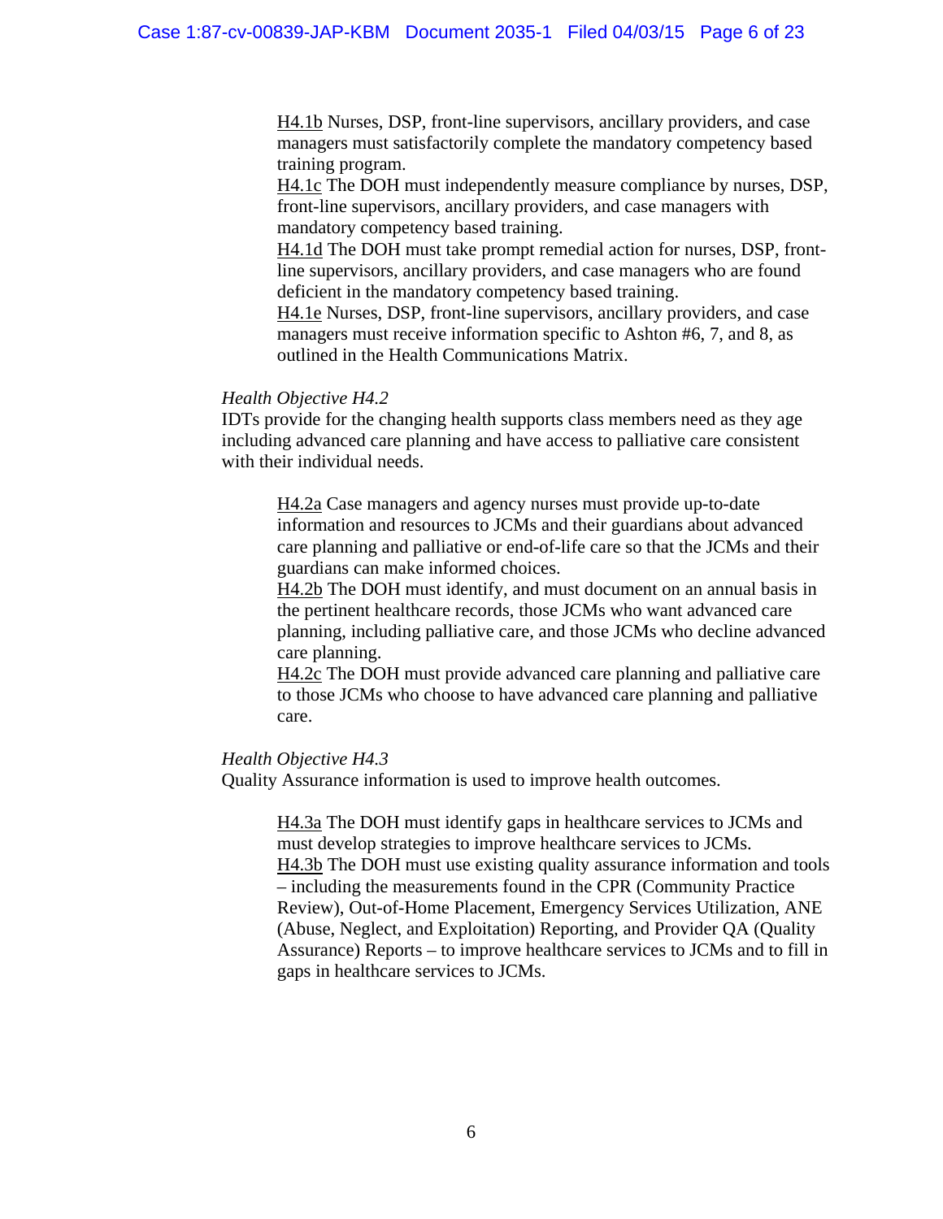H4.1b Nurses, DSP, front-line supervisors, ancillary providers, and case managers must satisfactorily complete the mandatory competency based training program.

H4.1c The DOH must independently measure compliance by nurses, DSP, front-line supervisors, ancillary providers, and case managers with mandatory competency based training.

H4.1d The DOH must take prompt remedial action for nurses, DSP, front-line supervisors, ancillary providers, and case managers who are found deficient in the mandatory competency based training.

H4.1e Nurses, DSP, front-line supervisors, ancillary providers, and case managers must receive information specific to Ashton #6, 7, and 8, as outlined in the Health Communications Matrix.

*Health Objective H4.2*

IDTs provide for the changing health supports class members need as they age including advanced care planning and have access to palliative care consistent with their individual needs.

H4.2a Case managers and agency nurses must provide up-to-date information and resources to JCMs and their guardians about advanced care planning and palliative or end-of-life care so that the JCMs and their guardians can make informed choices.

H4.2b The DOH must identify, and must document on an annual basis in the pertinent healthcare records, those JCMs who want advanced care planning, including palliative care, and those JCMs who decline advanced care planning.

H4.2c The DOH must provide advanced care planning and palliative care to those JCMs who choose to have advanced care planning and palliative care.

*Health Objective H4.3*

Quality Assurance information is used to improve health outcomes.

H4.3a The DOH must identify gaps in healthcare services to JCMs and must develop strategies to improve healthcare services to JCMs.

H4.3b The DOH must use existing quality assurance information and tools – including the measurements found in the CPR (Community Practice Review), Out-of-Home Placement, Emergency Services Utilization, ANE (Abuse, Neglect, and Exploitation) Reporting, and Provider QA (Quality Assurance) Reports – to improve healthcare services to JCMs and to fill in gaps in healthcare services to JCMs.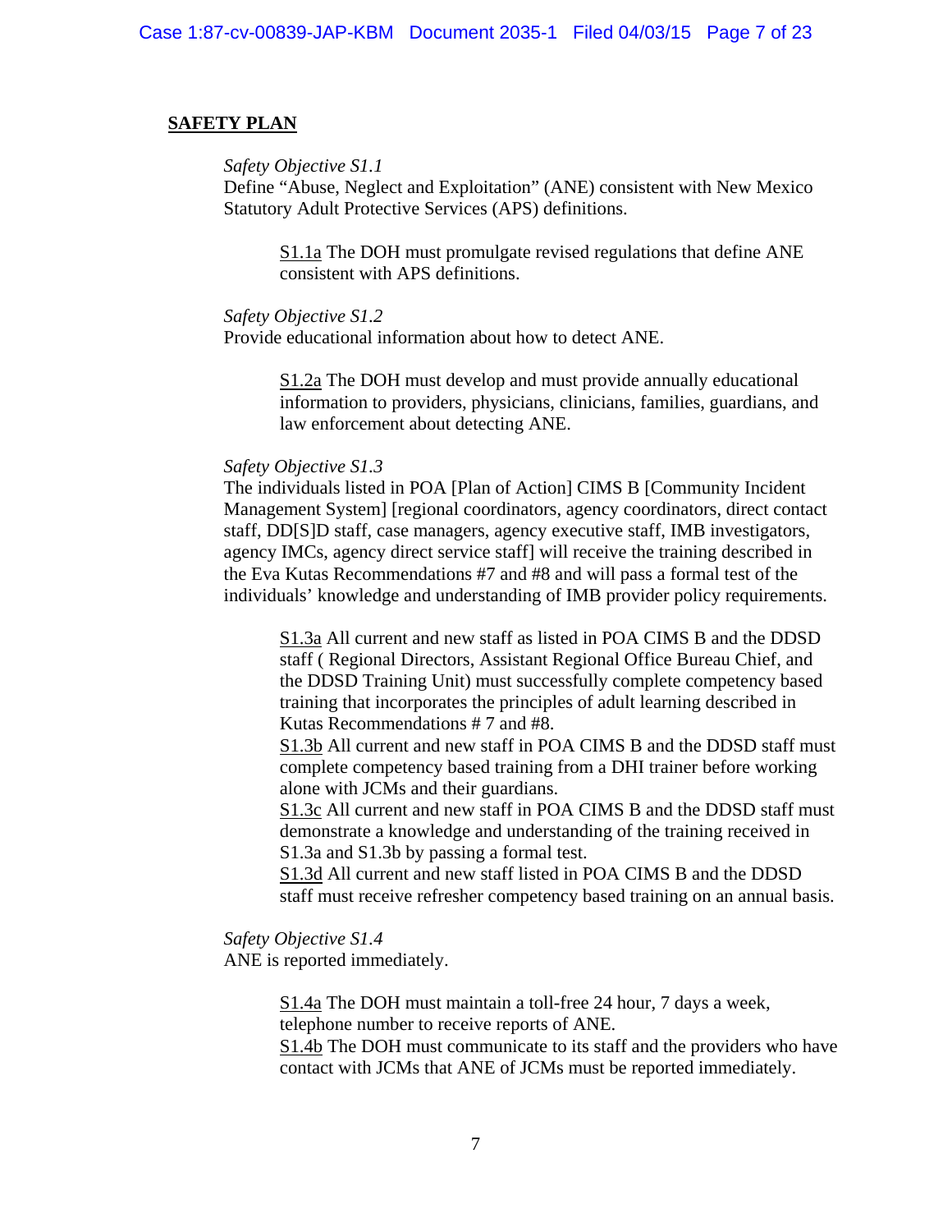## SAFETY PLAN

*Safety Objective S1.1*

Define "Abuse, Neglect and Exploitation" (ANE) consistent with New Mexico Statutory Adult Protective Services (APS) definitions.

> S1.1a The DOH must promulgate revised regulations that define ANE consistent with APS definitions.

*Safety Objective S1.2*

Provide educational information about how to detect ANE.

> S1.2a The DOH must develop and must provide annually educational information to providers, physicians, clinicians, families, guardians, and law enforcement about detecting ANE.

*Safety Objective S1.3*

The individuals listed in POA [Plan of Action] CIMS B [Community Incident Management System] [regional coordinators, agency coordinators, direct contact staff, DD[S]D staff, case managers, agency executive staff, IMB investigators, agency IMCs, agency direct service staff] will receive the training described in the Eva Kutas Recommendations #7 and #8 and will pass a formal test of the individuals' knowledge and understanding of IMB provider policy requirements.

> S1.3a All current and new staff as listed in POA CIMS B and the DDSD staff ( Regional Directors, Assistant Regional Office Bureau Chief, and the DDSD Training Unit) must successfully complete competency based training that incorporates the principles of adult learning described in Kutas Recommendations # 7 and #8.
>
> S1.3b All current and new staff in POA CIMS B and the DDSD staff must complete competency based training from a DHI trainer before working alone with JCMs and their guardians.
>
> S1.3c All current and new staff in POA CIMS B and the DDSD staff must demonstrate a knowledge and understanding of the training received in S1.3a and S1.3b by passing a formal test.
>
> S1.3d All current and new staff listed in POA CIMS B and the DDSD staff must receive refresher competency based training on an annual basis.

*Safety Objective S1.4*

ANE is reported immediately.

> S1.4a The DOH must maintain a toll-free 24 hour, 7 days a week, telephone number to receive reports of ANE.
>
> S1.4b The DOH must communicate to its staff and the providers who have contact with JCMs that ANE of JCMs must be reported immediately.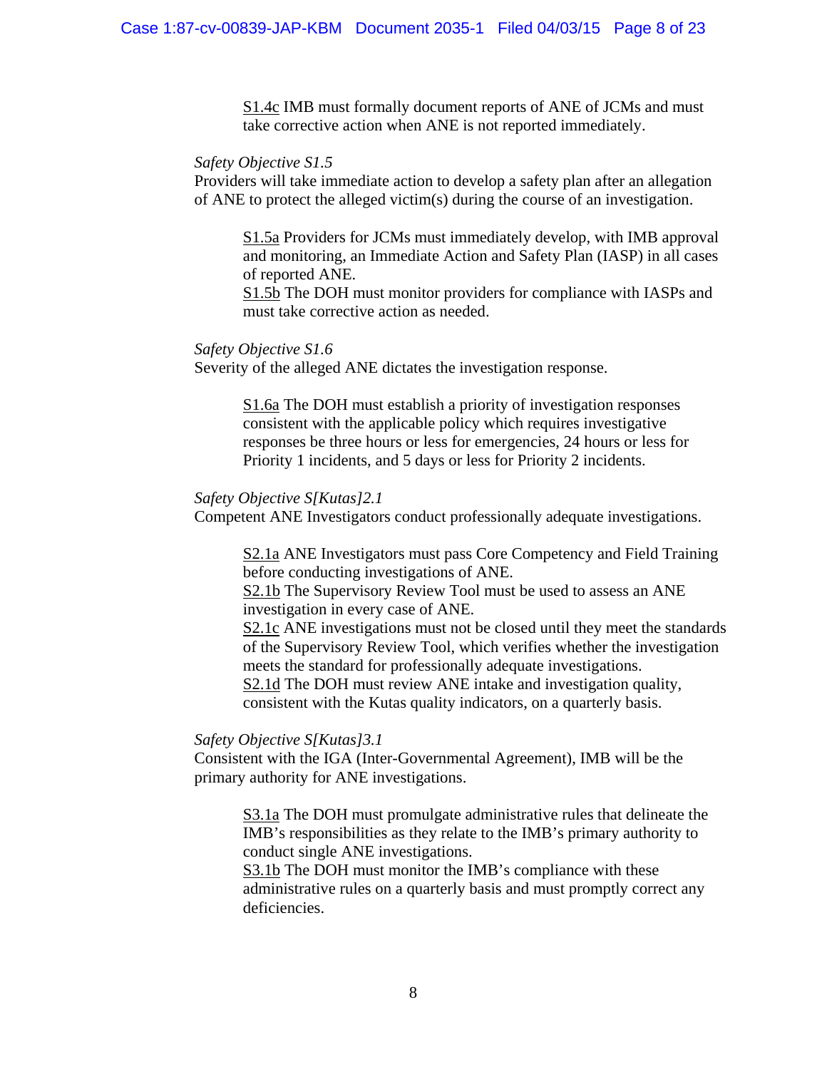S1.4c IMB must formally document reports of ANE of JCMs and must take corrective action when ANE is not reported immediately.

*Safety Objective S1.5*
Providers will take immediate action to develop a safety plan after an allegation of ANE to protect the alleged victim(s) during the course of an investigation.

> S1.5a Providers for JCMs must immediately develop, with IMB approval and monitoring, an Immediate Action and Safety Plan (IASP) in all cases of reported ANE.
> S1.5b The DOH must monitor providers for compliance with IASPs and must take corrective action as needed.

*Safety Objective S1.6*
Severity of the alleged ANE dictates the investigation response.

> S1.6a The DOH must establish a priority of investigation responses consistent with the applicable policy which requires investigative responses be three hours or less for emergencies, 24 hours or less for Priority 1 incidents, and 5 days or less for Priority 2 incidents.

*Safety Objective S[Kutas]2.1*
Competent ANE Investigators conduct professionally adequate investigations.

> S2.1a ANE Investigators must pass Core Competency and Field Training before conducting investigations of ANE.
> S2.1b The Supervisory Review Tool must be used to assess an ANE investigation in every case of ANE.
> S2.1c ANE investigations must not be closed until they meet the standards of the Supervisory Review Tool, which verifies whether the investigation meets the standard for professionally adequate investigations.
> S2.1d The DOH must review ANE intake and investigation quality, consistent with the Kutas quality indicators, on a quarterly basis.

*Safety Objective S[Kutas]3.1*
Consistent with the IGA (Inter-Governmental Agreement), IMB will be the primary authority for ANE investigations.

> S3.1a The DOH must promulgate administrative rules that delineate the IMB's responsibilities as they relate to the IMB's primary authority to conduct single ANE investigations.
> S3.1b The DOH must monitor the IMB's compliance with these administrative rules on a quarterly basis and must promptly correct any deficiencies.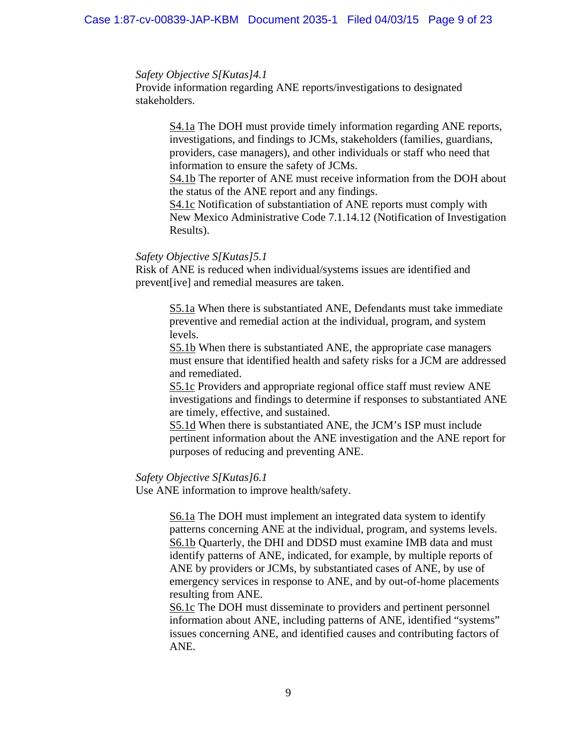*Safety Objective S[Kutas]4.1*
Provide information regarding ANE reports/investigations to designated stakeholders.

> <u>S4.1a</u> The DOH must provide timely information regarding ANE reports, investigations, and findings to JCMs, stakeholders (families, guardians, providers, case managers), and other individuals or staff who need that information to ensure the safety of JCMs.
> <u>S4.1b</u> The reporter of ANE must receive information from the DOH about the status of the ANE report and any findings.
> <u>S4.1c</u> Notification of substantiation of ANE reports must comply with New Mexico Administrative Code 7.1.14.12 (Notification of Investigation Results).

*Safety Objective S[Kutas]5.1*
Risk of ANE is reduced when individual/systems issues are identified and prevent[ive] and remedial measures are taken.

> <u>S5.1a</u> When there is substantiated ANE, Defendants must take immediate preventive and remedial action at the individual, program, and system levels.
> <u>S5.1b</u> When there is substantiated ANE, the appropriate case managers must ensure that identified health and safety risks for a JCM are addressed and remediated.
> <u>S5.1c</u> Providers and appropriate regional office staff must review ANE investigations and findings to determine if responses to substantiated ANE are timely, effective, and sustained.
> <u>S5.1d</u> When there is substantiated ANE, the JCM's ISP must include pertinent information about the ANE investigation and the ANE report for purposes of reducing and preventing ANE.

*Safety Objective S[Kutas]6.1*
Use ANE information to improve health/safety.

> <u>S6.1a</u> The DOH must implement an integrated data system to identify patterns concerning ANE at the individual, program, and systems levels.
> <u>S6.1b</u> Quarterly, the DHI and DDSD must examine IMB data and must identify patterns of ANE, indicated, for example, by multiple reports of ANE by providers or JCMs, by substantiated cases of ANE, by use of emergency services in response to ANE, and by out-of-home placements resulting from ANE.
> <u>S6.1c</u> The DOH must disseminate to providers and pertinent personnel information about ANE, including patterns of ANE, identified "systems" issues concerning ANE, and identified causes and contributing factors of ANE.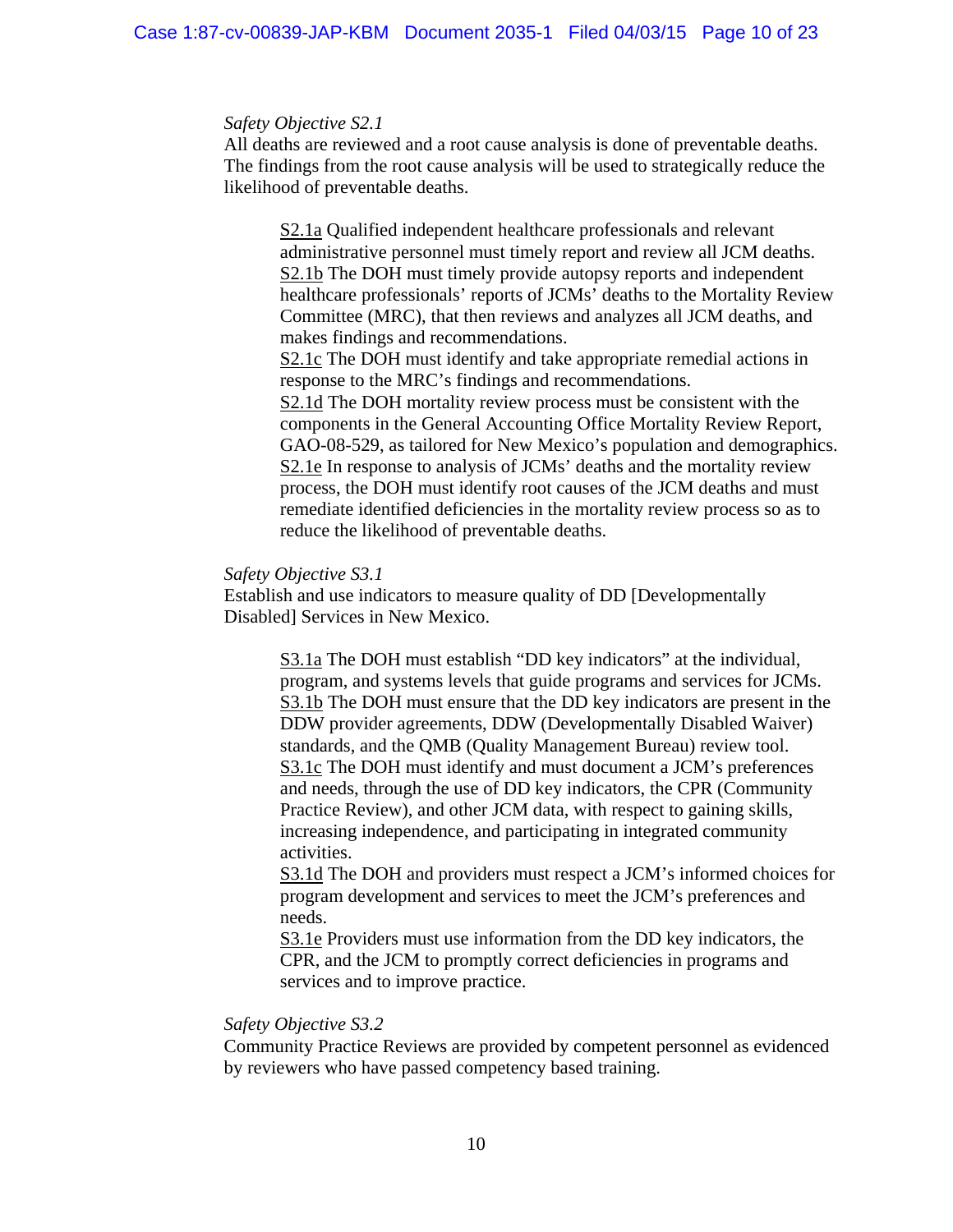*Safety Objective S2.1*
All deaths are reviewed and a root cause analysis is done of preventable deaths. The findings from the root cause analysis will be used to strategically reduce the likelihood of preventable deaths.

> S2.1a Qualified independent healthcare professionals and relevant administrative personnel must timely report and review all JCM deaths.
> S2.1b The DOH must timely provide autopsy reports and independent healthcare professionals' reports of JCMs' deaths to the Mortality Review Committee (MRC), that then reviews and analyzes all JCM deaths, and makes findings and recommendations.
> S2.1c The DOH must identify and take appropriate remedial actions in response to the MRC's findings and recommendations.
> S2.1d The DOH mortality review process must be consistent with the components in the General Accounting Office Mortality Review Report, GAO-08-529, as tailored for New Mexico's population and demographics.
> S2.1e In response to analysis of JCMs' deaths and the mortality review process, the DOH must identify root causes of the JCM deaths and must remediate identified deficiencies in the mortality review process so as to reduce the likelihood of preventable deaths.

*Safety Objective S3.1*
Establish and use indicators to measure quality of DD [Developmentally Disabled] Services in New Mexico.

> S3.1a The DOH must establish "DD key indicators" at the individual, program, and systems levels that guide programs and services for JCMs.
> S3.1b The DOH must ensure that the DD key indicators are present in the DDW provider agreements, DDW (Developmentally Disabled Waiver) standards, and the QMB (Quality Management Bureau) review tool.
> S3.1c The DOH must identify and must document a JCM's preferences and needs, through the use of DD key indicators, the CPR (Community Practice Review), and other JCM data, with respect to gaining skills, increasing independence, and participating in integrated community activities.
> S3.1d The DOH and providers must respect a JCM's informed choices for program development and services to meet the JCM's preferences and needs.
> S3.1e Providers must use information from the DD key indicators, the CPR, and the JCM to promptly correct deficiencies in programs and services and to improve practice.

*Safety Objective S3.2*
Community Practice Reviews are provided by competent personnel as evidenced by reviewers who have passed competency based training.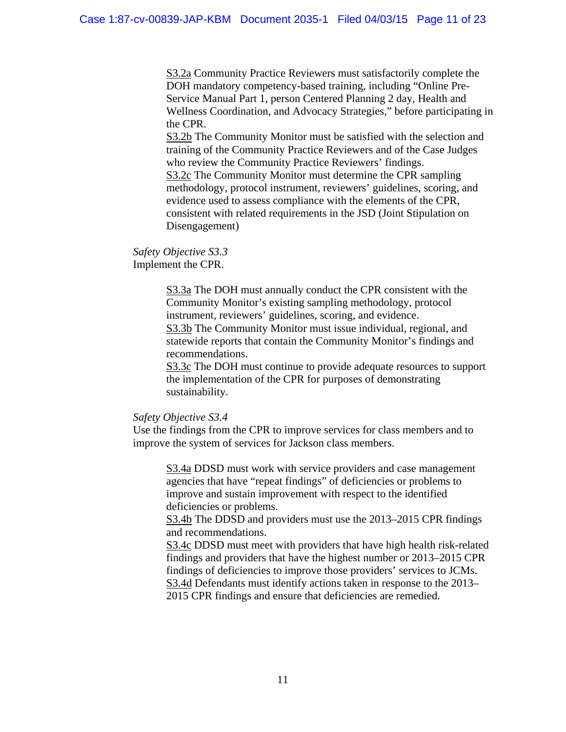<u>S3.2a</u> Community Practice Reviewers must satisfactorily complete the DOH mandatory competency-based training, including "Online Pre-Service Manual Part 1, person Centered Planning 2 day, Health and Wellness Coordination, and Advocacy Strategies," before participating in the CPR.
<u>S3.2b</u> The Community Monitor must be satisfied with the selection and training of the Community Practice Reviewers and of the Case Judges who review the Community Practice Reviewers' findings.
<u>S3.2c</u> The Community Monitor must determine the CPR sampling methodology, protocol instrument, reviewers' guidelines, scoring, and evidence used to assess compliance with the elements of the CPR, consistent with related requirements in the JSD (Joint Stipulation on Disengagement)

*Safety Objective S3.3*
Implement the CPR.

<u>S3.3a</u> The DOH must annually conduct the CPR consistent with the Community Monitor's existing sampling methodology, protocol instrument, reviewers' guidelines, scoring, and evidence.
<u>S3.3b</u> The Community Monitor must issue individual, regional, and statewide reports that contain the Community Monitor's findings and recommendations.
<u>S3.3c</u> The DOH must continue to provide adequate resources to support the implementation of the CPR for purposes of demonstrating sustainability.

*Safety Objective S3.4*
Use the findings from the CPR to improve services for class members and to improve the system of services for Jackson class members.

<u>S3.4a</u> DDSD must work with service providers and case management agencies that have "repeat findings" of deficiencies or problems to improve and sustain improvement with respect to the identified deficiencies or problems.
<u>S3.4b</u> The DDSD and providers must use the 2013–2015 CPR findings and recommendations.
<u>S3.4c</u> DDSD must meet with providers that have high health risk-related findings and providers that have the highest number or 2013–2015 CPR findings of deficiencies to improve those providers' services to JCMs.
<u>S3.4d</u> Defendants must identify actions taken in response to the 2013–2015 CPR findings and ensure that deficiencies are remedied.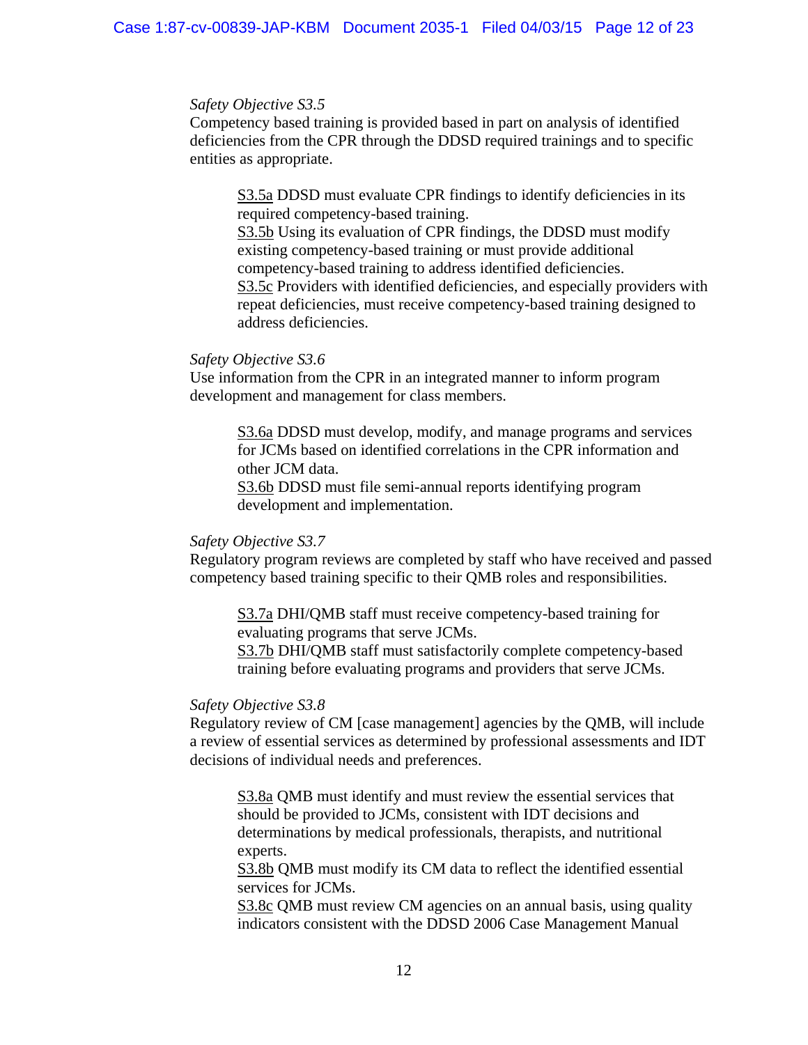*Safety Objective S3.5*

Competency based training is provided based in part on analysis of identified deficiencies from the CPR through the DDSD required trainings and to specific entities as appropriate.

> S3.5a DDSD must evaluate CPR findings to identify deficiencies in its required competency-based training.
> S3.5b Using its evaluation of CPR findings, the DDSD must modify existing competency-based training or must provide additional competency-based training to address identified deficiencies.
> S3.5c Providers with identified deficiencies, and especially providers with repeat deficiencies, must receive competency-based training designed to address deficiencies.

*Safety Objective S3.6*

Use information from the CPR in an integrated manner to inform program development and management for class members.

> S3.6a DDSD must develop, modify, and manage programs and services for JCMs based on identified correlations in the CPR information and other JCM data.
> S3.6b DDSD must file semi-annual reports identifying program development and implementation.

*Safety Objective S3.7*

Regulatory program reviews are completed by staff who have received and passed competency based training specific to their QMB roles and responsibilities.

> S3.7a DHI/QMB staff must receive competency-based training for evaluating programs that serve JCMs.
> S3.7b DHI/QMB staff must satisfactorily complete competency-based training before evaluating programs and providers that serve JCMs.

*Safety Objective S3.8*

Regulatory review of CM [case management] agencies by the QMB, will include a review of essential services as determined by professional assessments and IDT decisions of individual needs and preferences.

> S3.8a QMB must identify and must review the essential services that should be provided to JCMs, consistent with IDT decisions and determinations by medical professionals, therapists, and nutritional experts.
> S3.8b QMB must modify its CM data to reflect the identified essential services for JCMs.
> S3.8c QMB must review CM agencies on an annual basis, using quality indicators consistent with the DDSD 2006 Case Management Manual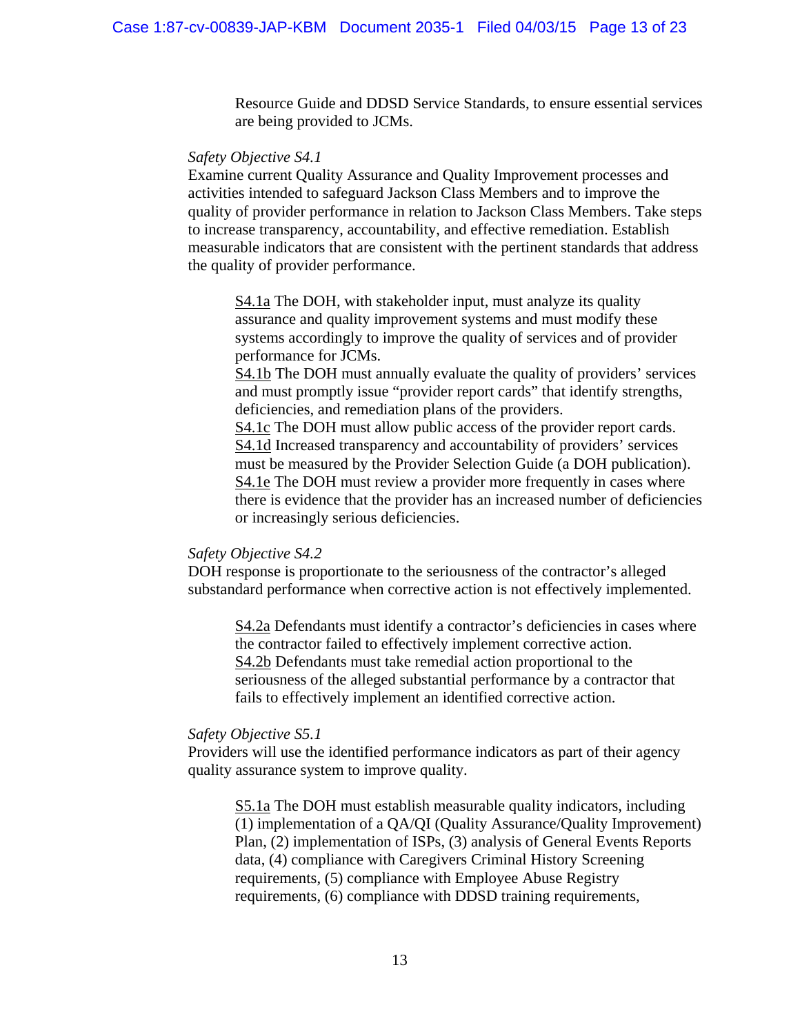Resource Guide and DDSD Service Standards, to ensure essential services are being provided to JCMs.

*Safety Objective S4.1*

Examine current Quality Assurance and Quality Improvement processes and activities intended to safeguard Jackson Class Members and to improve the quality of provider performance in relation to Jackson Class Members. Take steps to increase transparency, accountability, and effective remediation. Establish measurable indicators that are consistent with the pertinent standards that address the quality of provider performance.

> S4.1a The DOH, with stakeholder input, must analyze its quality assurance and quality improvement systems and must modify these systems accordingly to improve the quality of services and of provider performance for JCMs.
> S4.1b The DOH must annually evaluate the quality of providers' services and must promptly issue "provider report cards" that identify strengths, deficiencies, and remediation plans of the providers.
> S4.1c The DOH must allow public access of the provider report cards.
> S4.1d Increased transparency and accountability of providers' services must be measured by the Provider Selection Guide (a DOH publication).
> S4.1e The DOH must review a provider more frequently in cases where there is evidence that the provider has an increased number of deficiencies or increasingly serious deficiencies.

*Safety Objective S4.2*

DOH response is proportionate to the seriousness of the contractor's alleged substandard performance when corrective action is not effectively implemented.

> S4.2a Defendants must identify a contractor's deficiencies in cases where the contractor failed to effectively implement corrective action.
> S4.2b Defendants must take remedial action proportional to the seriousness of the alleged substantial performance by a contractor that fails to effectively implement an identified corrective action.

*Safety Objective S5.1*

Providers will use the identified performance indicators as part of their agency quality assurance system to improve quality.

> S5.1a The DOH must establish measurable quality indicators, including (1) implementation of a QA/QI (Quality Assurance/Quality Improvement) Plan, (2) implementation of ISPs, (3) analysis of General Events Reports data, (4) compliance with Caregivers Criminal History Screening requirements, (5) compliance with Employee Abuse Registry requirements, (6) compliance with DDSD training requirements,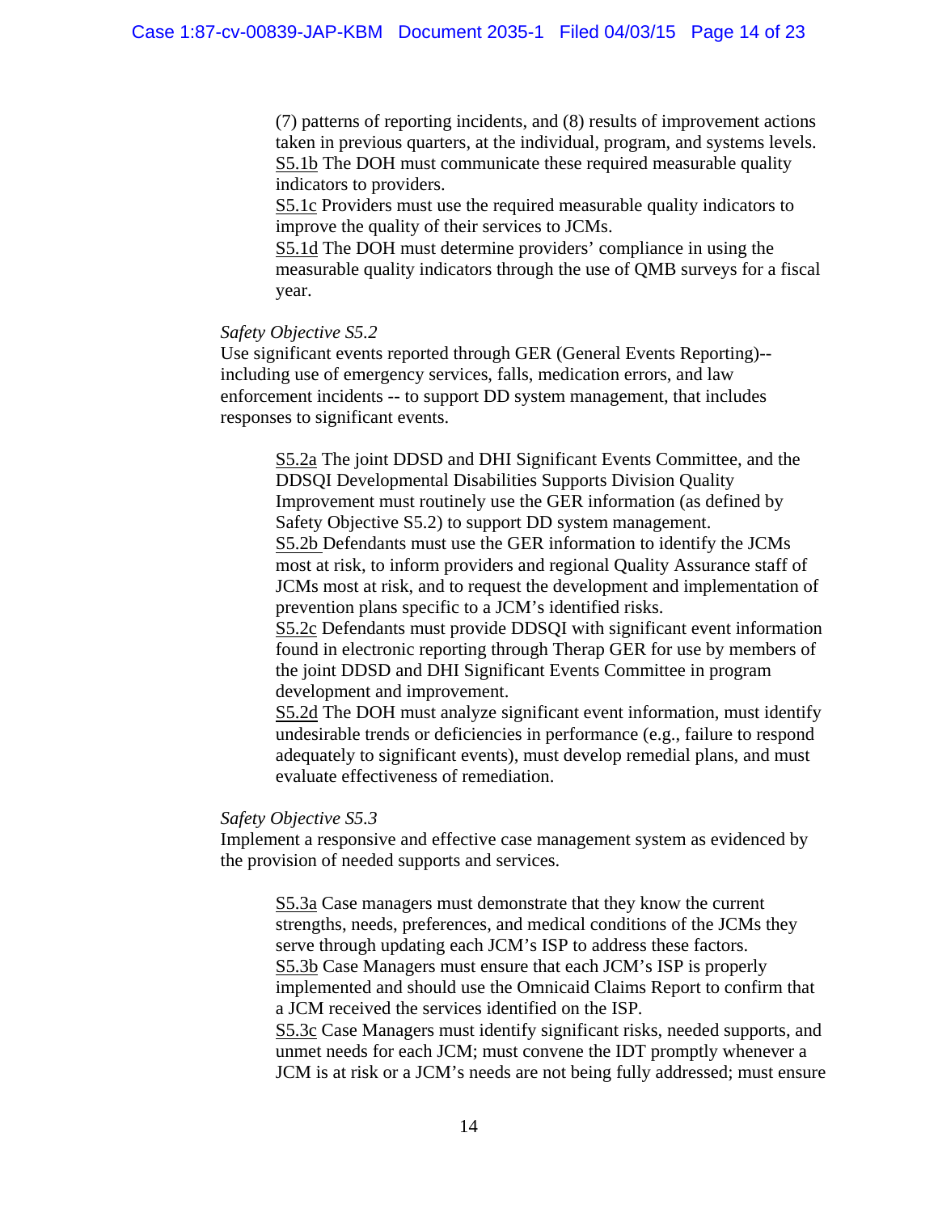(7) patterns of reporting incidents, and (8) results of improvement actions taken in previous quarters, at the individual, program, and systems levels.
S5.1b The DOH must communicate these required measurable quality indicators to providers.
S5.1c Providers must use the required measurable quality indicators to improve the quality of their services to JCMs.
S5.1d The DOH must determine providers' compliance in using the measurable quality indicators through the use of QMB surveys for a fiscal year.

*Safety Objective S5.2*
Use significant events reported through GER (General Events Reporting)--including use of emergency services, falls, medication errors, and law enforcement incidents -- to support DD system management, that includes responses to significant events.

S5.2a The joint DDSD and DHI Significant Events Committee, and the DDSQI Developmental Disabilities Supports Division Quality Improvement must routinely use the GER information (as defined by Safety Objective S5.2) to support DD system management.
S5.2b Defendants must use the GER information to identify the JCMs most at risk, to inform providers and regional Quality Assurance staff of JCMs most at risk, and to request the development and implementation of prevention plans specific to a JCM's identified risks.
S5.2c Defendants must provide DDSQI with significant event information found in electronic reporting through Therap GER for use by members of the joint DDSD and DHI Significant Events Committee in program development and improvement.
S5.2d The DOH must analyze significant event information, must identify undesirable trends or deficiencies in performance (e.g., failure to respond adequately to significant events), must develop remedial plans, and must evaluate effectiveness of remediation.

*Safety Objective S5.3*
Implement a responsive and effective case management system as evidenced by the provision of needed supports and services.

S5.3a Case managers must demonstrate that they know the current strengths, needs, preferences, and medical conditions of the JCMs they serve through updating each JCM's ISP to address these factors.
S5.3b Case Managers must ensure that each JCM's ISP is properly implemented and should use the Omnicaid Claims Report to confirm that a JCM received the services identified on the ISP.
S5.3c Case Managers must identify significant risks, needed supports, and unmet needs for each JCM; must convene the IDT promptly whenever a JCM is at risk or a JCM's needs are not being fully addressed; must ensure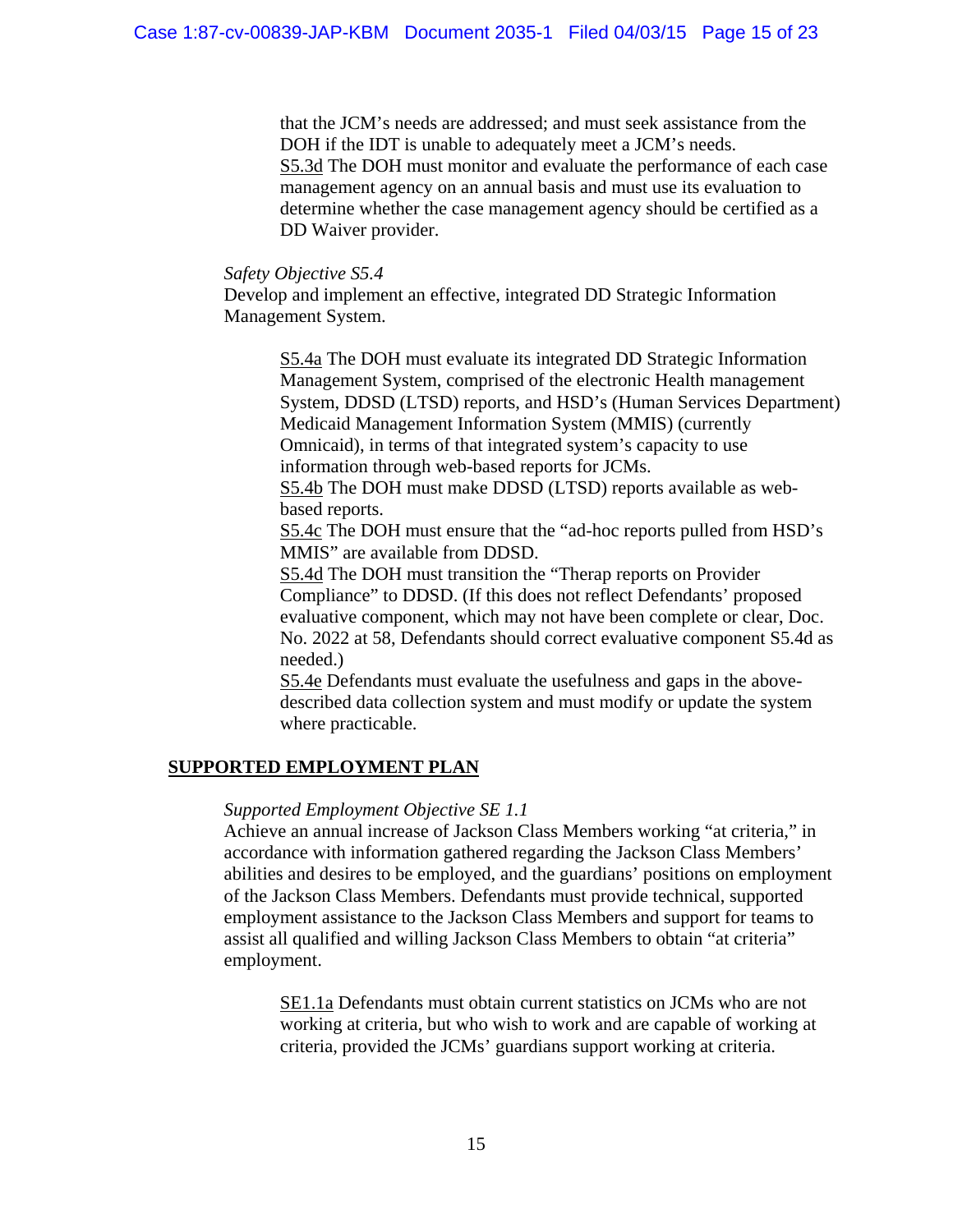that the JCM's needs are addressed; and must seek assistance from the DOH if the IDT is unable to adequately meet a JCM's needs.

S5.3d The DOH must monitor and evaluate the performance of each case management agency on an annual basis and must use its evaluation to determine whether the case management agency should be certified as a DD Waiver provider.

*Safety Objective S5.4*

Develop and implement an effective, integrated DD Strategic Information Management System.

S5.4a The DOH must evaluate its integrated DD Strategic Information Management System, comprised of the electronic Health management System, DDSD (LTSD) reports, and HSD's (Human Services Department) Medicaid Management Information System (MMIS) (currently Omnicaid), in terms of that integrated system's capacity to use information through web-based reports for JCMs.

S5.4b The DOH must make DDSD (LTSD) reports available as web-based reports.

S5.4c The DOH must ensure that the "ad-hoc reports pulled from HSD's MMIS" are available from DDSD.

S5.4d The DOH must transition the "Therap reports on Provider Compliance" to DDSD. (If this does not reflect Defendants' proposed evaluative component, which may not have been complete or clear, Doc. No. 2022 at 58, Defendants should correct evaluative component S5.4d as needed.)

S5.4e Defendants must evaluate the usefulness and gaps in the above-described data collection system and must modify or update the system where practicable.

## SUPPORTED EMPLOYMENT PLAN

*Supported Employment Objective SE 1.1*

Achieve an annual increase of Jackson Class Members working "at criteria," in accordance with information gathered regarding the Jackson Class Members' abilities and desires to be employed, and the guardians' positions on employment of the Jackson Class Members. Defendants must provide technical, supported employment assistance to the Jackson Class Members and support for teams to assist all qualified and willing Jackson Class Members to obtain "at criteria" employment.

SE1.1a Defendants must obtain current statistics on JCMs who are not working at criteria, but who wish to work and are capable of working at criteria, provided the JCMs' guardians support working at criteria.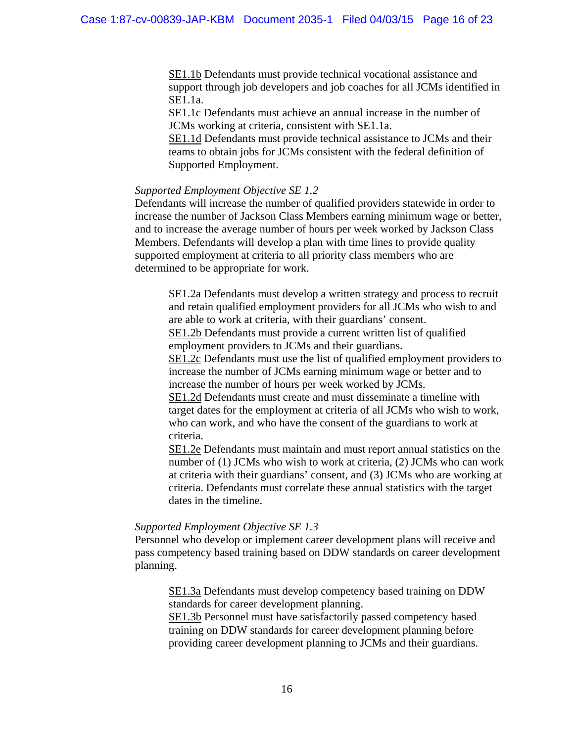SE1.1b Defendants must provide technical vocational assistance and support through job developers and job coaches for all JCMs identified in SE1.1a.
SE1.1c Defendants must achieve an annual increase in the number of JCMs working at criteria, consistent with SE1.1a.
SE1.1d Defendants must provide technical assistance to JCMs and their teams to obtain jobs for JCMs consistent with the federal definition of Supported Employment.

*Supported Employment Objective SE 1.2*
Defendants will increase the number of qualified providers statewide in order to increase the number of Jackson Class Members earning minimum wage or better, and to increase the average number of hours per week worked by Jackson Class Members. Defendants will develop a plan with time lines to provide quality supported employment at criteria to all priority class members who are determined to be appropriate for work.

SE1.2a Defendants must develop a written strategy and process to recruit and retain qualified employment providers for all JCMs who wish to and are able to work at criteria, with their guardians' consent.
SE1.2b Defendants must provide a current written list of qualified employment providers to JCMs and their guardians.
SE1.2c Defendants must use the list of qualified employment providers to increase the number of JCMs earning minimum wage or better and to increase the number of hours per week worked by JCMs.
SE1.2d Defendants must create and must disseminate a timeline with target dates for the employment at criteria of all JCMs who wish to work, who can work, and who have the consent of the guardians to work at criteria.
SE1.2e Defendants must maintain and must report annual statistics on the number of (1) JCMs who wish to work at criteria, (2) JCMs who can work at criteria with their guardians' consent, and (3) JCMs who are working at criteria. Defendants must correlate these annual statistics with the target dates in the timeline.

*Supported Employment Objective SE 1.3*
Personnel who develop or implement career development plans will receive and pass competency based training based on DDW standards on career development planning.

SE1.3a Defendants must develop competency based training on DDW standards for career development planning.
SE1.3b Personnel must have satisfactorily passed competency based training on DDW standards for career development planning before providing career development planning to JCMs and their guardians.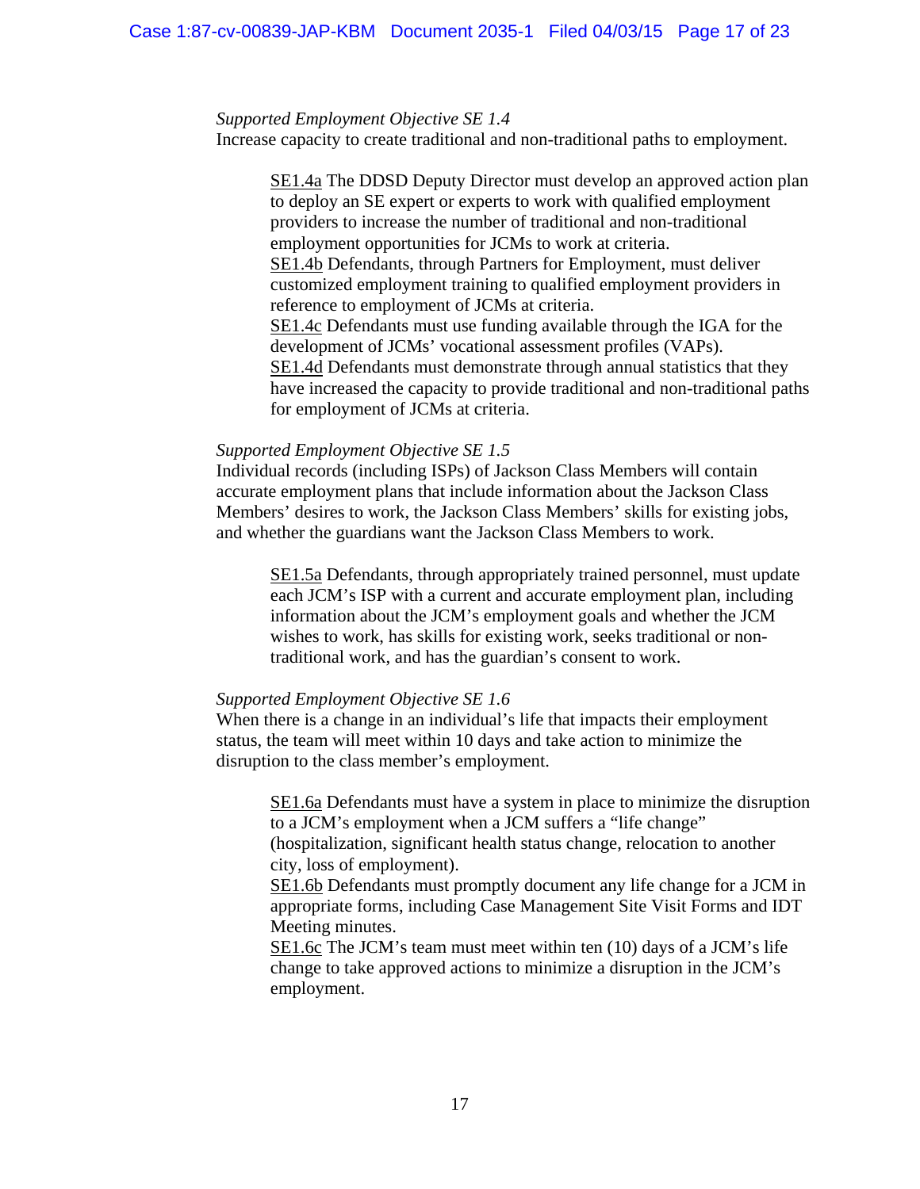*Supported Employment Objective SE 1.4*
Increase capacity to create traditional and non-traditional paths to employment.

> <u>SE1.4a</u> The DDSD Deputy Director must develop an approved action plan to deploy an SE expert or experts to work with qualified employment providers to increase the number of traditional and non-traditional employment opportunities for JCMs to work at criteria.
> <u>SE1.4b</u> Defendants, through Partners for Employment, must deliver customized employment training to qualified employment providers in reference to employment of JCMs at criteria.
> <u>SE1.4c</u> Defendants must use funding available through the IGA for the development of JCMs' vocational assessment profiles (VAPs).
> <u>SE1.4d</u> Defendants must demonstrate through annual statistics that they have increased the capacity to provide traditional and non-traditional paths for employment of JCMs at criteria.

*Supported Employment Objective SE 1.5*
Individual records (including ISPs) of Jackson Class Members will contain accurate employment plans that include information about the Jackson Class Members' desires to work, the Jackson Class Members' skills for existing jobs, and whether the guardians want the Jackson Class Members to work.

> <u>SE1.5a</u> Defendants, through appropriately trained personnel, must update each JCM's ISP with a current and accurate employment plan, including information about the JCM's employment goals and whether the JCM wishes to work, has skills for existing work, seeks traditional or non-traditional work, and has the guardian's consent to work.

*Supported Employment Objective SE 1.6*
When there is a change in an individual's life that impacts their employment status, the team will meet within 10 days and take action to minimize the disruption to the class member's employment.

> <u>SE1.6a</u> Defendants must have a system in place to minimize the disruption to a JCM's employment when a JCM suffers a "life change" (hospitalization, significant health status change, relocation to another city, loss of employment).
> <u>SE1.6b</u> Defendants must promptly document any life change for a JCM in appropriate forms, including Case Management Site Visit Forms and IDT Meeting minutes.
> <u>SE1.6c</u> The JCM's team must meet within ten (10) days of a JCM's life change to take approved actions to minimize a disruption in the JCM's employment.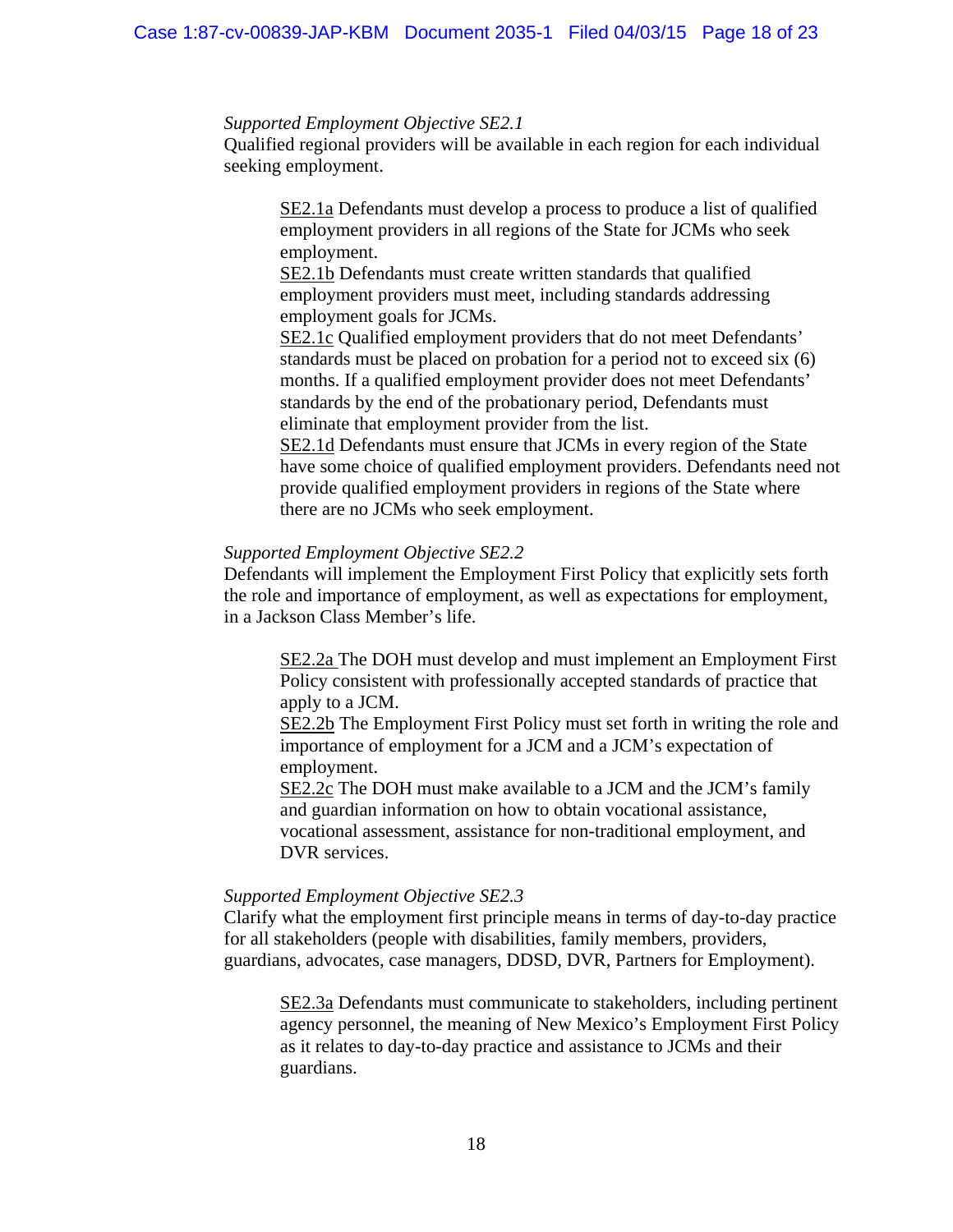*Supported Employment Objective SE2.1*
Qualified regional providers will be available in each region for each individual seeking employment.

> <u>SE2.1a</u> Defendants must develop a process to produce a list of qualified employment providers in all regions of the State for JCMs who seek employment.
> <u>SE2.1b</u> Defendants must create written standards that qualified employment providers must meet, including standards addressing employment goals for JCMs.
> <u>SE2.1c</u> Qualified employment providers that do not meet Defendants' standards must be placed on probation for a period not to exceed six (6) months. If a qualified employment provider does not meet Defendants' standards by the end of the probationary period, Defendants must eliminate that employment provider from the list.
> <u>SE2.1d</u> Defendants must ensure that JCMs in every region of the State have some choice of qualified employment providers. Defendants need not provide qualified employment providers in regions of the State where there are no JCMs who seek employment.

*Supported Employment Objective SE2.2*
Defendants will implement the Employment First Policy that explicitly sets forth the role and importance of employment, as well as expectations for employment, in a Jackson Class Member's life.

> <u>SE2.2a</u> The DOH must develop and must implement an Employment First Policy consistent with professionally accepted standards of practice that apply to a JCM.
> <u>SE2.2b</u> The Employment First Policy must set forth in writing the role and importance of employment for a JCM and a JCM's expectation of employment.
> <u>SE2.2c</u> The DOH must make available to a JCM and the JCM's family and guardian information on how to obtain vocational assistance, vocational assessment, assistance for non-traditional employment, and DVR services.

*Supported Employment Objective SE2.3*
Clarify what the employment first principle means in terms of day-to-day practice for all stakeholders (people with disabilities, family members, providers, guardians, advocates, case managers, DDSD, DVR, Partners for Employment).

> <u>SE2.3a</u> Defendants must communicate to stakeholders, including pertinent agency personnel, the meaning of New Mexico's Employment First Policy as it relates to day-to-day practice and assistance to JCMs and their guardians.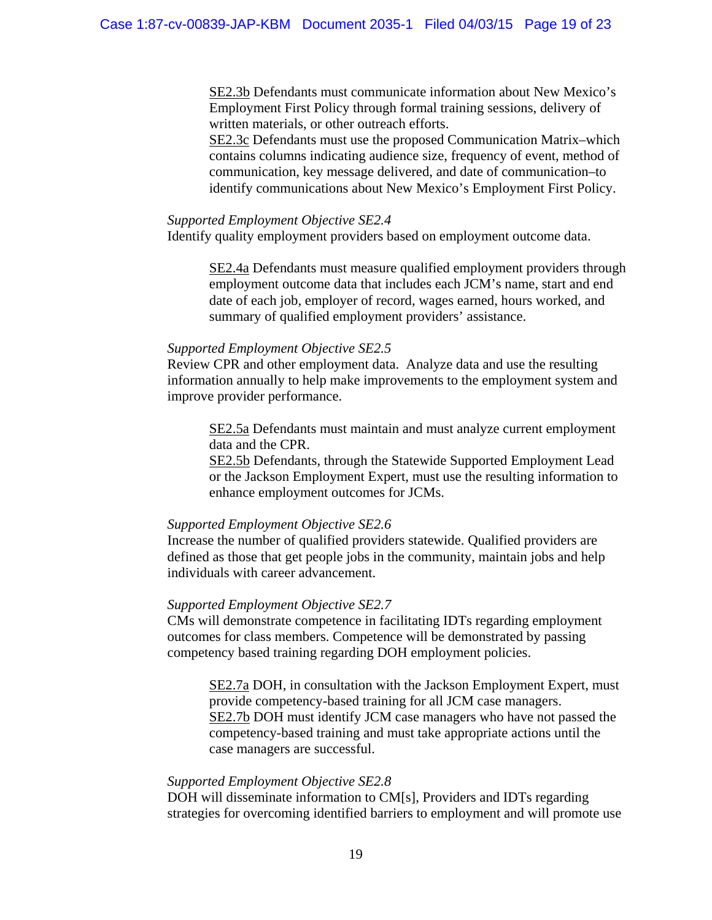<u>SE2.3b</u> Defendants must communicate information about New Mexico's Employment First Policy through formal training sessions, delivery of written materials, or other outreach efforts.
<u>SE2.3c</u> Defendants must use the proposed Communication Matrix–which contains columns indicating audience size, frequency of event, method of communication, key message delivered, and date of communication–to identify communications about New Mexico's Employment First Policy.

*Supported Employment Objective SE2.4*
Identify quality employment providers based on employment outcome data.

<u>SE2.4a</u> Defendants must measure qualified employment providers through employment outcome data that includes each JCM's name, start and end date of each job, employer of record, wages earned, hours worked, and summary of qualified employment providers' assistance.

*Supported Employment Objective SE2.5*
Review CPR and other employment data. Analyze data and use the resulting information annually to help make improvements to the employment system and improve provider performance.

<u>SE2.5a</u> Defendants must maintain and must analyze current employment data and the CPR.
<u>SE2.5b</u> Defendants, through the Statewide Supported Employment Lead or the Jackson Employment Expert, must use the resulting information to enhance employment outcomes for JCMs.

*Supported Employment Objective SE2.6*
Increase the number of qualified providers statewide. Qualified providers are defined as those that get people jobs in the community, maintain jobs and help individuals with career advancement.

*Supported Employment Objective SE2.7*
CMs will demonstrate competence in facilitating IDTs regarding employment outcomes for class members. Competence will be demonstrated by passing competency based training regarding DOH employment policies.

<u>SE2.7a</u> DOH, in consultation with the Jackson Employment Expert, must provide competency-based training for all JCM case managers.
<u>SE2.7b</u> DOH must identify JCM case managers who have not passed the competency-based training and must take appropriate actions until the case managers are successful.

*Supported Employment Objective SE2.8*
DOH will disseminate information to CM[s], Providers and IDTs regarding strategies for overcoming identified barriers to employment and will promote use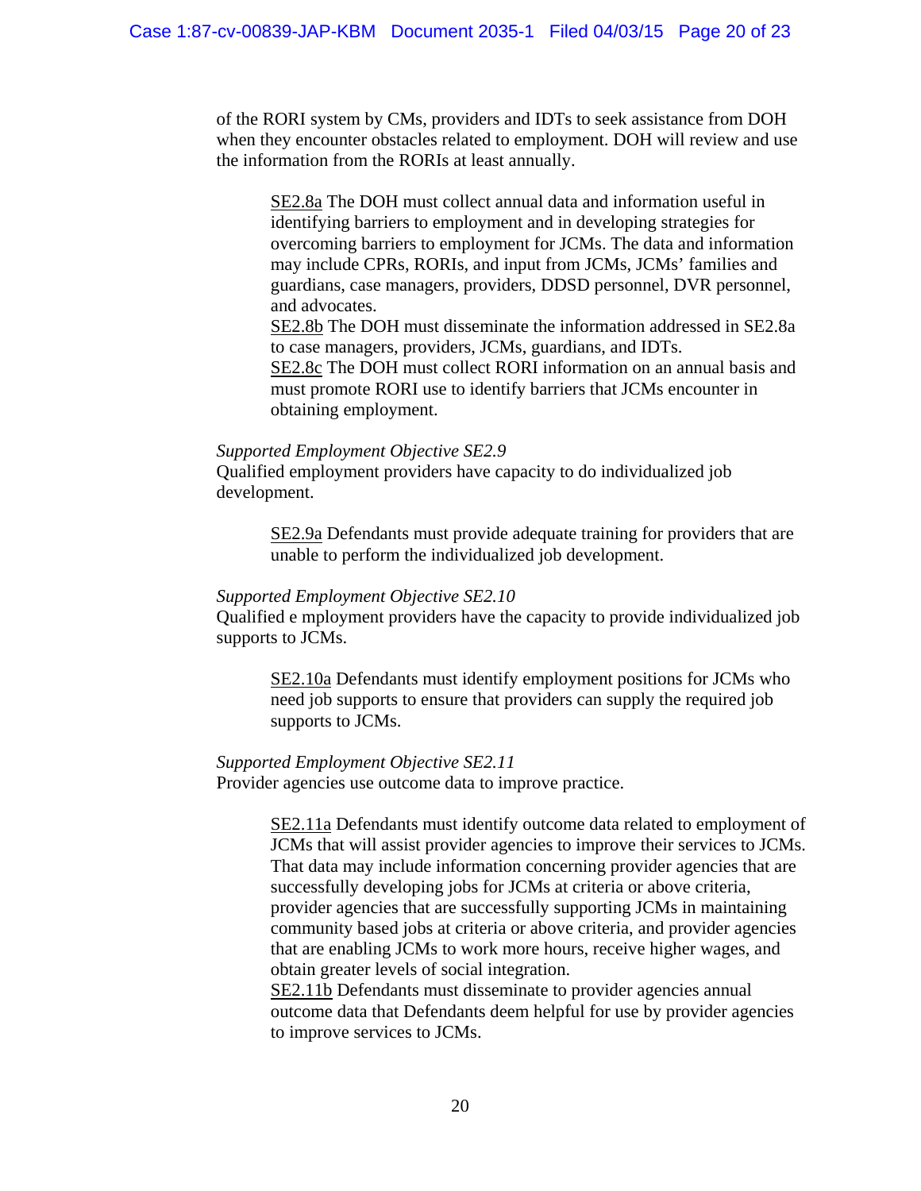of the RORI system by CMs, providers and IDTs to seek assistance from DOH when they encounter obstacles related to employment. DOH will review and use the information from the RORIs at least annually.

> SE2.8a The DOH must collect annual data and information useful in identifying barriers to employment and in developing strategies for overcoming barriers to employment for JCMs. The data and information may include CPRs, RORIs, and input from JCMs, JCMs' families and guardians, case managers, providers, DDSD personnel, DVR personnel, and advocates.
> SE2.8b The DOH must disseminate the information addressed in SE2.8a to case managers, providers, JCMs, guardians, and IDTs.
> SE2.8c The DOH must collect RORI information on an annual basis and must promote RORI use to identify barriers that JCMs encounter in obtaining employment.

*Supported Employment Objective SE2.9*
Qualified employment providers have capacity to do individualized job development.

> SE2.9a Defendants must provide adequate training for providers that are unable to perform the individualized job development.

*Supported Employment Objective SE2.10*
Qualified e mployment providers have the capacity to provide individualized job supports to JCMs.

> SE2.10a Defendants must identify employment positions for JCMs who need job supports to ensure that providers can supply the required job supports to JCMs.

*Supported Employment Objective SE2.11*
Provider agencies use outcome data to improve practice.

> SE2.11a Defendants must identify outcome data related to employment of JCMs that will assist provider agencies to improve their services to JCMs. That data may include information concerning provider agencies that are successfully developing jobs for JCMs at criteria or above criteria, provider agencies that are successfully supporting JCMs in maintaining community based jobs at criteria or above criteria, and provider agencies that are enabling JCMs to work more hours, receive higher wages, and obtain greater levels of social integration.
> SE2.11b Defendants must disseminate to provider agencies annual outcome data that Defendants deem helpful for use by provider agencies to improve services to JCMs.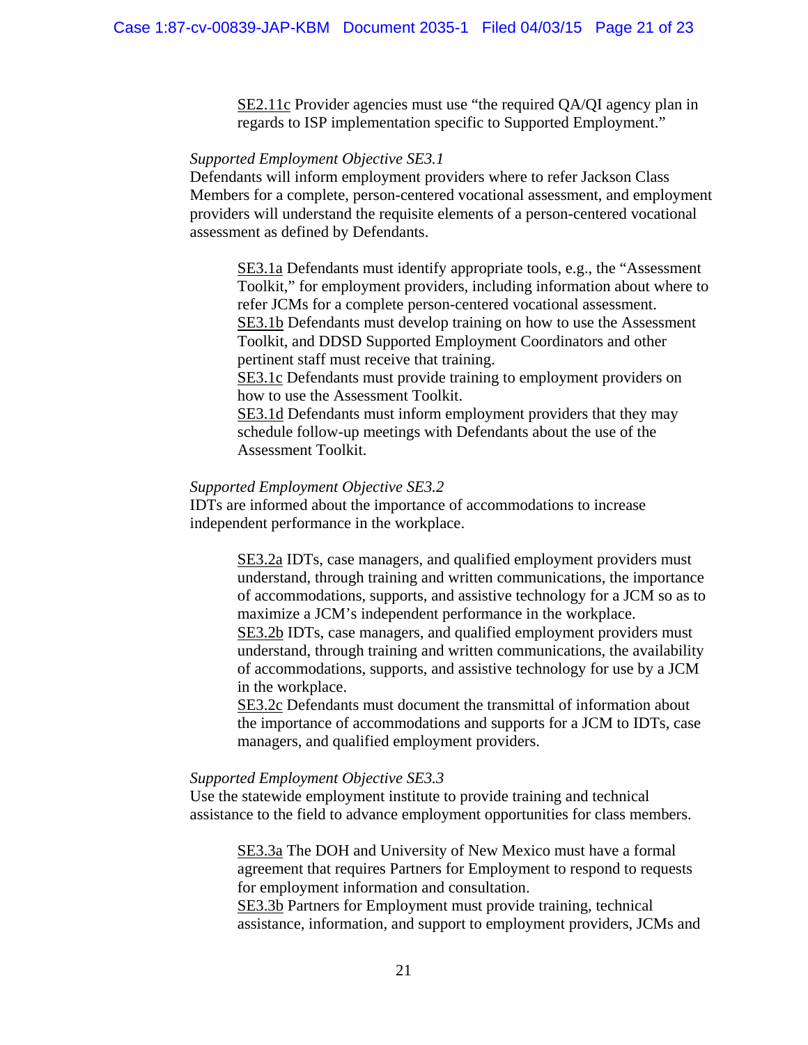SE2.11c Provider agencies must use "the required QA/QI agency plan in regards to ISP implementation specific to Supported Employment."

*Supported Employment Objective SE3.1*

Defendants will inform employment providers where to refer Jackson Class Members for a complete, person-centered vocational assessment, and employment providers will understand the requisite elements of a person-centered vocational assessment as defined by Defendants.

SE3.1a Defendants must identify appropriate tools, e.g., the "Assessment Toolkit," for employment providers, including information about where to refer JCMs for a complete person-centered vocational assessment.
SE3.1b Defendants must develop training on how to use the Assessment Toolkit, and DDSD Supported Employment Coordinators and other pertinent staff must receive that training.
SE3.1c Defendants must provide training to employment providers on how to use the Assessment Toolkit.
SE3.1d Defendants must inform employment providers that they may schedule follow-up meetings with Defendants about the use of the Assessment Toolkit.

*Supported Employment Objective SE3.2*

IDTs are informed about the importance of accommodations to increase independent performance in the workplace.

SE3.2a IDTs, case managers, and qualified employment providers must understand, through training and written communications, the importance of accommodations, supports, and assistive technology for a JCM so as to maximize a JCM's independent performance in the workplace.
SE3.2b IDTs, case managers, and qualified employment providers must understand, through training and written communications, the availability of accommodations, supports, and assistive technology for use by a JCM in the workplace.
SE3.2c Defendants must document the transmittal of information about the importance of accommodations and supports for a JCM to IDTs, case managers, and qualified employment providers.

*Supported Employment Objective SE3.3*

Use the statewide employment institute to provide training and technical assistance to the field to advance employment opportunities for class members.

SE3.3a The DOH and University of New Mexico must have a formal agreement that requires Partners for Employment to respond to requests for employment information and consultation.
SE3.3b Partners for Employment must provide training, technical assistance, information, and support to employment providers, JCMs and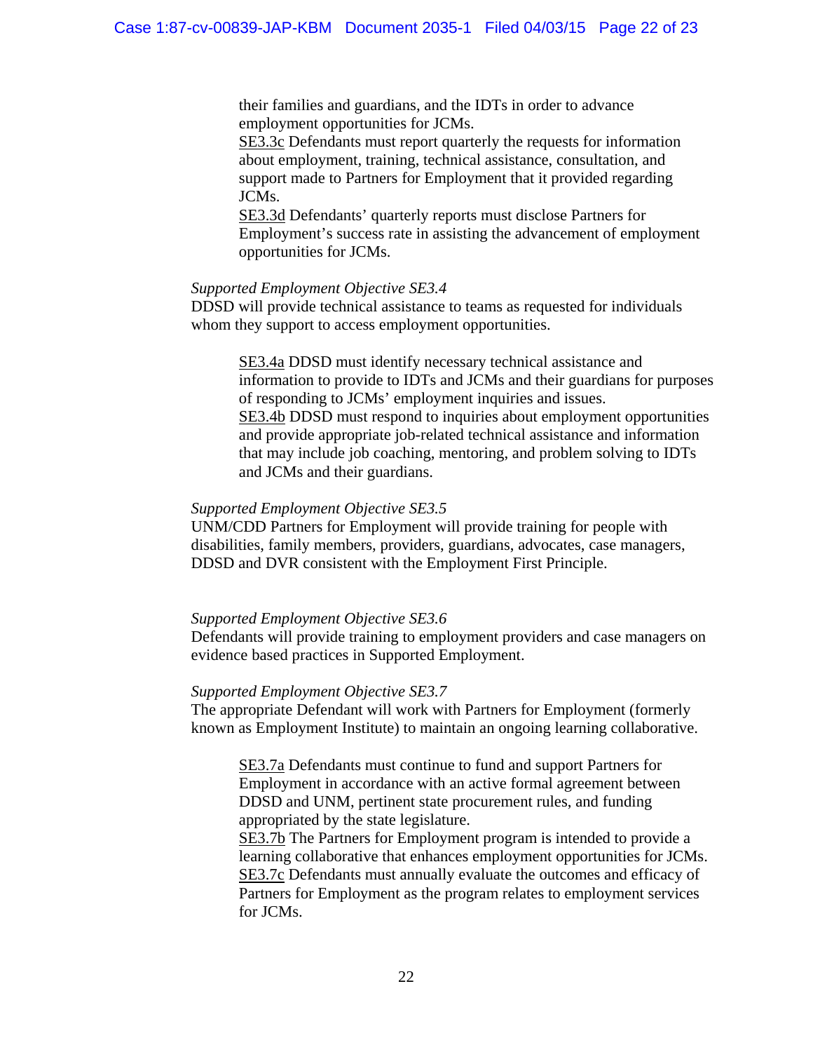their families and guardians, and the IDTs in order to advance employment opportunities for JCMs.

SE3.3c Defendants must report quarterly the requests for information about employment, training, technical assistance, consultation, and support made to Partners for Employment that it provided regarding JCMs.

SE3.3d Defendants' quarterly reports must disclose Partners for Employment's success rate in assisting the advancement of employment opportunities for JCMs.

*Supported Employment Objective SE3.4*

DDSD will provide technical assistance to teams as requested for individuals whom they support to access employment opportunities.

SE3.4a DDSD must identify necessary technical assistance and information to provide to IDTs and JCMs and their guardians for purposes of responding to JCMs' employment inquiries and issues.

SE3.4b DDSD must respond to inquiries about employment opportunities and provide appropriate job-related technical assistance and information that may include job coaching, mentoring, and problem solving to IDTs and JCMs and their guardians.

*Supported Employment Objective SE3.5*

UNM/CDD Partners for Employment will provide training for people with disabilities, family members, providers, guardians, advocates, case managers, DDSD and DVR consistent with the Employment First Principle.

*Supported Employment Objective SE3.6*

Defendants will provide training to employment providers and case managers on evidence based practices in Supported Employment.

*Supported Employment Objective SE3.7*

The appropriate Defendant will work with Partners for Employment (formerly known as Employment Institute) to maintain an ongoing learning collaborative.

SE3.7a Defendants must continue to fund and support Partners for Employment in accordance with an active formal agreement between DDSD and UNM, pertinent state procurement rules, and funding appropriated by the state legislature.

SE3.7b The Partners for Employment program is intended to provide a learning collaborative that enhances employment opportunities for JCMs.

SE3.7c Defendants must annually evaluate the outcomes and efficacy of Partners for Employment as the program relates to employment services for JCMs.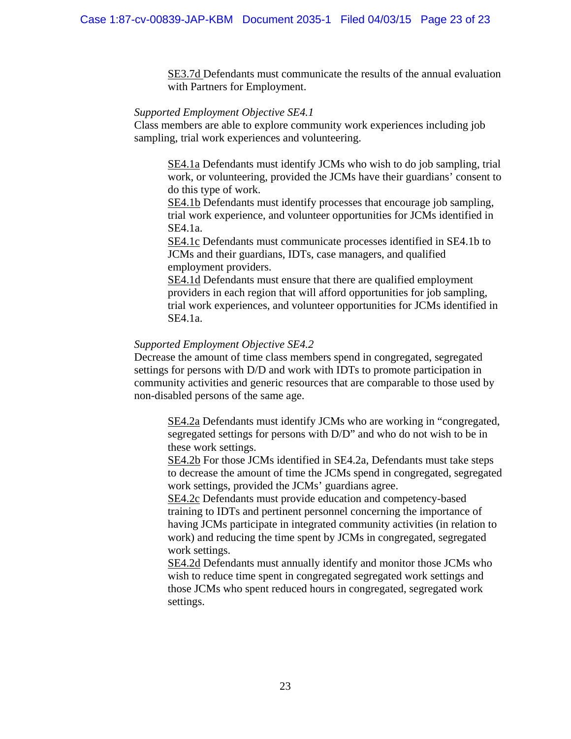SE3.7d Defendants must communicate the results of the annual evaluation with Partners for Employment.

*Supported Employment Objective SE4.1*

Class members are able to explore community work experiences including job sampling, trial work experiences and volunteering.

SE4.1a Defendants must identify JCMs who wish to do job sampling, trial work, or volunteering, provided the JCMs have their guardians' consent to do this type of work.

SE4.1b Defendants must identify processes that encourage job sampling, trial work experience, and volunteer opportunities for JCMs identified in SE4.1a.

SE4.1c Defendants must communicate processes identified in SE4.1b to JCMs and their guardians, IDTs, case managers, and qualified employment providers.

SE4.1d Defendants must ensure that there are qualified employment providers in each region that will afford opportunities for job sampling, trial work experiences, and volunteer opportunities for JCMs identified in SE4.1a.

*Supported Employment Objective SE4.2*

Decrease the amount of time class members spend in congregated, segregated settings for persons with D/D and work with IDTs to promote participation in community activities and generic resources that are comparable to those used by non-disabled persons of the same age.

SE4.2a Defendants must identify JCMs who are working in "congregated, segregated settings for persons with D/D" and who do not wish to be in these work settings.

SE4.2b For those JCMs identified in SE4.2a, Defendants must take steps to decrease the amount of time the JCMs spend in congregated, segregated work settings, provided the JCMs' guardians agree.

SE4.2c Defendants must provide education and competency-based training to IDTs and pertinent personnel concerning the importance of having JCMs participate in integrated community activities (in relation to work) and reducing the time spent by JCMs in congregated, segregated work settings.

SE4.2d Defendants must annually identify and monitor those JCMs who wish to reduce time spent in congregated segregated work settings and those JCMs who spent reduced hours in congregated, segregated work settings.